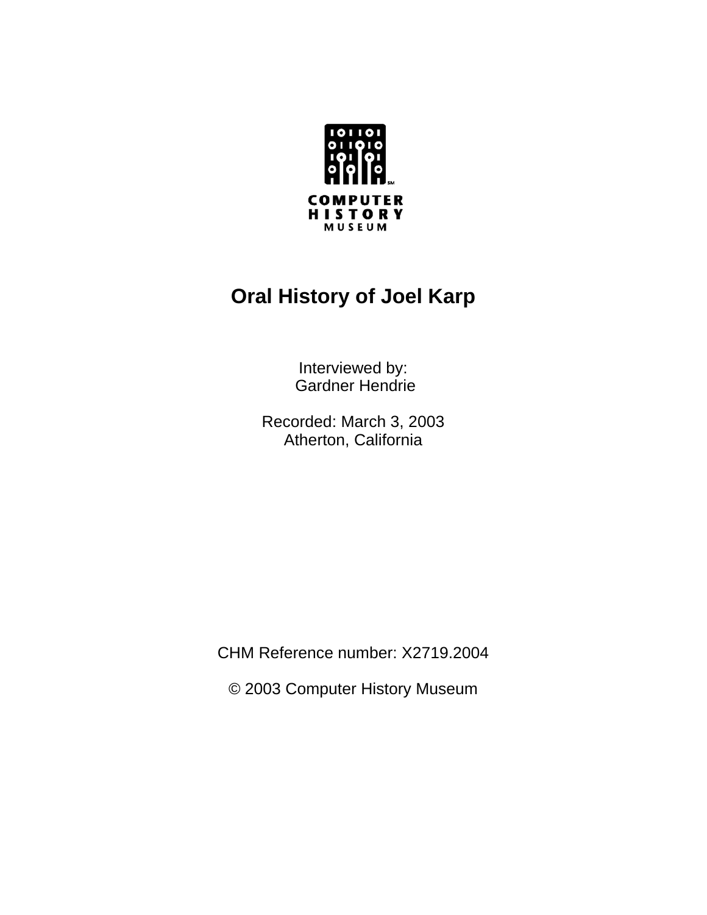COMPUTER HISTORY MUSEUM

# Oral History of Joel Karp

Interviewed by:
Gardner Hendrie

Recorded: March 3, 2003
Atherton, California

CHM Reference number: X2719.2004

© 2003 Computer History Museum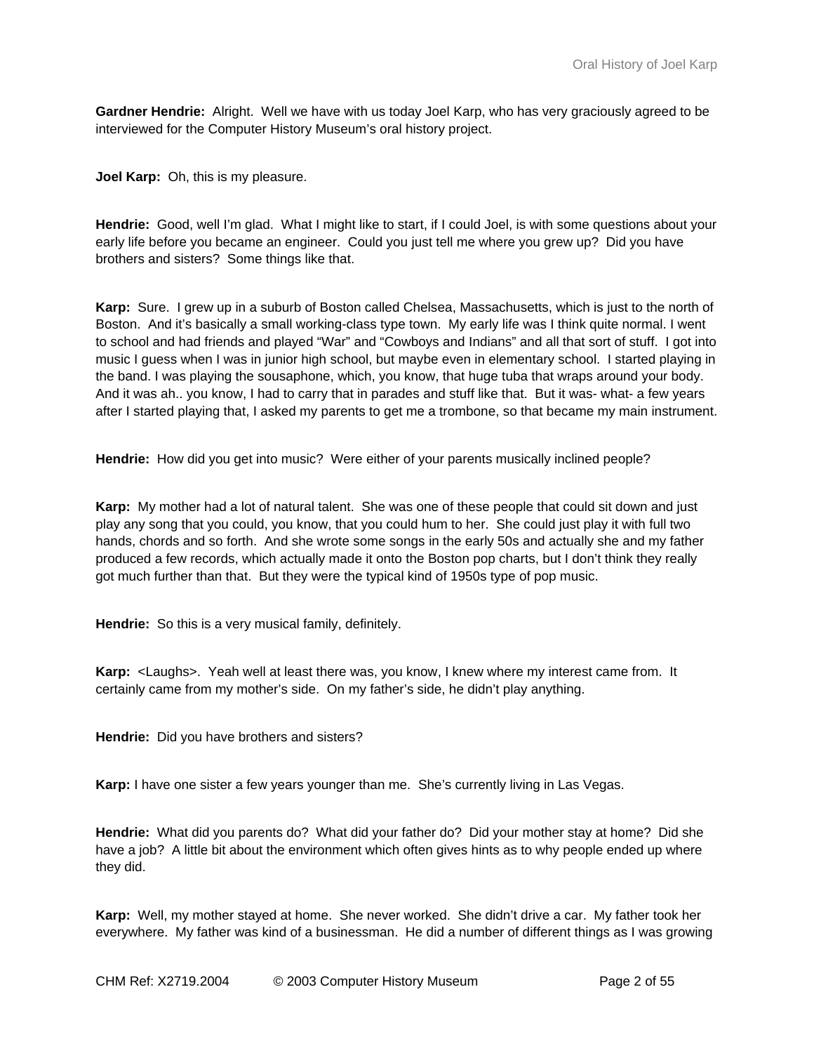**Gardner Hendrie:** Alright. Well we have with us today Joel Karp, who has very graciously agreed to be interviewed for the Computer History Museum's oral history project.

**Joel Karp:** Oh, this is my pleasure.

**Hendrie:** Good, well I'm glad. What I might like to start, if I could Joel, is with some questions about your early life before you became an engineer. Could you just tell me where you grew up? Did you have brothers and sisters? Some things like that.

**Karp:** Sure. I grew up in a suburb of Boston called Chelsea, Massachusetts, which is just to the north of Boston. And it's basically a small working-class type town. My early life was I think quite normal. I went to school and had friends and played "War" and "Cowboys and Indians" and all that sort of stuff. I got into music I guess when I was in junior high school, but maybe even in elementary school. I started playing in the band. I was playing the sousaphone, which, you know, that huge tuba that wraps around your body. And it was ah.. you know, I had to carry that in parades and stuff like that. But it was- what- a few years after I started playing that, I asked my parents to get me a trombone, so that became my main instrument.

**Hendrie:** How did you get into music? Were either of your parents musically inclined people?

**Karp:** My mother had a lot of natural talent. She was one of these people that could sit down and just play any song that you could, you know, that you could hum to her. She could just play it with full two hands, chords and so forth. And she wrote some songs in the early 50s and actually she and my father produced a few records, which actually made it onto the Boston pop charts, but I don't think they really got much further than that. But they were the typical kind of 1950s type of pop music.

**Hendrie:** So this is a very musical family, definitely.

**Karp:** <Laughs>. Yeah well at least there was, you know, I knew where my interest came from. It certainly came from my mother's side. On my father's side, he didn't play anything.

**Hendrie:** Did you have brothers and sisters?

**Karp:** I have one sister a few years younger than me. She's currently living in Las Vegas.

**Hendrie:** What did you parents do? What did your father do? Did your mother stay at home? Did she have a job? A little bit about the environment which often gives hints as to why people ended up where they did.

**Karp:** Well, my mother stayed at home. She never worked. She didn't drive a car. My father took her everywhere. My father was kind of a businessman. He did a number of different things as I was growing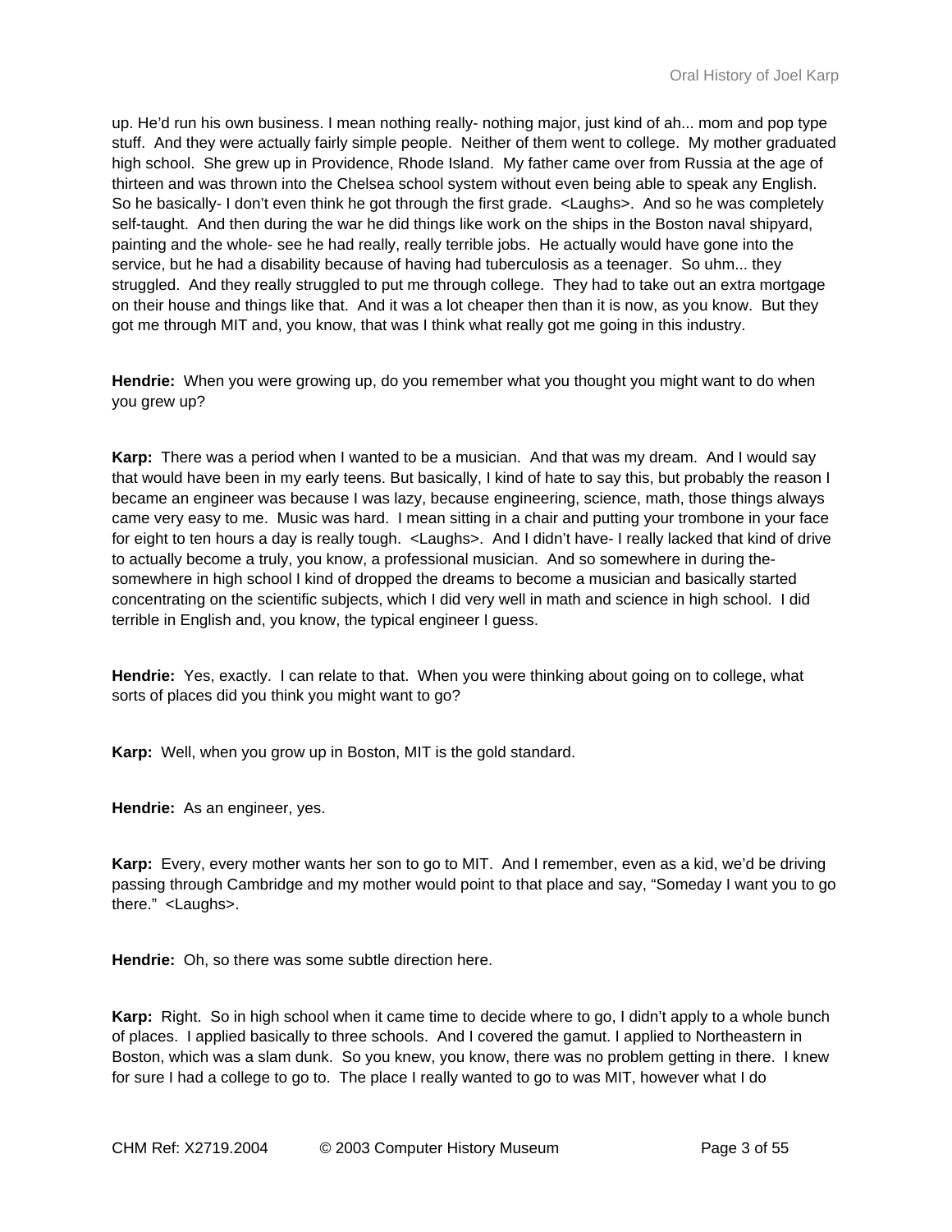up. He'd run his own business. I mean nothing really- nothing major, just kind of ah... mom and pop type stuff. And they were actually fairly simple people. Neither of them went to college. My mother graduated high school. She grew up in Providence, Rhode Island. My father came over from Russia at the age of thirteen and was thrown into the Chelsea school system without even being able to speak any English. So he basically- I don't even think he got through the first grade. <Laughs>. And so he was completely self-taught. And then during the war he did things like work on the ships in the Boston naval shipyard, painting and the whole- see he had really, really terrible jobs. He actually would have gone into the service, but he had a disability because of having had tuberculosis as a teenager. So uhm... they struggled. And they really struggled to put me through college. They had to take out an extra mortgage on their house and things like that. And it was a lot cheaper then than it is now, as you know. But they got me through MIT and, you know, that was I think what really got me going in this industry.

**Hendrie:** When you were growing up, do you remember what you thought you might want to do when you grew up?

**Karp:** There was a period when I wanted to be a musician. And that was my dream. And I would say that would have been in my early teens. But basically, I kind of hate to say this, but probably the reason I became an engineer was because I was lazy, because engineering, science, math, those things always came very easy to me. Music was hard. I mean sitting in a chair and putting your trombone in your face for eight to ten hours a day is really tough. <Laughs>. And I didn't have- I really lacked that kind of drive to actually become a truly, you know, a professional musician. And so somewhere in during the- somewhere in high school I kind of dropped the dreams to become a musician and basically started concentrating on the scientific subjects, which I did very well in math and science in high school. I did terrible in English and, you know, the typical engineer I guess.

**Hendrie:** Yes, exactly. I can relate to that. When you were thinking about going on to college, what sorts of places did you think you might want to go?

**Karp:** Well, when you grow up in Boston, MIT is the gold standard.

**Hendrie:** As an engineer, yes.

**Karp:** Every, every mother wants her son to go to MIT. And I remember, even as a kid, we'd be driving passing through Cambridge and my mother would point to that place and say, "Someday I want you to go there." <Laughs>.

**Hendrie:** Oh, so there was some subtle direction here.

**Karp:** Right. So in high school when it came time to decide where to go, I didn't apply to a whole bunch of places. I applied basically to three schools. And I covered the gamut. I applied to Northeastern in Boston, which was a slam dunk. So you knew, you know, there was no problem getting in there. I knew for sure I had a college to go to. The place I really wanted to go to was MIT, however what I do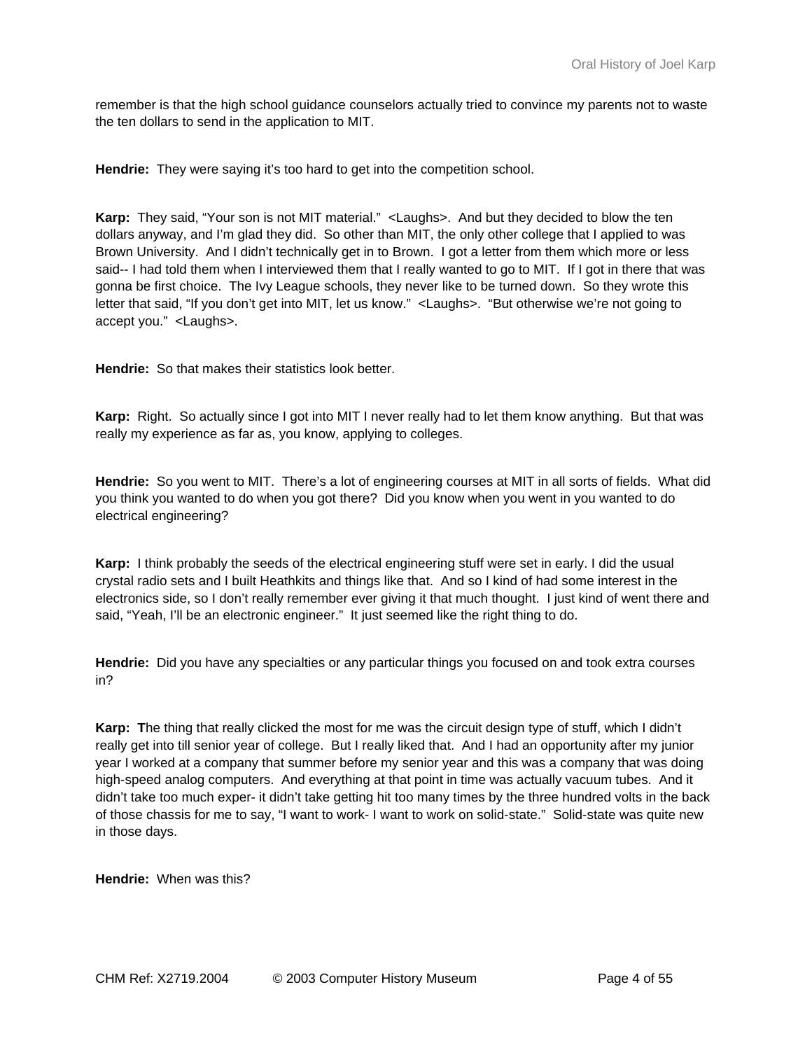remember is that the high school guidance counselors actually tried to convince my parents not to waste the ten dollars to send in the application to MIT.

**Hendrie:** They were saying it's too hard to get into the competition school.

**Karp:** They said, "Your son is not MIT material." <Laughs>. And but they decided to blow the ten dollars anyway, and I'm glad they did. So other than MIT, the only other college that I applied to was Brown University. And I didn't technically get in to Brown. I got a letter from them which more or less said-- I had told them when I interviewed them that I really wanted to go to MIT. If I got in there that was gonna be first choice. The Ivy League schools, they never like to be turned down. So they wrote this letter that said, "If you don't get into MIT, let us know." <Laughs>. "But otherwise we're not going to accept you." <Laughs>.

**Hendrie:** So that makes their statistics look better.

**Karp:** Right. So actually since I got into MIT I never really had to let them know anything. But that was really my experience as far as, you know, applying to colleges.

**Hendrie:** So you went to MIT. There's a lot of engineering courses at MIT in all sorts of fields. What did you think you wanted to do when you got there? Did you know when you went in you wanted to do electrical engineering?

**Karp:** I think probably the seeds of the electrical engineering stuff were set in early. I did the usual crystal radio sets and I built Heathkits and things like that. And so I kind of had some interest in the electronics side, so I don't really remember ever giving it that much thought. I just kind of went there and said, "Yeah, I'll be an electronic engineer." It just seemed like the right thing to do.

**Hendrie:** Did you have any specialties or any particular things you focused on and took extra courses in?

**Karp:** The thing that really clicked the most for me was the circuit design type of stuff, which I didn't really get into till senior year of college. But I really liked that. And I had an opportunity after my junior year I worked at a company that summer before my senior year and this was a company that was doing high-speed analog computers. And everything at that point in time was actually vacuum tubes. And it didn't take too much exper- it didn't take getting hit too many times by the three hundred volts in the back of those chassis for me to say, "I want to work- I want to work on solid-state." Solid-state was quite new in those days.

**Hendrie:** When was this?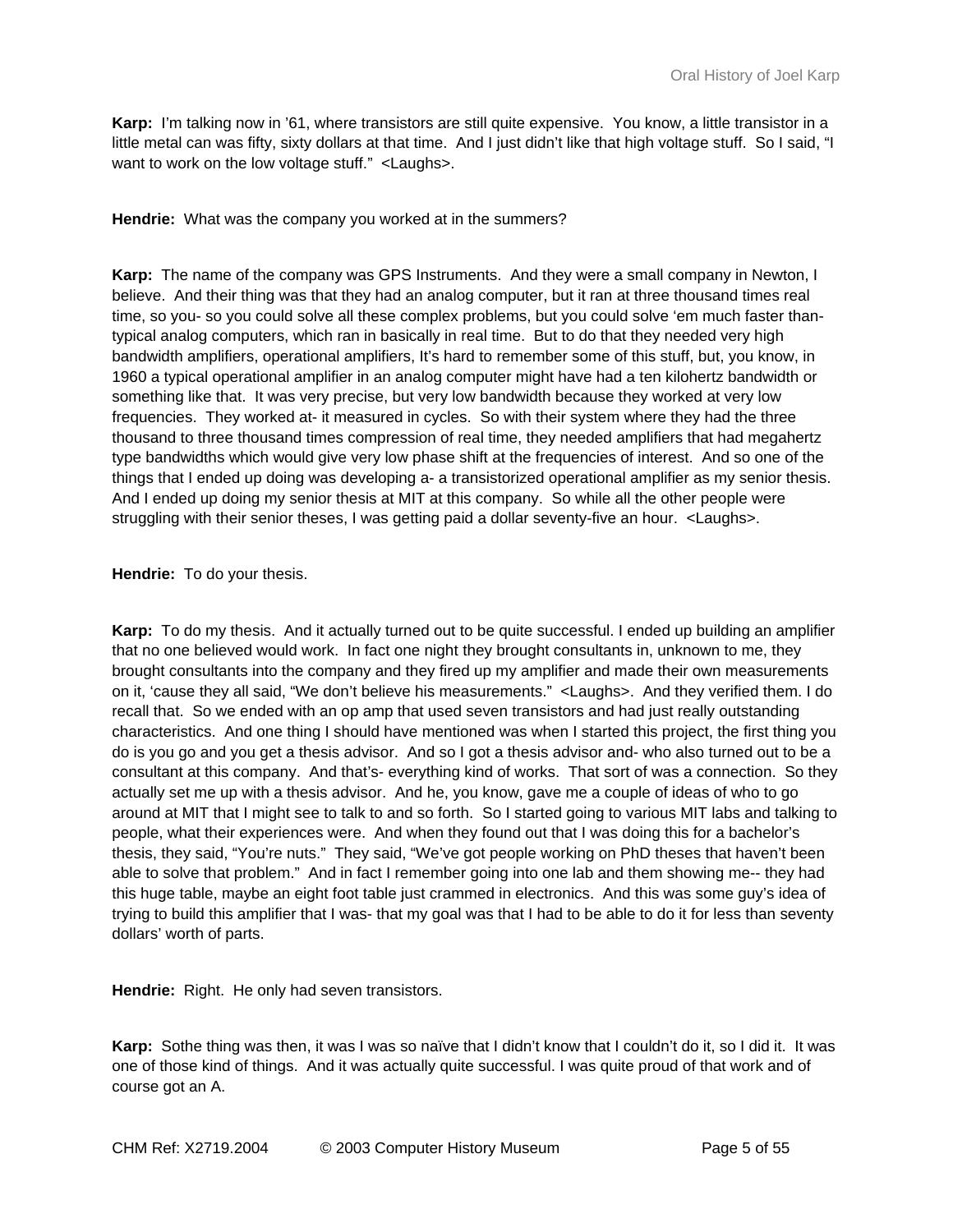**Karp:** I'm talking now in '61, where transistors are still quite expensive. You know, a little transistor in a little metal can was fifty, sixty dollars at that time. And I just didn't like that high voltage stuff. So I said, "I want to work on the low voltage stuff." <Laughs>.

**Hendrie:** What was the company you worked at in the summers?

**Karp:** The name of the company was GPS Instruments. And they were a small company in Newton, I believe. And their thing was that they had an analog computer, but it ran at three thousand times real time, so you- so you could solve all these complex problems, but you could solve 'em much faster than- typical analog computers, which ran in basically in real time. But to do that they needed very high bandwidth amplifiers, operational amplifiers, It's hard to remember some of this stuff, but, you know, in 1960 a typical operational amplifier in an analog computer might have had a ten kilohertz bandwidth or something like that. It was very precise, but very low bandwidth because they worked at very low frequencies. They worked at- it measured in cycles. So with their system where they had the three thousand to three thousand times compression of real time, they needed amplifiers that had megahertz type bandwidths which would give very low phase shift at the frequencies of interest. And so one of the things that I ended up doing was developing a- a transistorized operational amplifier as my senior thesis. And I ended up doing my senior thesis at MIT at this company. So while all the other people were struggling with their senior theses, I was getting paid a dollar seventy-five an hour. <Laughs>.

**Hendrie:** To do your thesis.

**Karp:** To do my thesis. And it actually turned out to be quite successful. I ended up building an amplifier that no one believed would work. In fact one night they brought consultants in, unknown to me, they brought consultants into the company and they fired up my amplifier and made their own measurements on it, 'cause they all said, "We don't believe his measurements." <Laughs>. And they verified them. I do recall that. So we ended with an op amp that used seven transistors and had just really outstanding characteristics. And one thing I should have mentioned was when I started this project, the first thing you do is you go and you get a thesis advisor. And so I got a thesis advisor and- who also turned out to be a consultant at this company. And that's- everything kind of works. That sort of was a connection. So they actually set me up with a thesis advisor. And he, you know, gave me a couple of ideas of who to go around at MIT that I might see to talk to and so forth. So I started going to various MIT labs and talking to people, what their experiences were. And when they found out that I was doing this for a bachelor's thesis, they said, "You're nuts." They said, "We've got people working on PhD theses that haven't been able to solve that problem." And in fact I remember going into one lab and them showing me-- they had this huge table, maybe an eight foot table just crammed in electronics. And this was some guy's idea of trying to build this amplifier that I was- that my goal was that I had to be able to do it for less than seventy dollars' worth of parts.

**Hendrie:** Right. He only had seven transistors.

**Karp:** Sothe thing was then, it was I was so naïve that I didn't know that I couldn't do it, so I did it. It was one of those kind of things. And it was actually quite successful. I was quite proud of that work and of course got an A.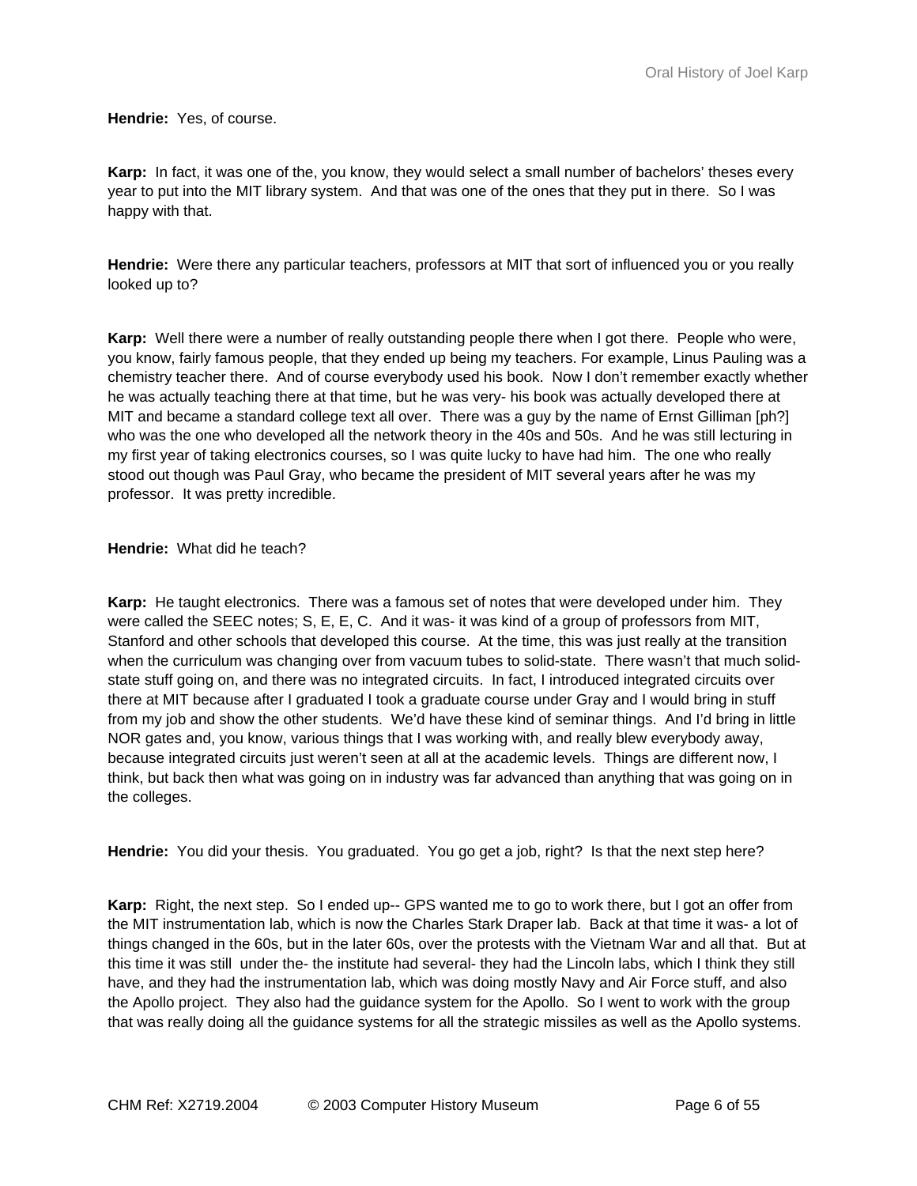**Hendrie:** Yes, of course.

**Karp:** In fact, it was one of the, you know, they would select a small number of bachelors' theses every year to put into the MIT library system. And that was one of the ones that they put in there. So I was happy with that.

**Hendrie:** Were there any particular teachers, professors at MIT that sort of influenced you or you really looked up to?

**Karp:** Well there were a number of really outstanding people there when I got there. People who were, you know, fairly famous people, that they ended up being my teachers. For example, Linus Pauling was a chemistry teacher there. And of course everybody used his book. Now I don't remember exactly whether he was actually teaching there at that time, but he was very- his book was actually developed there at MIT and became a standard college text all over. There was a guy by the name of Ernst Gilliman [ph?] who was the one who developed all the network theory in the 40s and 50s. And he was still lecturing in my first year of taking electronics courses, so I was quite lucky to have had him. The one who really stood out though was Paul Gray, who became the president of MIT several years after he was my professor. It was pretty incredible.

**Hendrie:** What did he teach?

**Karp:** He taught electronics. There was a famous set of notes that were developed under him. They were called the SEEC notes; S, E, E, C. And it was- it was kind of a group of professors from MIT, Stanford and other schools that developed this course. At the time, this was just really at the transition when the curriculum was changing over from vacuum tubes to solid-state. There wasn't that much solid-state stuff going on, and there was no integrated circuits. In fact, I introduced integrated circuits over there at MIT because after I graduated I took a graduate course under Gray and I would bring in stuff from my job and show the other students. We'd have these kind of seminar things. And I'd bring in little NOR gates and, you know, various things that I was working with, and really blew everybody away, because integrated circuits just weren't seen at all at the academic levels. Things are different now, I think, but back then what was going on in industry was far advanced than anything that was going on in the colleges.

**Hendrie:** You did your thesis. You graduated. You go get a job, right? Is that the next step here?

**Karp:** Right, the next step. So I ended up-- GPS wanted me to go to work there, but I got an offer from the MIT instrumentation lab, which is now the Charles Stark Draper lab. Back at that time it was- a lot of things changed in the 60s, but in the later 60s, over the protests with the Vietnam War and all that. But at this time it was still under the- the institute had several- they had the Lincoln labs, which I think they still have, and they had the instrumentation lab, which was doing mostly Navy and Air Force stuff, and also the Apollo project. They also had the guidance system for the Apollo. So I went to work with the group that was really doing all the guidance systems for all the strategic missiles as well as the Apollo systems.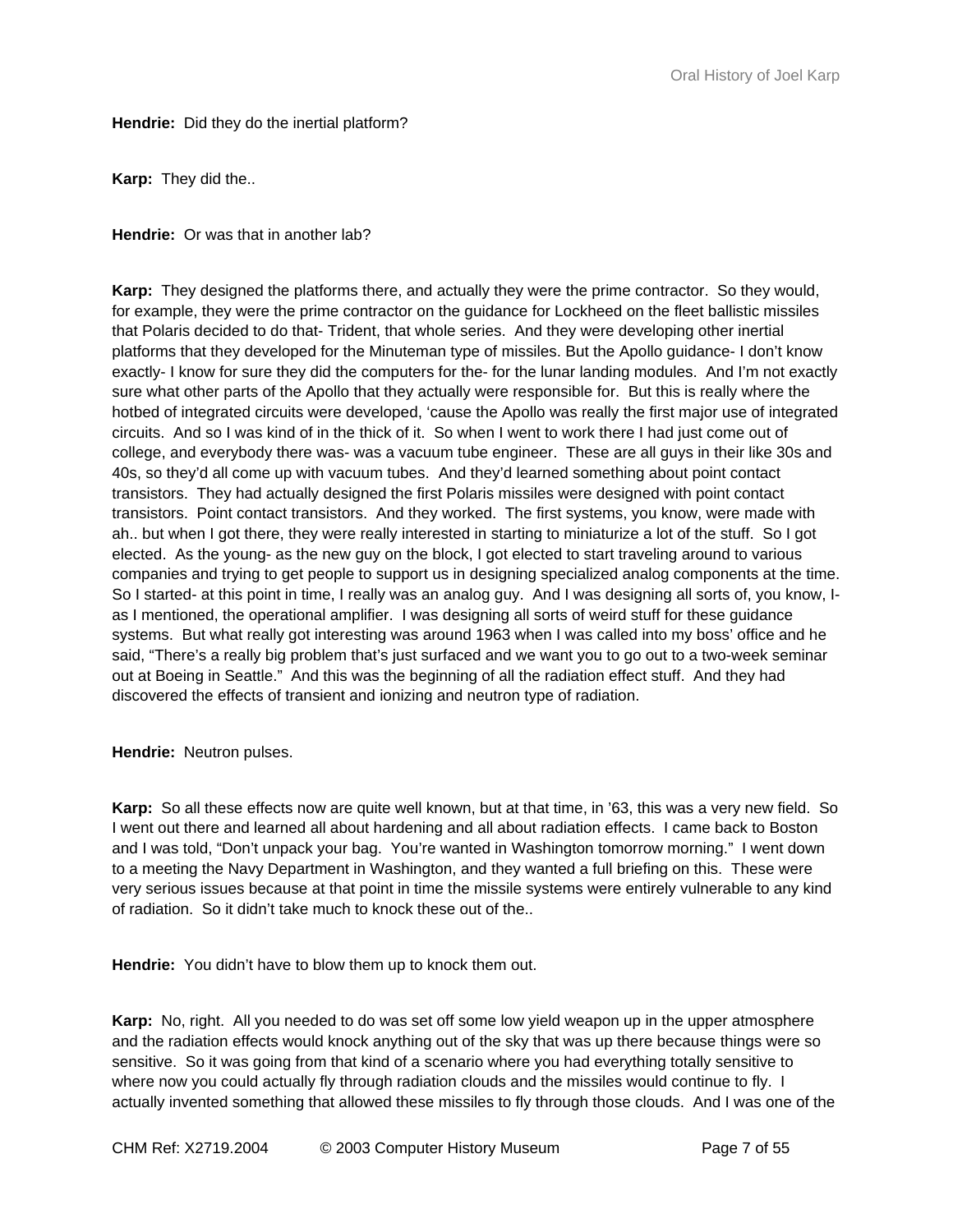**Hendrie:** Did they do the inertial platform?

**Karp:** They did the..

**Hendrie:** Or was that in another lab?

**Karp:** They designed the platforms there, and actually they were the prime contractor. So they would, for example, they were the prime contractor on the guidance for Lockheed on the fleet ballistic missiles that Polaris decided to do that- Trident, that whole series. And they were developing other inertial platforms that they developed for the Minuteman type of missiles. But the Apollo guidance- I don't know exactly- I know for sure they did the computers for the- for the lunar landing modules. And I'm not exactly sure what other parts of the Apollo that they actually were responsible for. But this is really where the hotbed of integrated circuits were developed, 'cause the Apollo was really the first major use of integrated circuits. And so I was kind of in the thick of it. So when I went to work there I had just come out of college, and everybody there was- was a vacuum tube engineer. These are all guys in their like 30s and 40s, so they'd all come up with vacuum tubes. And they'd learned something about point contact transistors. They had actually designed the first Polaris missiles were designed with point contact transistors. Point contact transistors. And they worked. The first systems, you know, were made with ah.. but when I got there, they were really interested in starting to miniaturize a lot of the stuff. So I got elected. As the young- as the new guy on the block, I got elected to start traveling around to various companies and trying to get people to support us in designing specialized analog components at the time. So I started- at this point in time, I really was an analog guy. And I was designing all sorts of, you know, I- as I mentioned, the operational amplifier. I was designing all sorts of weird stuff for these guidance systems. But what really got interesting was around 1963 when I was called into my boss' office and he said, "There's a really big problem that's just surfaced and we want you to go out to a two-week seminar out at Boeing in Seattle." And this was the beginning of all the radiation effect stuff. And they had discovered the effects of transient and ionizing and neutron type of radiation.

**Hendrie:** Neutron pulses.

**Karp:** So all these effects now are quite well known, but at that time, in '63, this was a very new field. So I went out there and learned all about hardening and all about radiation effects. I came back to Boston and I was told, "Don't unpack your bag. You're wanted in Washington tomorrow morning." I went down to a meeting the Navy Department in Washington, and they wanted a full briefing on this. These were very serious issues because at that point in time the missile systems were entirely vulnerable to any kind of radiation. So it didn't take much to knock these out of the..

**Hendrie:** You didn't have to blow them up to knock them out.

**Karp:** No, right. All you needed to do was set off some low yield weapon up in the upper atmosphere and the radiation effects would knock anything out of the sky that was up there because things were so sensitive. So it was going from that kind of a scenario where you had everything totally sensitive to where now you could actually fly through radiation clouds and the missiles would continue to fly. I actually invented something that allowed these missiles to fly through those clouds. And I was one of the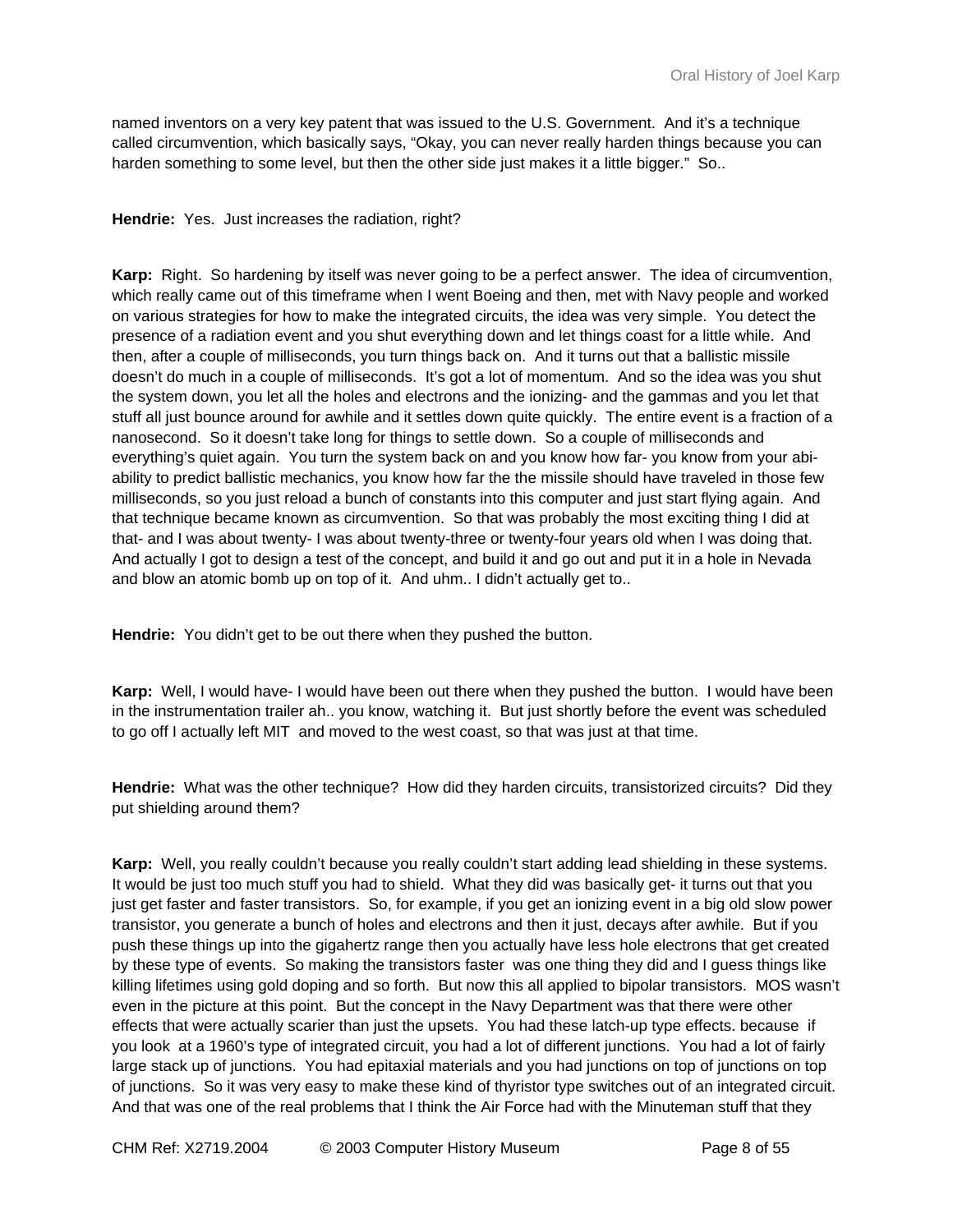named inventors on a very key patent that was issued to the U.S. Government. And it's a technique called circumvention, which basically says, "Okay, you can never really harden things because you can harden something to some level, but then the other side just makes it a little bigger." So..

**Hendrie:** Yes. Just increases the radiation, right?

**Karp:** Right. So hardening by itself was never going to be a perfect answer. The idea of circumvention, which really came out of this timeframe when I went Boeing and then, met with Navy people and worked on various strategies for how to make the integrated circuits, the idea was very simple. You detect the presence of a radiation event and you shut everything down and let things coast for a little while. And then, after a couple of milliseconds, you turn things back on. And it turns out that a ballistic missile doesn't do much in a couple of milliseconds. It's got a lot of momentum. And so the idea was you shut the system down, you let all the holes and electrons and the ionizing- and the gammas and you let that stuff all just bounce around for awhile and it settles down quite quickly. The entire event is a fraction of a nanosecond. So it doesn't take long for things to settle down. So a couple of milliseconds and everything's quiet again. You turn the system back on and you know how far- you know from your abi-ability to predict ballistic mechanics, you know how far the the missile should have traveled in those few milliseconds, so you just reload a bunch of constants into this computer and just start flying again. And that technique became known as circumvention. So that was probably the most exciting thing I did at that- and I was about twenty- I was about twenty-three or twenty-four years old when I was doing that. And actually I got to design a test of the concept, and build it and go out and put it in a hole in Nevada and blow an atomic bomb up on top of it. And uhm.. I didn't actually get to..

**Hendrie:** You didn't get to be out there when they pushed the button.

**Karp:** Well, I would have- I would have been out there when they pushed the button. I would have been in the instrumentation trailer ah.. you know, watching it. But just shortly before the event was scheduled to go off I actually left MIT and moved to the west coast, so that was just at that time.

**Hendrie:** What was the other technique? How did they harden circuits, transistorized circuits? Did they put shielding around them?

**Karp:** Well, you really couldn't because you really couldn't start adding lead shielding in these systems. It would be just too much stuff you had to shield. What they did was basically get- it turns out that you just get faster and faster transistors. So, for example, if you get an ionizing event in a big old slow power transistor, you generate a bunch of holes and electrons and then it just, decays after awhile. But if you push these things up into the gigahertz range then you actually have less hole electrons that get created by these type of events. So making the transistors faster was one thing they did and I guess things like killing lifetimes using gold doping and so forth. But now this all applied to bipolar transistors. MOS wasn't even in the picture at this point. But the concept in the Navy Department was that there were other effects that were actually scarier than just the upsets. You had these latch-up type effects. because if you look at a 1960's type of integrated circuit, you had a lot of different junctions. You had a lot of fairly large stack up of junctions. You had epitaxial materials and you had junctions on top of junctions on top of junctions. So it was very easy to make these kind of thyristor type switches out of an integrated circuit. And that was one of the real problems that I think the Air Force had with the Minuteman stuff that they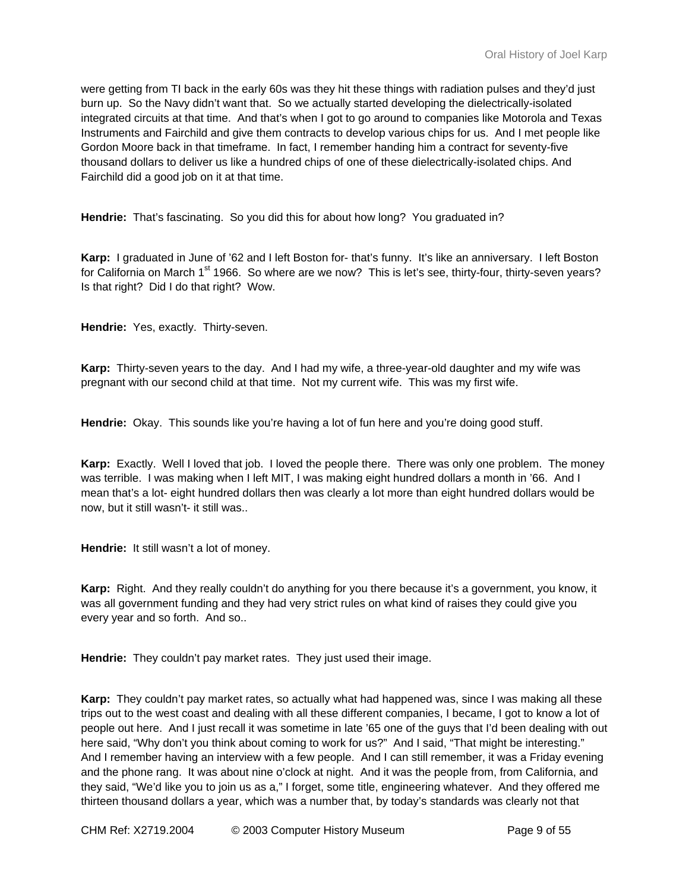were getting from TI back in the early 60s was they hit these things with radiation pulses and they'd just burn up. So the Navy didn't want that. So we actually started developing the dielectrically-isolated integrated circuits at that time. And that's when I got to go around to companies like Motorola and Texas Instruments and Fairchild and give them contracts to develop various chips for us. And I met people like Gordon Moore back in that timeframe. In fact, I remember handing him a contract for seventy-five thousand dollars to deliver us like a hundred chips of one of these dielectrically-isolated chips. And Fairchild did a good job on it at that time.

**Hendrie:** That's fascinating. So you did this for about how long? You graduated in?

**Karp:** I graduated in June of '62 and I left Boston for- that's funny. It's like an anniversary. I left Boston for California on March 1st 1966. So where are we now? This is let's see, thirty-four, thirty-seven years? Is that right? Did I do that right? Wow.

**Hendrie:** Yes, exactly. Thirty-seven.

**Karp:** Thirty-seven years to the day. And I had my wife, a three-year-old daughter and my wife was pregnant with our second child at that time. Not my current wife. This was my first wife.

**Hendrie:** Okay. This sounds like you're having a lot of fun here and you're doing good stuff.

**Karp:** Exactly. Well I loved that job. I loved the people there. There was only one problem. The money was terrible. I was making when I left MIT, I was making eight hundred dollars a month in '66. And I mean that's a lot- eight hundred dollars then was clearly a lot more than eight hundred dollars would be now, but it still wasn't- it still was..

**Hendrie:** It still wasn't a lot of money.

**Karp:** Right. And they really couldn't do anything for you there because it's a government, you know, it was all government funding and they had very strict rules on what kind of raises they could give you every year and so forth. And so..

**Hendrie:** They couldn't pay market rates. They just used their image.

**Karp:** They couldn't pay market rates, so actually what had happened was, since I was making all these trips out to the west coast and dealing with all these different companies, I became, I got to know a lot of people out here. And I just recall it was sometime in late '65 one of the guys that I'd been dealing with out here said, "Why don't you think about coming to work for us?" And I said, "That might be interesting." And I remember having an interview with a few people. And I can still remember, it was a Friday evening and the phone rang. It was about nine o'clock at night. And it was the people from, from California, and they said, "We'd like you to join us as a," I forget, some title, engineering whatever. And they offered me thirteen thousand dollars a year, which was a number that, by today's standards was clearly not that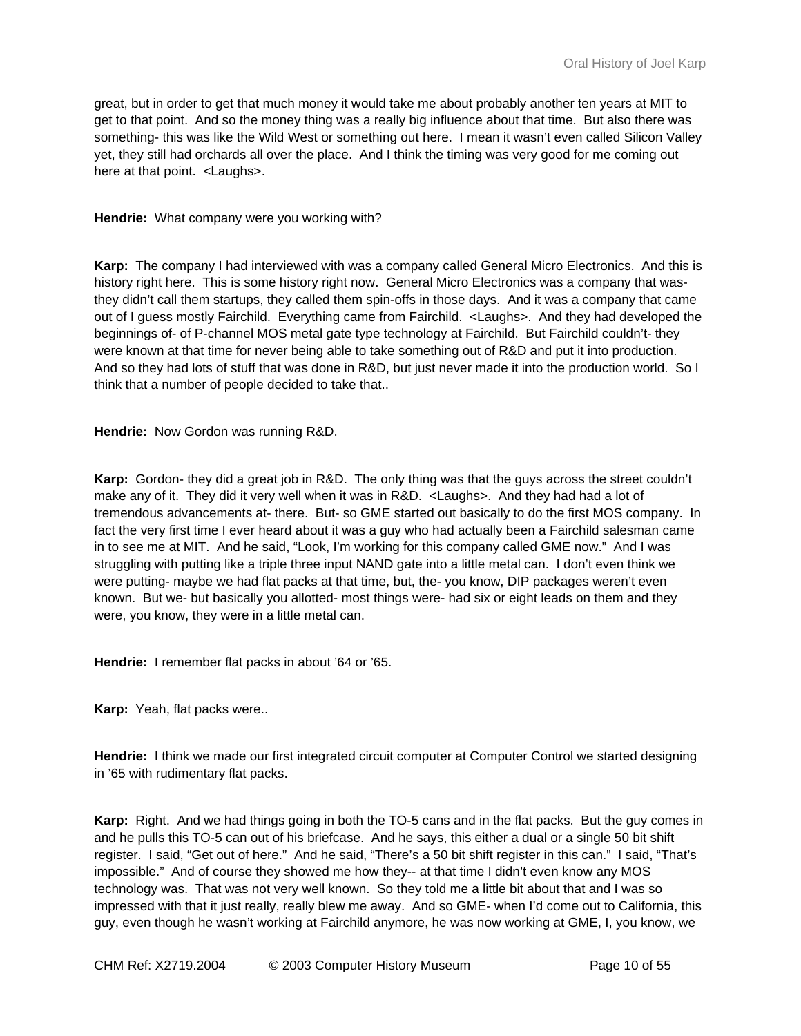great, but in order to get that much money it would take me about probably another ten years at MIT to get to that point. And so the money thing was a really big influence about that time. But also there was something- this was like the Wild West or something out here. I mean it wasn't even called Silicon Valley yet, they still had orchards all over the place. And I think the timing was very good for me coming out here at that point. <Laughs>.

**Hendrie:** What company were you working with?

**Karp:** The company I had interviewed with was a company called General Micro Electronics. And this is history right here. This is some history right now. General Micro Electronics was a company that was- they didn't call them startups, they called them spin-offs in those days. And it was a company that came out of I guess mostly Fairchild. Everything came from Fairchild. <Laughs>. And they had developed the beginnings of- of P-channel MOS metal gate type technology at Fairchild. But Fairchild couldn't- they were known at that time for never being able to take something out of R&D and put it into production. And so they had lots of stuff that was done in R&D, but just never made it into the production world. So I think that a number of people decided to take that..

**Hendrie:** Now Gordon was running R&D.

**Karp:** Gordon- they did a great job in R&D. The only thing was that the guys across the street couldn't make any of it. They did it very well when it was in R&D. <Laughs>. And they had had a lot of tremendous advancements at- there. But- so GME started out basically to do the first MOS company. In fact the very first time I ever heard about it was a guy who had actually been a Fairchild salesman came in to see me at MIT. And he said, "Look, I'm working for this company called GME now." And I was struggling with putting like a triple three input NAND gate into a little metal can. I don't even think we were putting- maybe we had flat packs at that time, but, the- you know, DIP packages weren't even known. But we- but basically you allotted- most things were- had six or eight leads on them and they were, you know, they were in a little metal can.

**Hendrie:** I remember flat packs in about '64 or '65.

**Karp:** Yeah, flat packs were..

**Hendrie:** I think we made our first integrated circuit computer at Computer Control we started designing in '65 with rudimentary flat packs.

**Karp:** Right. And we had things going in both the TO-5 cans and in the flat packs. But the guy comes in and he pulls this TO-5 can out of his briefcase. And he says, this either a dual or a single 50 bit shift register. I said, "Get out of here." And he said, "There's a 50 bit shift register in this can." I said, "That's impossible." And of course they showed me how they-- at that time I didn't even know any MOS technology was. That was not very well known. So they told me a little bit about that and I was so impressed with that it just really, really blew me away. And so GME- when I'd come out to California, this guy, even though he wasn't working at Fairchild anymore, he was now working at GME, I, you know, we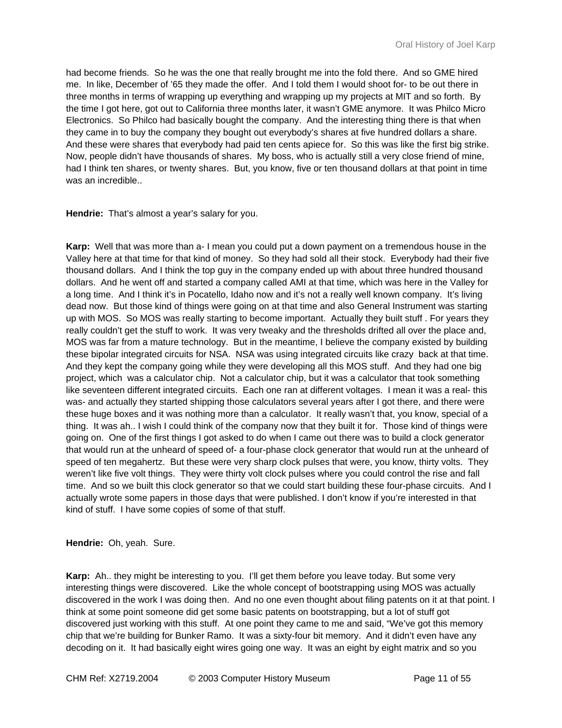had become friends. So he was the one that really brought me into the fold there. And so GME hired me. In like, December of '65 they made the offer. And I told them I would shoot for- to be out there in three months in terms of wrapping up everything and wrapping up my projects at MIT and so forth. By the time I got here, got out to California three months later, it wasn't GME anymore. It was Philco Micro Electronics. So Philco had basically bought the company. And the interesting thing there is that when they came in to buy the company they bought out everybody's shares at five hundred dollars a share. And these were shares that everybody had paid ten cents apiece for. So this was like the first big strike. Now, people didn't have thousands of shares. My boss, who is actually still a very close friend of mine, had I think ten shares, or twenty shares. But, you know, five or ten thousand dollars at that point in time was an incredible..

**Hendrie:** That's almost a year's salary for you.

**Karp:** Well that was more than a- I mean you could put a down payment on a tremendous house in the Valley here at that time for that kind of money. So they had sold all their stock. Everybody had their five thousand dollars. And I think the top guy in the company ended up with about three hundred thousand dollars. And he went off and started a company called AMI at that time, which was here in the Valley for a long time. And I think it's in Pocatello, Idaho now and it's not a really well known company. It's living dead now. But those kind of things were going on at that time and also General Instrument was starting up with MOS. So MOS was really starting to become important. Actually they built stuff . For years they really couldn't get the stuff to work. It was very tweaky and the thresholds drifted all over the place and, MOS was far from a mature technology. But in the meantime, I believe the company existed by building these bipolar integrated circuits for NSA. NSA was using integrated circuits like crazy back at that time. And they kept the company going while they were developing all this MOS stuff. And they had one big project, which was a calculator chip. Not a calculator chip, but it was a calculator that took something like seventeen different integrated circuits. Each one ran at different voltages. I mean it was a real- this was- and actually they started shipping those calculators several years after I got there, and there were these huge boxes and it was nothing more than a calculator. It really wasn't that, you know, special of a thing. It was ah.. I wish I could think of the company now that they built it for. Those kind of things were going on. One of the first things I got asked to do when I came out there was to build a clock generator that would run at the unheard of speed of- a four-phase clock generator that would run at the unheard of speed of ten megahertz. But these were very sharp clock pulses that were, you know, thirty volts. They weren't like five volt things. They were thirty volt clock pulses where you could control the rise and fall time. And so we built this clock generator so that we could start building these four-phase circuits. And I actually wrote some papers in those days that were published. I don't know if you're interested in that kind of stuff. I have some copies of some of that stuff.

**Hendrie:** Oh, yeah. Sure.

**Karp:** Ah.. they might be interesting to you. I'll get them before you leave today. But some very interesting things were discovered. Like the whole concept of bootstrapping using MOS was actually discovered in the work I was doing then. And no one even thought about filing patents on it at that point. I think at some point someone did get some basic patents on bootstrapping, but a lot of stuff got discovered just working with this stuff. At one point they came to me and said, "We've got this memory chip that we're building for Bunker Ramo. It was a sixty-four bit memory. And it didn't even have any decoding on it. It had basically eight wires going one way. It was an eight by eight matrix and so you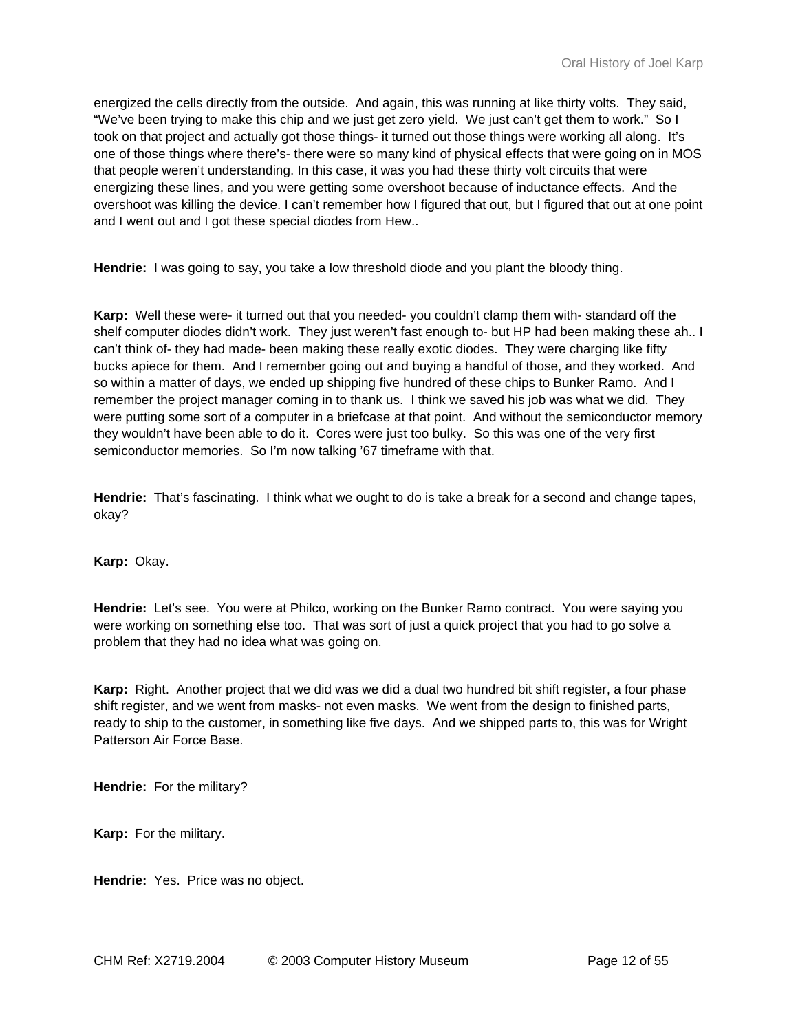energized the cells directly from the outside. And again, this was running at like thirty volts. They said, "We've been trying to make this chip and we just get zero yield. We just can't get them to work." So I took on that project and actually got those things- it turned out those things were working all along. It's one of those things where there's- there were so many kind of physical effects that were going on in MOS that people weren't understanding. In this case, it was you had these thirty volt circuits that were energizing these lines, and you were getting some overshoot because of inductance effects. And the overshoot was killing the device. I can't remember how I figured that out, but I figured that out at one point and I went out and I got these special diodes from Hew..

**Hendrie:** I was going to say, you take a low threshold diode and you plant the bloody thing.

**Karp:** Well these were- it turned out that you needed- you couldn't clamp them with- standard off the shelf computer diodes didn't work. They just weren't fast enough to- but HP had been making these ah.. I can't think of- they had made- been making these really exotic diodes. They were charging like fifty bucks apiece for them. And I remember going out and buying a handful of those, and they worked. And so within a matter of days, we ended up shipping five hundred of these chips to Bunker Ramo. And I remember the project manager coming in to thank us. I think we saved his job was what we did. They were putting some sort of a computer in a briefcase at that point. And without the semiconductor memory they wouldn't have been able to do it. Cores were just too bulky. So this was one of the very first semiconductor memories. So I'm now talking '67 timeframe with that.

**Hendrie:** That's fascinating. I think what we ought to do is take a break for a second and change tapes, okay?

**Karp:** Okay.

**Hendrie:** Let's see. You were at Philco, working on the Bunker Ramo contract. You were saying you were working on something else too. That was sort of just a quick project that you had to go solve a problem that they had no idea what was going on.

**Karp:** Right. Another project that we did was we did a dual two hundred bit shift register, a four phase shift register, and we went from masks- not even masks. We went from the design to finished parts, ready to ship to the customer, in something like five days. And we shipped parts to, this was for Wright Patterson Air Force Base.

**Hendrie:** For the military?

**Karp:** For the military.

**Hendrie:** Yes. Price was no object.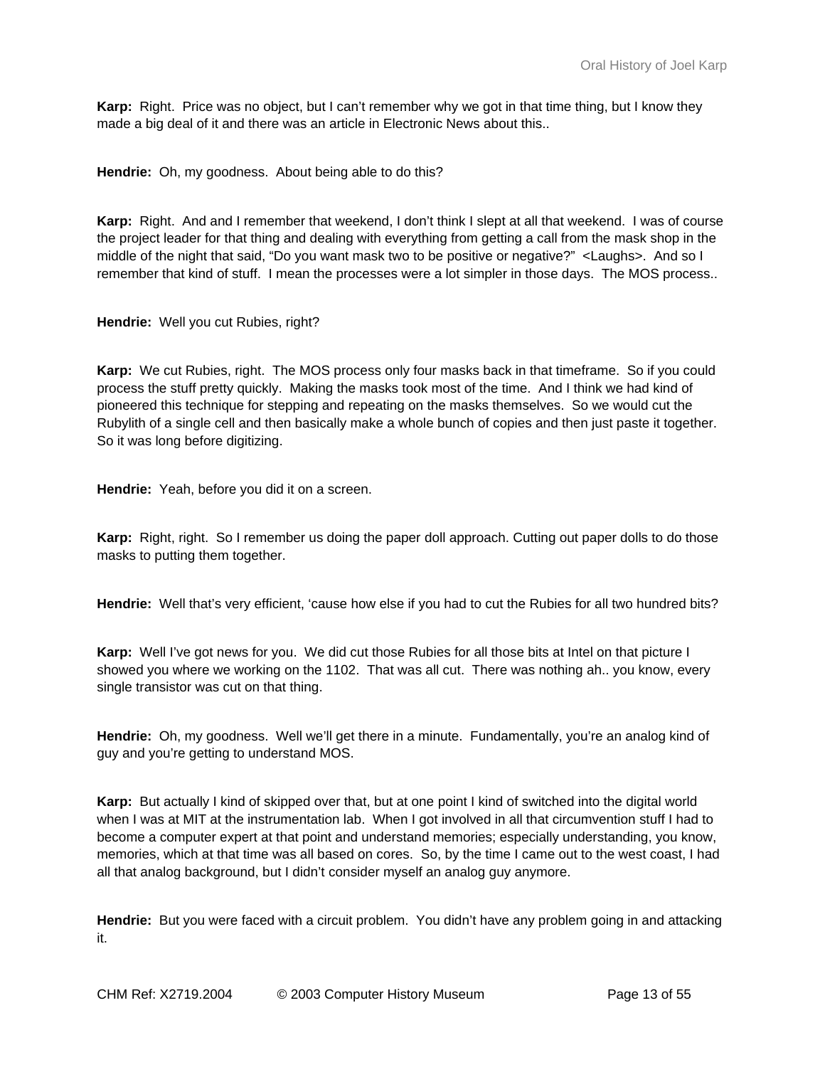**Karp:** Right. Price was no object, but I can't remember why we got in that time thing, but I know they made a big deal of it and there was an article in Electronic News about this..

**Hendrie:** Oh, my goodness. About being able to do this?

**Karp:** Right. And and I remember that weekend, I don't think I slept at all that weekend. I was of course the project leader for that thing and dealing with everything from getting a call from the mask shop in the middle of the night that said, "Do you want mask two to be positive or negative?" <Laughs>. And so I remember that kind of stuff. I mean the processes were a lot simpler in those days. The MOS process..

**Hendrie:** Well you cut Rubies, right?

**Karp:** We cut Rubies, right. The MOS process only four masks back in that timeframe. So if you could process the stuff pretty quickly. Making the masks took most of the time. And I think we had kind of pioneered this technique for stepping and repeating on the masks themselves. So we would cut the Rubylith of a single cell and then basically make a whole bunch of copies and then just paste it together. So it was long before digitizing.

**Hendrie:** Yeah, before you did it on a screen.

**Karp:** Right, right. So I remember us doing the paper doll approach. Cutting out paper dolls to do those masks to putting them together.

**Hendrie:** Well that's very efficient, 'cause how else if you had to cut the Rubies for all two hundred bits?

**Karp:** Well I've got news for you. We did cut those Rubies for all those bits at Intel on that picture I showed you where we working on the 1102. That was all cut. There was nothing ah.. you know, every single transistor was cut on that thing.

**Hendrie:** Oh, my goodness. Well we'll get there in a minute. Fundamentally, you're an analog kind of guy and you're getting to understand MOS.

**Karp:** But actually I kind of skipped over that, but at one point I kind of switched into the digital world when I was at MIT at the instrumentation lab. When I got involved in all that circumvention stuff I had to become a computer expert at that point and understand memories; especially understanding, you know, memories, which at that time was all based on cores. So, by the time I came out to the west coast, I had all that analog background, but I didn't consider myself an analog guy anymore.

**Hendrie:** But you were faced with a circuit problem. You didn't have any problem going in and attacking it.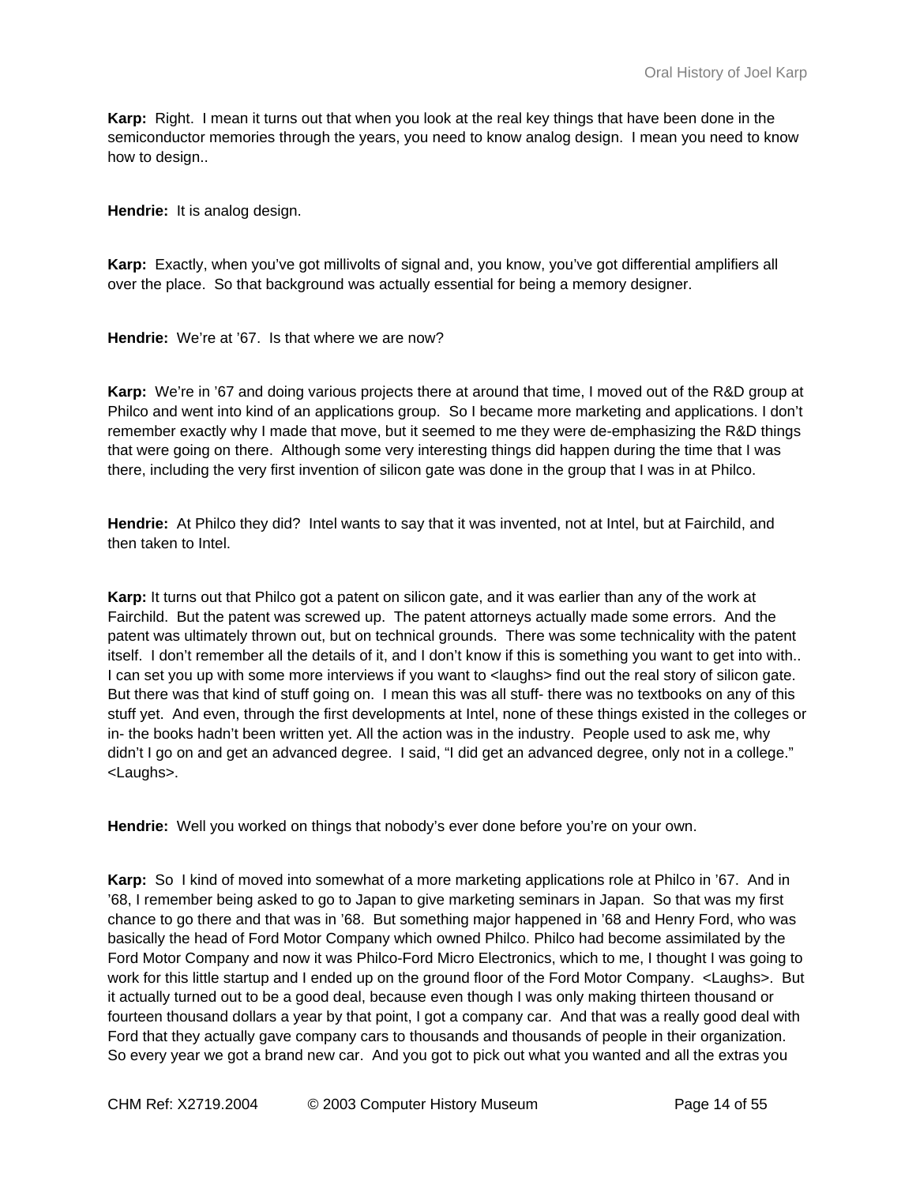**Karp:** Right. I mean it turns out that when you look at the real key things that have been done in the semiconductor memories through the years, you need to know analog design. I mean you need to know how to design..

**Hendrie:** It is analog design.

**Karp:** Exactly, when you've got millivolts of signal and, you know, you've got differential amplifiers all over the place. So that background was actually essential for being a memory designer.

**Hendrie:** We're at '67. Is that where we are now?

**Karp:** We're in '67 and doing various projects there at around that time, I moved out of the R&D group at Philco and went into kind of an applications group. So I became more marketing and applications. I don't remember exactly why I made that move, but it seemed to me they were de-emphasizing the R&D things that were going on there. Although some very interesting things did happen during the time that I was there, including the very first invention of silicon gate was done in the group that I was in at Philco.

**Hendrie:** At Philco they did? Intel wants to say that it was invented, not at Intel, but at Fairchild, and then taken to Intel.

**Karp:** It turns out that Philco got a patent on silicon gate, and it was earlier than any of the work at Fairchild. But the patent was screwed up. The patent attorneys actually made some errors. And the patent was ultimately thrown out, but on technical grounds. There was some technicality with the patent itself. I don't remember all the details of it, and I don't know if this is something you want to get into with.. I can set you up with some more interviews if you want to <laughs> find out the real story of silicon gate. But there was that kind of stuff going on. I mean this was all stuff- there was no textbooks on any of this stuff yet. And even, through the first developments at Intel, none of these things existed in the colleges or in- the books hadn't been written yet. All the action was in the industry. People used to ask me, why didn't I go on and get an advanced degree. I said, "I did get an advanced degree, only not in a college." <Laughs>.

**Hendrie:** Well you worked on things that nobody's ever done before you're on your own.

**Karp:** So I kind of moved into somewhat of a more marketing applications role at Philco in '67. And in '68, I remember being asked to go to Japan to give marketing seminars in Japan. So that was my first chance to go there and that was in '68. But something major happened in '68 and Henry Ford, who was basically the head of Ford Motor Company which owned Philco. Philco had become assimilated by the Ford Motor Company and now it was Philco-Ford Micro Electronics, which to me, I thought I was going to work for this little startup and I ended up on the ground floor of the Ford Motor Company. <Laughs>. But it actually turned out to be a good deal, because even though I was only making thirteen thousand or fourteen thousand dollars a year by that point, I got a company car. And that was a really good deal with Ford that they actually gave company cars to thousands and thousands of people in their organization. So every year we got a brand new car. And you got to pick out what you wanted and all the extras you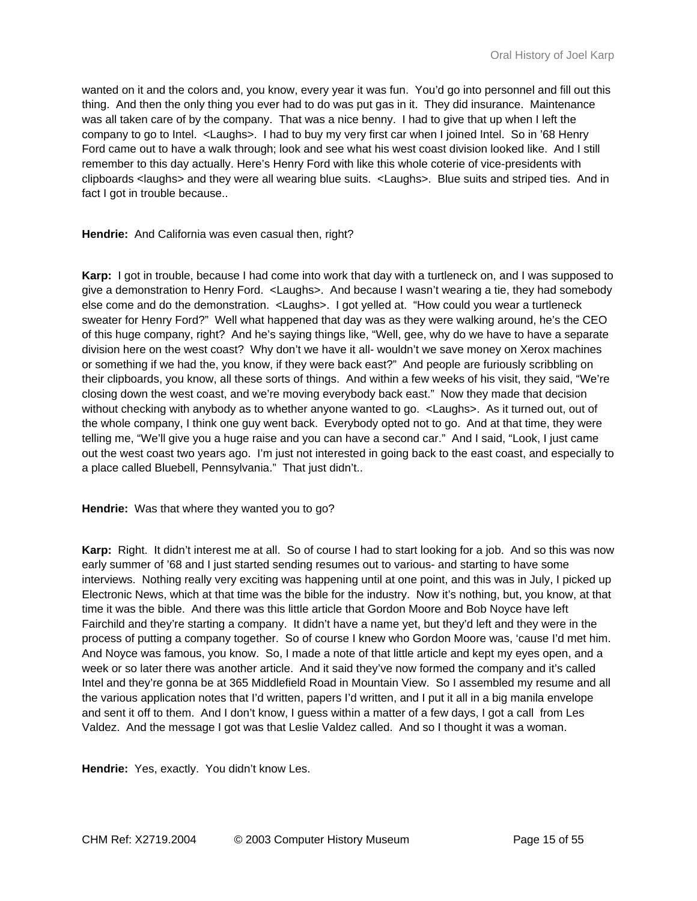wanted on it and the colors and, you know, every year it was fun. You'd go into personnel and fill out this thing. And then the only thing you ever had to do was put gas in it. They did insurance. Maintenance was all taken care of by the company. That was a nice benny. I had to give that up when I left the company to go to Intel. <Laughs>. I had to buy my very first car when I joined Intel. So in '68 Henry Ford came out to have a walk through; look and see what his west coast division looked like. And I still remember to this day actually. Here's Henry Ford with like this whole coterie of vice-presidents with clipboards <laughs> and they were all wearing blue suits. <Laughs>. Blue suits and striped ties. And in fact I got in trouble because..

**Hendrie:** And California was even casual then, right?

**Karp:** I got in trouble, because I had come into work that day with a turtleneck on, and I was supposed to give a demonstration to Henry Ford. <Laughs>. And because I wasn't wearing a tie, they had somebody else come and do the demonstration. <Laughs>. I got yelled at. "How could you wear a turtleneck sweater for Henry Ford?" Well what happened that day was as they were walking around, he's the CEO of this huge company, right? And he's saying things like, "Well, gee, why do we have to have a separate division here on the west coast? Why don't we have it all- wouldn't we save money on Xerox machines or something if we had the, you know, if they were back east?" And people are furiously scribbling on their clipboards, you know, all these sorts of things. And within a few weeks of his visit, they said, "We're closing down the west coast, and we're moving everybody back east." Now they made that decision without checking with anybody as to whether anyone wanted to go. <Laughs>. As it turned out, out of the whole company, I think one guy went back. Everybody opted not to go. And at that time, they were telling me, "We'll give you a huge raise and you can have a second car." And I said, "Look, I just came out the west coast two years ago. I'm just not interested in going back to the east coast, and especially to a place called Bluebell, Pennsylvania." That just didn't..

**Hendrie:** Was that where they wanted you to go?

**Karp:** Right. It didn't interest me at all. So of course I had to start looking for a job. And so this was now early summer of '68 and I just started sending resumes out to various- and starting to have some interviews. Nothing really very exciting was happening until at one point, and this was in July, I picked up Electronic News, which at that time was the bible for the industry. Now it's nothing, but, you know, at that time it was the bible. And there was this little article that Gordon Moore and Bob Noyce have left Fairchild and they're starting a company. It didn't have a name yet, but they'd left and they were in the process of putting a company together. So of course I knew who Gordon Moore was, 'cause I'd met him. And Noyce was famous, you know. So, I made a note of that little article and kept my eyes open, and a week or so later there was another article. And it said they've now formed the company and it's called Intel and they're gonna be at 365 Middlefield Road in Mountain View. So I assembled my resume and all the various application notes that I'd written, papers I'd written, and I put it all in a big manila envelope and sent it off to them. And I don't know, I guess within a matter of a few days, I got a call from Les Valdez. And the message I got was that Leslie Valdez called. And so I thought it was a woman.

**Hendrie:** Yes, exactly. You didn't know Les.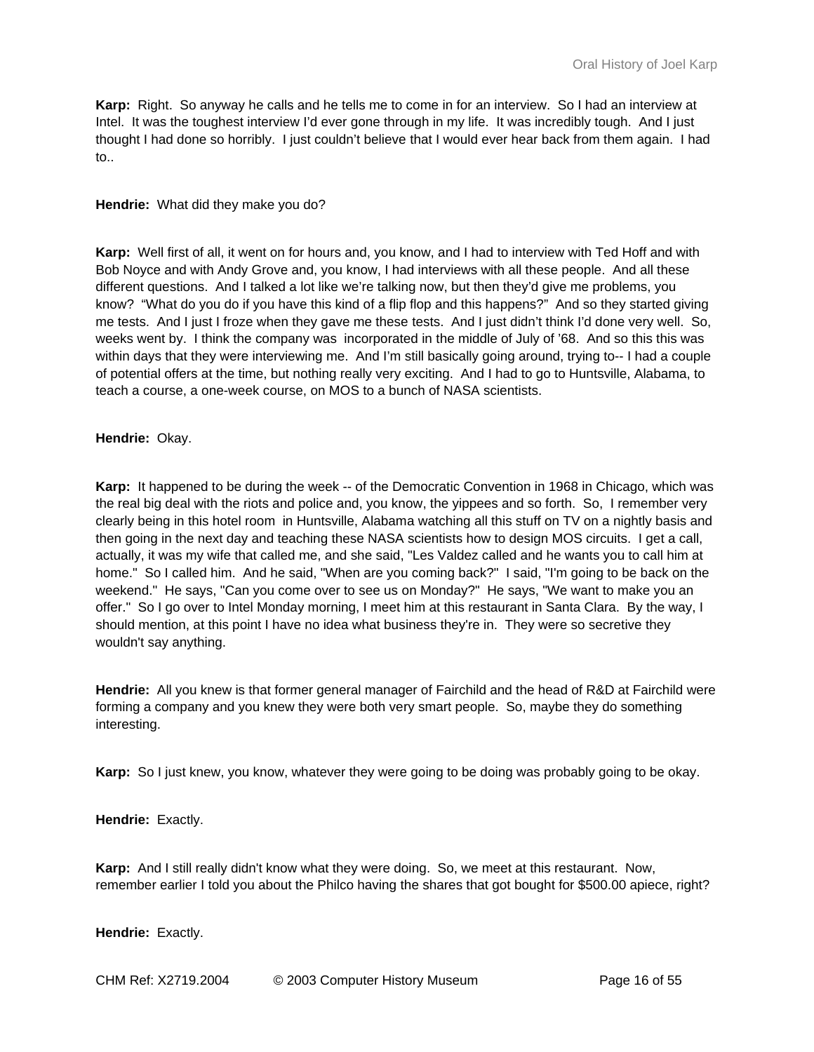**Karp:** Right. So anyway he calls and he tells me to come in for an interview. So I had an interview at Intel. It was the toughest interview I'd ever gone through in my life. It was incredibly tough. And I just thought I had done so horribly. I just couldn't believe that I would ever hear back from them again. I had to..

**Hendrie:** What did they make you do?

**Karp:** Well first of all, it went on for hours and, you know, and I had to interview with Ted Hoff and with Bob Noyce and with Andy Grove and, you know, I had interviews with all these people. And all these different questions. And I talked a lot like we're talking now, but then they'd give me problems, you know? "What do you do if you have this kind of a flip flop and this happens?" And so they started giving me tests. And I just I froze when they gave me these tests. And I just didn't think I'd done very well. So, weeks went by. I think the company was incorporated in the middle of July of '68. And so this this was within days that they were interviewing me. And I'm still basically going around, trying to-- I had a couple of potential offers at the time, but nothing really very exciting. And I had to go to Huntsville, Alabama, to teach a course, a one-week course, on MOS to a bunch of NASA scientists.

**Hendrie:** Okay.

**Karp:** It happened to be during the week -- of the Democratic Convention in 1968 in Chicago, which was the real big deal with the riots and police and, you know, the yippees and so forth. So, I remember very clearly being in this hotel room in Huntsville, Alabama watching all this stuff on TV on a nightly basis and then going in the next day and teaching these NASA scientists how to design MOS circuits. I get a call, actually, it was my wife that called me, and she said, "Les Valdez called and he wants you to call him at home." So I called him. And he said, "When are you coming back?" I said, "I'm going to be back on the weekend." He says, "Can you come over to see us on Monday?" He says, "We want to make you an offer." So I go over to Intel Monday morning, I meet him at this restaurant in Santa Clara. By the way, I should mention, at this point I have no idea what business they're in. They were so secretive they wouldn't say anything.

**Hendrie:** All you knew is that former general manager of Fairchild and the head of R&D at Fairchild were forming a company and you knew they were both very smart people. So, maybe they do something interesting.

**Karp:** So I just knew, you know, whatever they were going to be doing was probably going to be okay.

**Hendrie:** Exactly.

**Karp:** And I still really didn't know what they were doing. So, we meet at this restaurant. Now, remember earlier I told you about the Philco having the shares that got bought for $500.00 apiece, right?

**Hendrie:** Exactly.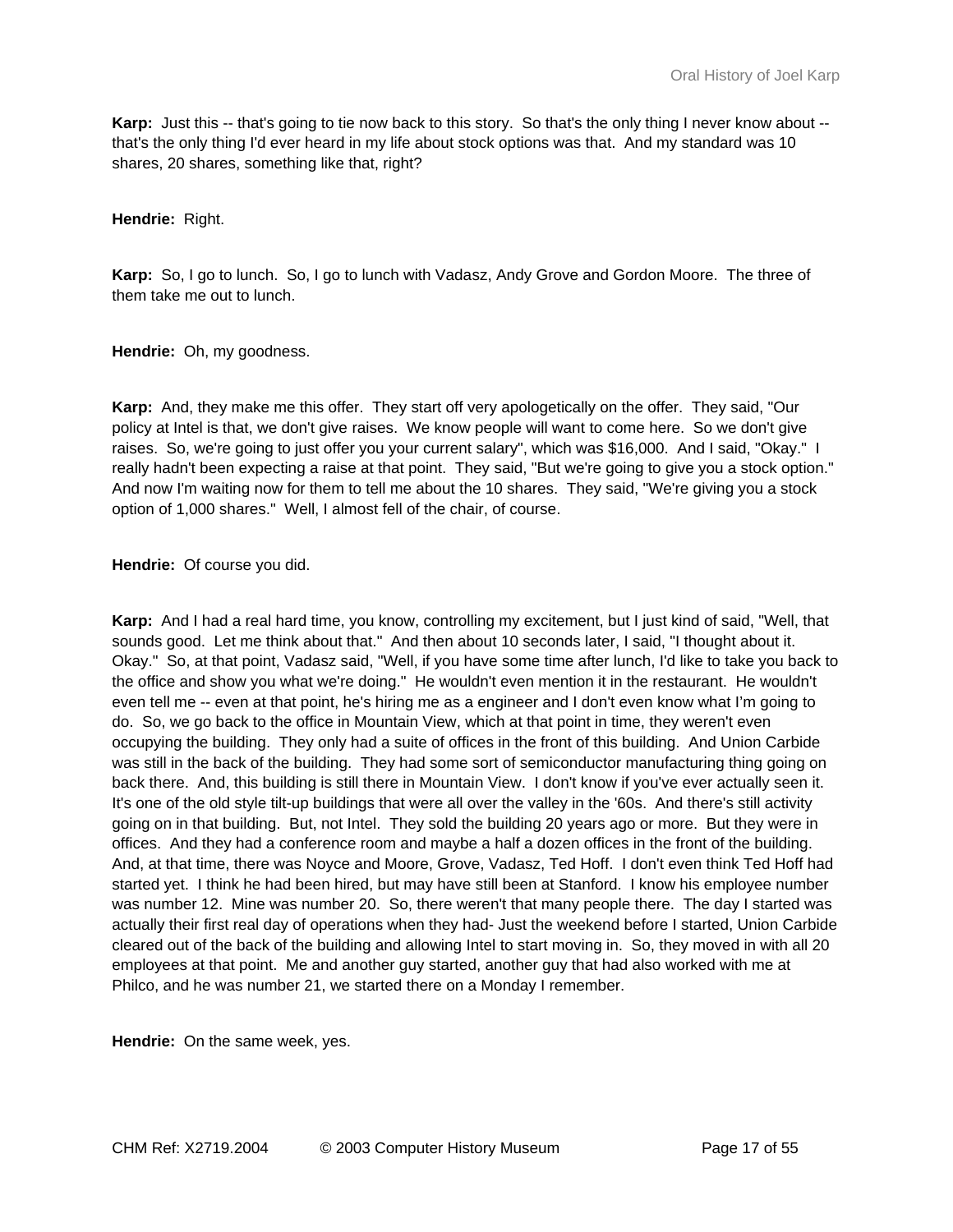**Karp:** Just this -- that's going to tie now back to this story. So that's the only thing I never know about -- that's the only thing I'd ever heard in my life about stock options was that. And my standard was 10 shares, 20 shares, something like that, right?

**Hendrie:** Right.

**Karp:** So, I go to lunch. So, I go to lunch with Vadasz, Andy Grove and Gordon Moore. The three of them take me out to lunch.

**Hendrie:** Oh, my goodness.

**Karp:** And, they make me this offer. They start off very apologetically on the offer. They said, "Our policy at Intel is that, we don't give raises. We know people will want to come here. So we don't give raises. So, we're going to just offer you your current salary", which was $16,000. And I said, "Okay." I really hadn't been expecting a raise at that point. They said, "But we're going to give you a stock option." And now I'm waiting now for them to tell me about the 10 shares. They said, "We're giving you a stock option of 1,000 shares." Well, I almost fell of the chair, of course.

**Hendrie:** Of course you did.

**Karp:** And I had a real hard time, you know, controlling my excitement, but I just kind of said, "Well, that sounds good. Let me think about that." And then about 10 seconds later, I said, "I thought about it. Okay." So, at that point, Vadasz said, "Well, if you have some time after lunch, I'd like to take you back to the office and show you what we're doing." He wouldn't even mention it in the restaurant. He wouldn't even tell me -- even at that point, he's hiring me as a engineer and I don't even know what I'm going to do. So, we go back to the office in Mountain View, which at that point in time, they weren't even occupying the building. They only had a suite of offices in the front of this building. And Union Carbide was still in the back of the building. They had some sort of semiconductor manufacturing thing going on back there. And, this building is still there in Mountain View. I don't know if you've ever actually seen it. It's one of the old style tilt-up buildings that were all over the valley in the '60s. And there's still activity going on in that building. But, not Intel. They sold the building 20 years ago or more. But they were in offices. And they had a conference room and maybe a half a dozen offices in the front of the building. And, at that time, there was Noyce and Moore, Grove, Vadasz, Ted Hoff. I don't even think Ted Hoff had started yet. I think he had been hired, but may have still been at Stanford. I know his employee number was number 12. Mine was number 20. So, there weren't that many people there. The day I started was actually their first real day of operations when they had- Just the weekend before I started, Union Carbide cleared out of the back of the building and allowing Intel to start moving in. So, they moved in with all 20 employees at that point. Me and another guy started, another guy that had also worked with me at Philco, and he was number 21, we started there on a Monday I remember.

**Hendrie:** On the same week, yes.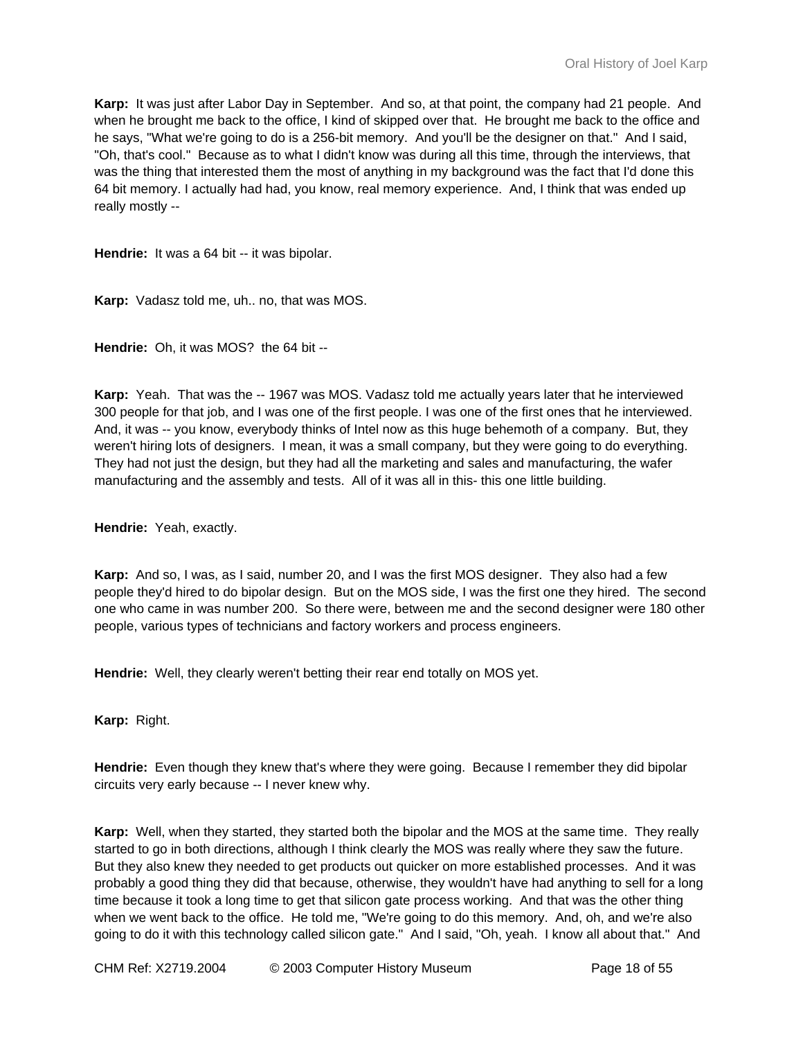**Karp:** It was just after Labor Day in September. And so, at that point, the company had 21 people. And when he brought me back to the office, I kind of skipped over that. He brought me back to the office and he says, "What we're going to do is a 256-bit memory. And you'll be the designer on that." And I said, "Oh, that's cool." Because as to what I didn't know was during all this time, through the interviews, that was the thing that interested them the most of anything in my background was the fact that I'd done this 64 bit memory. I actually had had, you know, real memory experience. And, I think that was ended up really mostly --

**Hendrie:** It was a 64 bit -- it was bipolar.

**Karp:** Vadasz told me, uh.. no, that was MOS.

**Hendrie:** Oh, it was MOS? the 64 bit --

**Karp:** Yeah. That was the -- 1967 was MOS. Vadasz told me actually years later that he interviewed 300 people for that job, and I was one of the first people. I was one of the first ones that he interviewed. And, it was -- you know, everybody thinks of Intel now as this huge behemoth of a company. But, they weren't hiring lots of designers. I mean, it was a small company, but they were going to do everything. They had not just the design, but they had all the marketing and sales and manufacturing, the wafer manufacturing and the assembly and tests. All of it was all in this- this one little building.

**Hendrie:** Yeah, exactly.

**Karp:** And so, I was, as I said, number 20, and I was the first MOS designer. They also had a few people they'd hired to do bipolar design. But on the MOS side, I was the first one they hired. The second one who came in was number 200. So there were, between me and the second designer were 180 other people, various types of technicians and factory workers and process engineers.

**Hendrie:** Well, they clearly weren't betting their rear end totally on MOS yet.

**Karp:** Right.

**Hendrie:** Even though they knew that's where they were going. Because I remember they did bipolar circuits very early because -- I never knew why.

**Karp:** Well, when they started, they started both the bipolar and the MOS at the same time. They really started to go in both directions, although I think clearly the MOS was really where they saw the future. But they also knew they needed to get products out quicker on more established processes. And it was probably a good thing they did that because, otherwise, they wouldn't have had anything to sell for a long time because it took a long time to get that silicon gate process working. And that was the other thing when we went back to the office. He told me, "We're going to do this memory. And, oh, and we're also going to do it with this technology called silicon gate." And I said, "Oh, yeah. I know all about that." And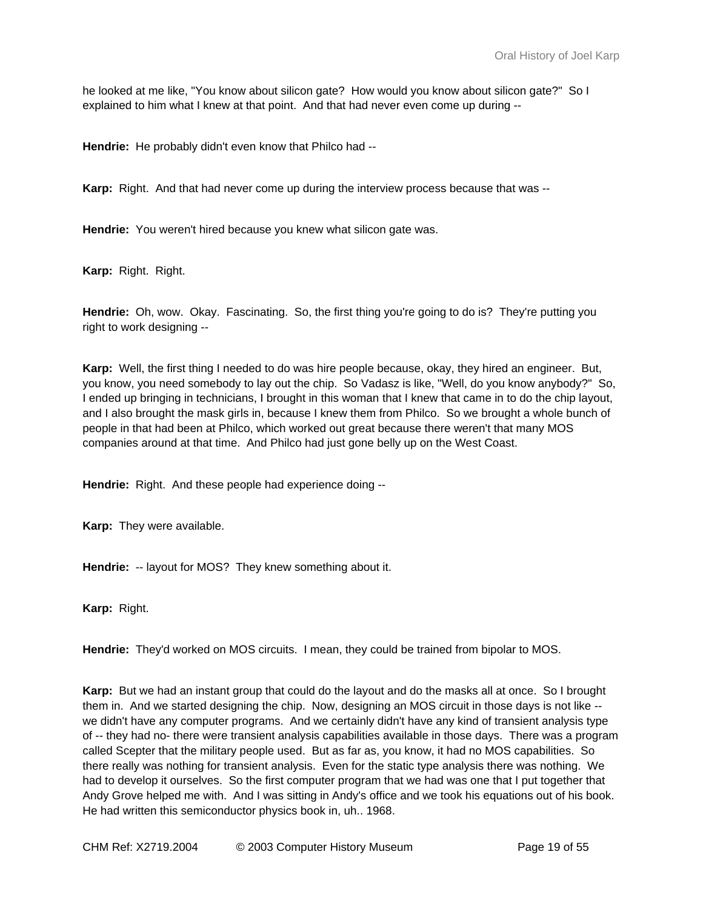he looked at me like, "You know about silicon gate? How would you know about silicon gate?" So I explained to him what I knew at that point. And that had never even come up during --

**Hendrie:** He probably didn't even know that Philco had --

**Karp:** Right. And that had never come up during the interview process because that was --

**Hendrie:** You weren't hired because you knew what silicon gate was.

**Karp:** Right. Right.

**Hendrie:** Oh, wow. Okay. Fascinating. So, the first thing you're going to do is? They're putting you right to work designing --

**Karp:** Well, the first thing I needed to do was hire people because, okay, they hired an engineer. But, you know, you need somebody to lay out the chip. So Vadasz is like, "Well, do you know anybody?" So, I ended up bringing in technicians, I brought in this woman that I knew that came in to do the chip layout, and I also brought the mask girls in, because I knew them from Philco. So we brought a whole bunch of people in that had been at Philco, which worked out great because there weren't that many MOS companies around at that time. And Philco had just gone belly up on the West Coast.

**Hendrie:** Right. And these people had experience doing --

**Karp:** They were available.

**Hendrie:** -- layout for MOS? They knew something about it.

**Karp:** Right.

**Hendrie:** They'd worked on MOS circuits. I mean, they could be trained from bipolar to MOS.

**Karp:** But we had an instant group that could do the layout and do the masks all at once. So I brought them in. And we started designing the chip. Now, designing an MOS circuit in those days is not like -- we didn't have any computer programs. And we certainly didn't have any kind of transient analysis type of -- they had no- there were transient analysis capabilities available in those days. There was a program called Scepter that the military people used. But as far as, you know, it had no MOS capabilities. So there really was nothing for transient analysis. Even for the static type analysis there was nothing. We had to develop it ourselves. So the first computer program that we had was one that I put together that Andy Grove helped me with. And I was sitting in Andy's office and we took his equations out of his book. He had written this semiconductor physics book in, uh.. 1968.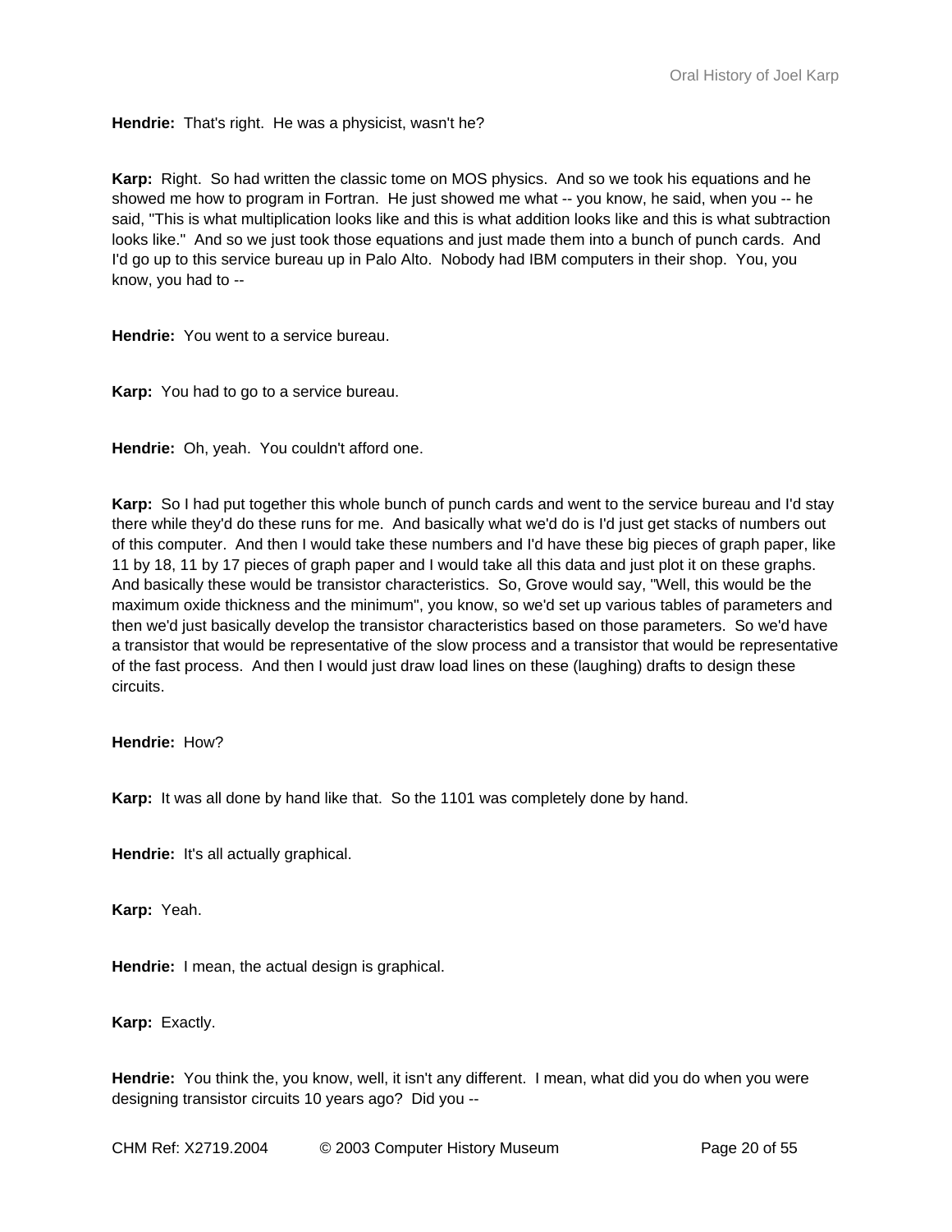**Hendrie:** That's right. He was a physicist, wasn't he?

**Karp:** Right. So had written the classic tome on MOS physics. And so we took his equations and he showed me how to program in Fortran. He just showed me what -- you know, he said, when you -- he said, "This is what multiplication looks like and this is what addition looks like and this is what subtraction looks like." And so we just took those equations and just made them into a bunch of punch cards. And I'd go up to this service bureau up in Palo Alto. Nobody had IBM computers in their shop. You, you know, you had to --

**Hendrie:** You went to a service bureau.

**Karp:** You had to go to a service bureau.

**Hendrie:** Oh, yeah. You couldn't afford one.

**Karp:** So I had put together this whole bunch of punch cards and went to the service bureau and I'd stay there while they'd do these runs for me. And basically what we'd do is I'd just get stacks of numbers out of this computer. And then I would take these numbers and I'd have these big pieces of graph paper, like 11 by 18, 11 by 17 pieces of graph paper and I would take all this data and just plot it on these graphs. And basically these would be transistor characteristics. So, Grove would say, "Well, this would be the maximum oxide thickness and the minimum", you know, so we'd set up various tables of parameters and then we'd just basically develop the transistor characteristics based on those parameters. So we'd have a transistor that would be representative of the slow process and a transistor that would be representative of the fast process. And then I would just draw load lines on these (laughing) drafts to design these circuits.

**Hendrie:** How?

**Karp:** It was all done by hand like that. So the 1101 was completely done by hand.

**Hendrie:** It's all actually graphical.

**Karp:** Yeah.

**Hendrie:** I mean, the actual design is graphical.

**Karp:** Exactly.

**Hendrie:** You think the, you know, well, it isn't any different. I mean, what did you do when you were designing transistor circuits 10 years ago? Did you --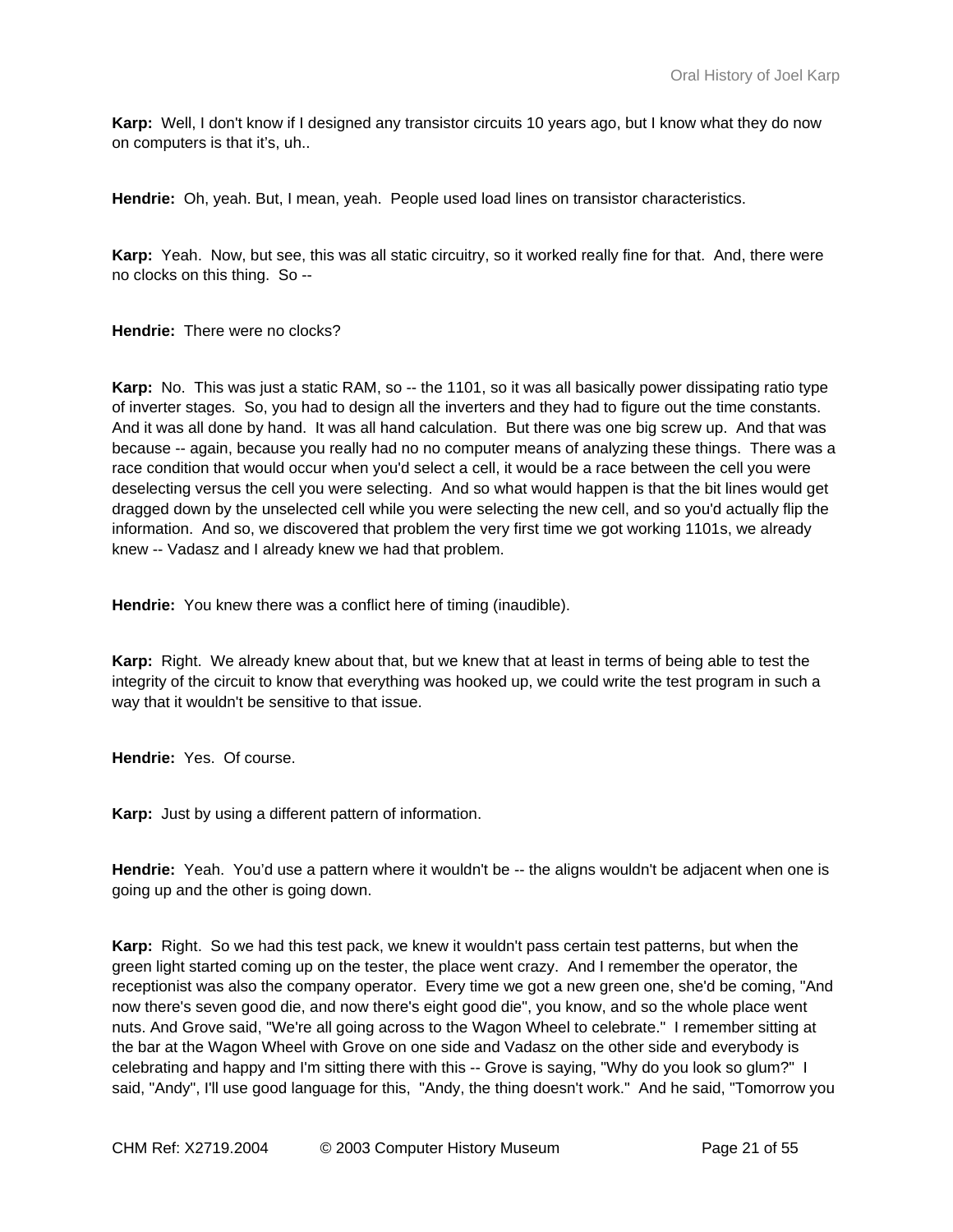**Karp:** Well, I don't know if I designed any transistor circuits 10 years ago, but I know what they do now on computers is that it's, uh..

**Hendrie:** Oh, yeah. But, I mean, yeah. People used load lines on transistor characteristics.

**Karp:** Yeah. Now, but see, this was all static circuitry, so it worked really fine for that. And, there were no clocks on this thing. So --

**Hendrie:** There were no clocks?

**Karp:** No. This was just a static RAM, so -- the 1101, so it was all basically power dissipating ratio type of inverter stages. So, you had to design all the inverters and they had to figure out the time constants. And it was all done by hand. It was all hand calculation. But there was one big screw up. And that was because -- again, because you really had no no computer means of analyzing these things. There was a race condition that would occur when you'd select a cell, it would be a race between the cell you were deselecting versus the cell you were selecting. And so what would happen is that the bit lines would get dragged down by the unselected cell while you were selecting the new cell, and so you'd actually flip the information. And so, we discovered that problem the very first time we got working 1101s, we already knew -- Vadasz and I already knew we had that problem.

**Hendrie:** You knew there was a conflict here of timing (inaudible).

**Karp:** Right. We already knew about that, but we knew that at least in terms of being able to test the integrity of the circuit to know that everything was hooked up, we could write the test program in such a way that it wouldn't be sensitive to that issue.

**Hendrie:** Yes. Of course.

**Karp:** Just by using a different pattern of information.

**Hendrie:** Yeah. You'd use a pattern where it wouldn't be -- the aligns wouldn't be adjacent when one is going up and the other is going down.

**Karp:** Right. So we had this test pack, we knew it wouldn't pass certain test patterns, but when the green light started coming up on the tester, the place went crazy. And I remember the operator, the receptionist was also the company operator. Every time we got a new green one, she'd be coming, "And now there's seven good die, and now there's eight good die", you know, and so the whole place went nuts. And Grove said, "We're all going across to the Wagon Wheel to celebrate." I remember sitting at the bar at the Wagon Wheel with Grove on one side and Vadasz on the other side and everybody is celebrating and happy and I'm sitting there with this -- Grove is saying, "Why do you look so glum?" I said, "Andy", I'll use good language for this, "Andy, the thing doesn't work." And he said, "Tomorrow you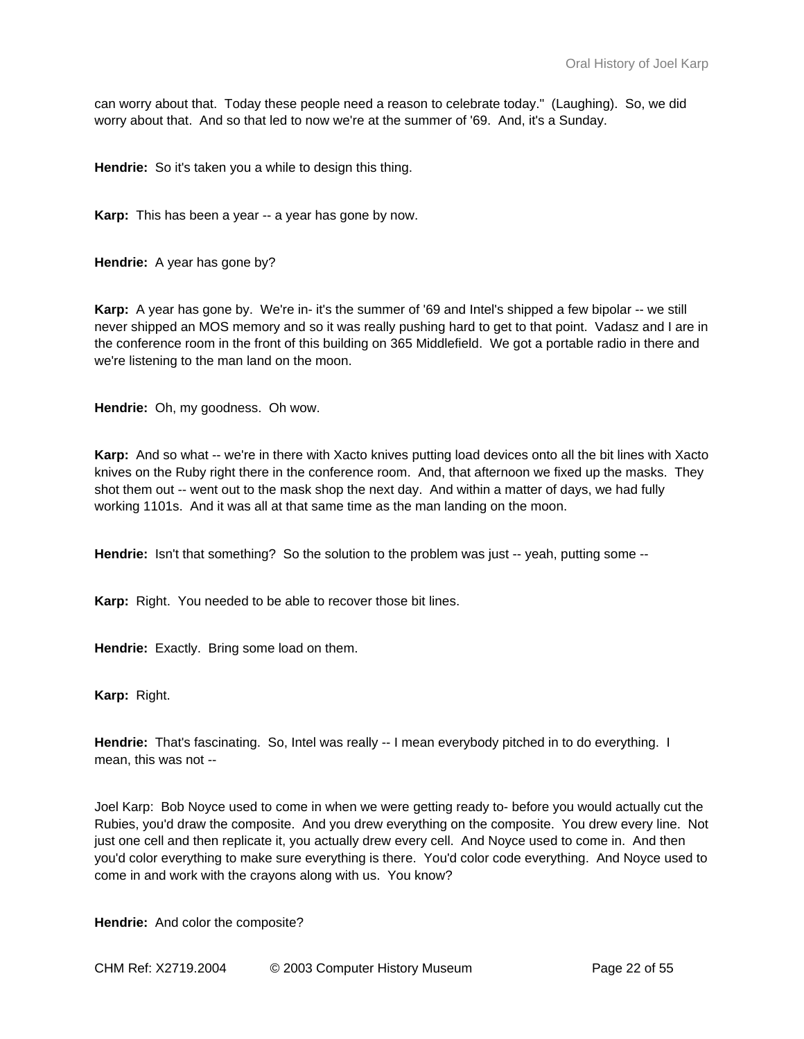can worry about that. Today these people need a reason to celebrate today." (Laughing). So, we did worry about that. And so that led to now we're at the summer of '69. And, it's a Sunday.

**Hendrie:** So it's taken you a while to design this thing.

**Karp:** This has been a year -- a year has gone by now.

**Hendrie:** A year has gone by?

**Karp:** A year has gone by. We're in- it's the summer of '69 and Intel's shipped a few bipolar -- we still never shipped an MOS memory and so it was really pushing hard to get to that point. Vadasz and I are in the conference room in the front of this building on 365 Middlefield. We got a portable radio in there and we're listening to the man land on the moon.

**Hendrie:** Oh, my goodness. Oh wow.

**Karp:** And so what -- we're in there with Xacto knives putting load devices onto all the bit lines with Xacto knives on the Ruby right there in the conference room. And, that afternoon we fixed up the masks. They shot them out -- went out to the mask shop the next day. And within a matter of days, we had fully working 1101s. And it was all at that same time as the man landing on the moon.

**Hendrie:** Isn't that something? So the solution to the problem was just -- yeah, putting some --

**Karp:** Right. You needed to be able to recover those bit lines.

**Hendrie:** Exactly. Bring some load on them.

**Karp:** Right.

**Hendrie:** That's fascinating. So, Intel was really -- I mean everybody pitched in to do everything. I mean, this was not --

Joel Karp: Bob Noyce used to come in when we were getting ready to- before you would actually cut the Rubies, you'd draw the composite. And you drew everything on the composite. You drew every line. Not just one cell and then replicate it, you actually drew every cell. And Noyce used to come in. And then you'd color everything to make sure everything is there. You'd color code everything. And Noyce used to come in and work with the crayons along with us. You know?

**Hendrie:** And color the composite?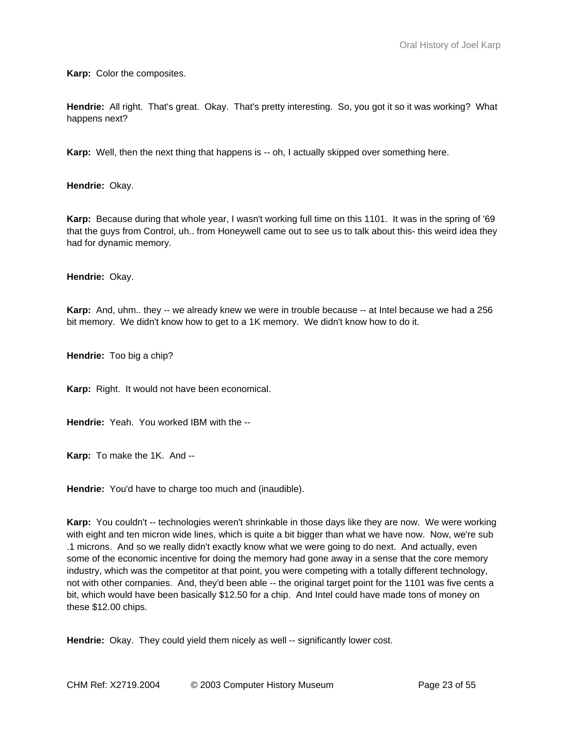**Karp:** Color the composites.

**Hendrie:** All right. That's great. Okay. That's pretty interesting. So, you got it so it was working? What happens next?

**Karp:** Well, then the next thing that happens is -- oh, I actually skipped over something here.

**Hendrie:** Okay.

**Karp:** Because during that whole year, I wasn't working full time on this 1101. It was in the spring of '69 that the guys from Control, uh.. from Honeywell came out to see us to talk about this- this weird idea they had for dynamic memory.

**Hendrie:** Okay.

**Karp:** And, uhm.. they -- we already knew we were in trouble because -- at Intel because we had a 256 bit memory. We didn't know how to get to a 1K memory. We didn't know how to do it.

**Hendrie:** Too big a chip?

**Karp:** Right. It would not have been economical.

**Hendrie:** Yeah. You worked IBM with the --

**Karp:** To make the 1K. And --

**Hendrie:** You'd have to charge too much and (inaudible).

**Karp:** You couldn't -- technologies weren't shrinkable in those days like they are now. We were working with eight and ten micron wide lines, which is quite a bit bigger than what we have now. Now, we're sub .1 microns. And so we really didn't exactly know what we were going to do next. And actually, even some of the economic incentive for doing the memory had gone away in a sense that the core memory industry, which was the competitor at that point, you were competing with a totally different technology, not with other companies. And, they'd been able -- the original target point for the 1101 was five cents a bit, which would have been basically $12.50 for a chip. And Intel could have made tons of money on these $12.00 chips.

**Hendrie:** Okay. They could yield them nicely as well -- significantly lower cost.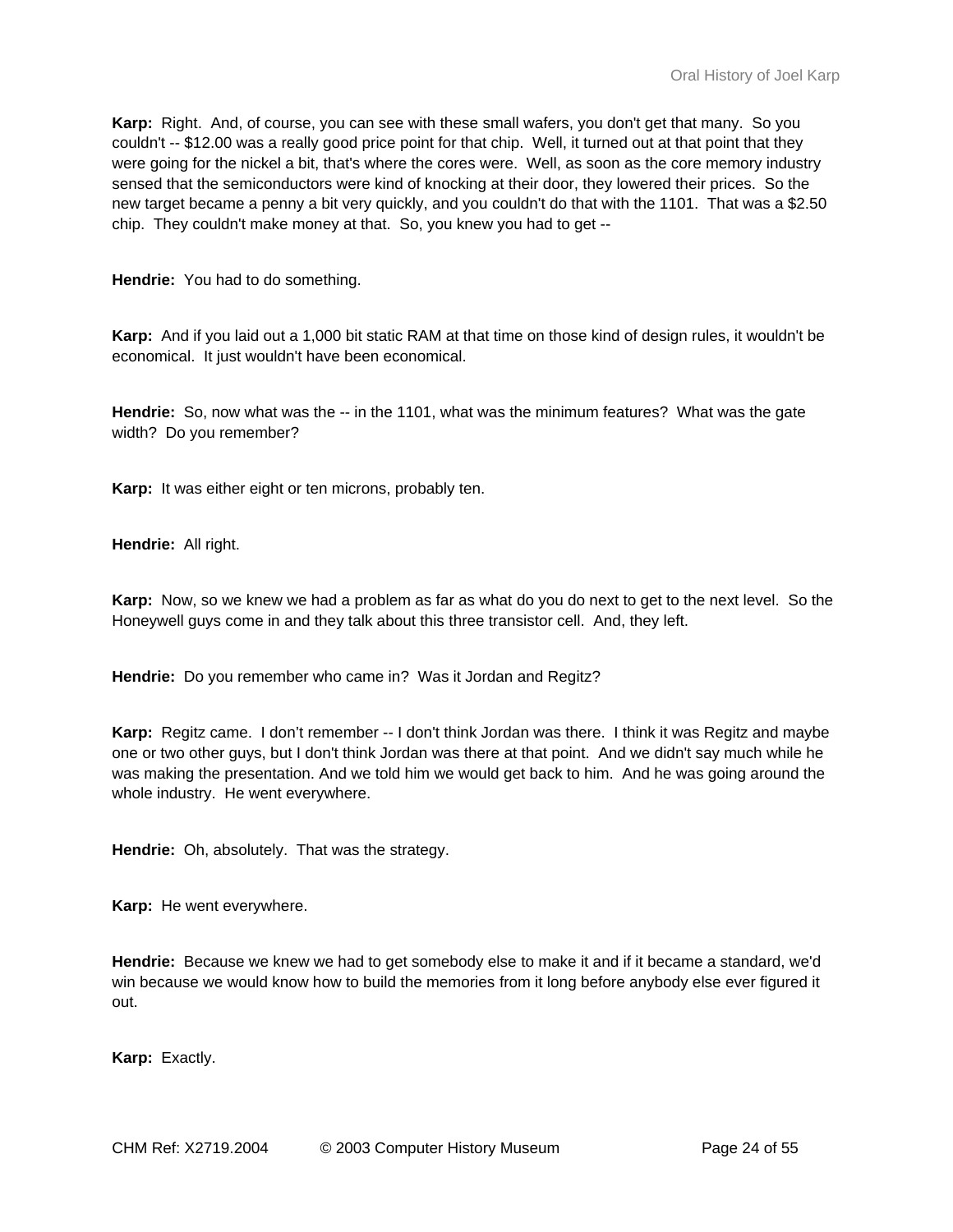**Karp:** Right. And, of course, you can see with these small wafers, you don't get that many. So you couldn't -- $12.00 was a really good price point for that chip. Well, it turned out at that point that they were going for the nickel a bit, that's where the cores were. Well, as soon as the core memory industry sensed that the semiconductors were kind of knocking at their door, they lowered their prices. So the new target became a penny a bit very quickly, and you couldn't do that with the 1101. That was a $2.50 chip. They couldn't make money at that. So, you knew you had to get --

**Hendrie:** You had to do something.

**Karp:** And if you laid out a 1,000 bit static RAM at that time on those kind of design rules, it wouldn't be economical. It just wouldn't have been economical.

**Hendrie:** So, now what was the -- in the 1101, what was the minimum features? What was the gate width? Do you remember?

**Karp:** It was either eight or ten microns, probably ten.

**Hendrie:** All right.

**Karp:** Now, so we knew we had a problem as far as what do you do next to get to the next level. So the Honeywell guys come in and they talk about this three transistor cell. And, they left.

**Hendrie:** Do you remember who came in? Was it Jordan and Regitz?

**Karp:** Regitz came. I don't remember -- I don't think Jordan was there. I think it was Regitz and maybe one or two other guys, but I don't think Jordan was there at that point. And we didn't say much while he was making the presentation. And we told him we would get back to him. And he was going around the whole industry. He went everywhere.

**Hendrie:** Oh, absolutely. That was the strategy.

**Karp:** He went everywhere.

**Hendrie:** Because we knew we had to get somebody else to make it and if it became a standard, we'd win because we would know how to build the memories from it long before anybody else ever figured it out.

**Karp:** Exactly.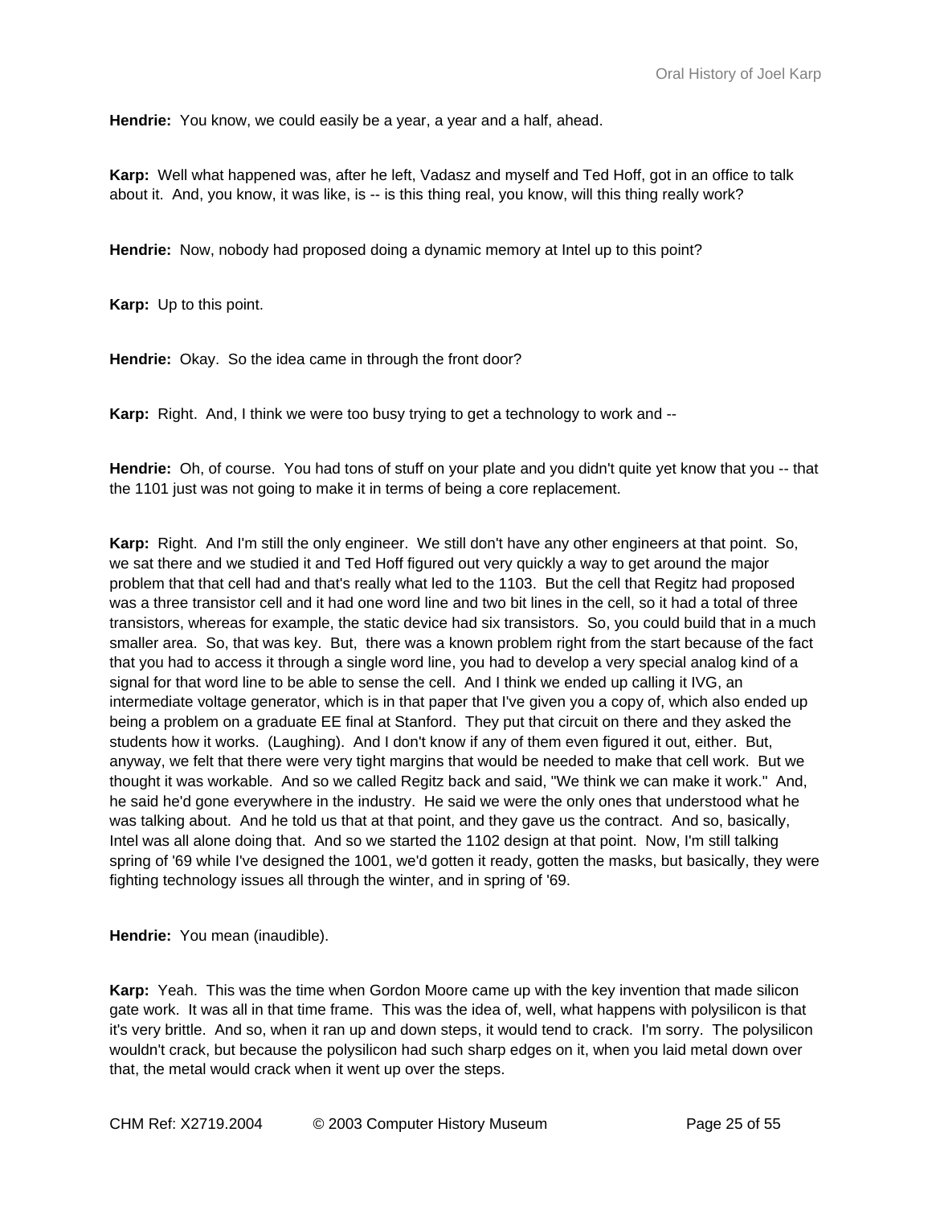**Hendrie:** You know, we could easily be a year, a year and a half, ahead.

**Karp:** Well what happened was, after he left, Vadasz and myself and Ted Hoff, got in an office to talk about it. And, you know, it was like, is -- is this thing real, you know, will this thing really work?

**Hendrie:** Now, nobody had proposed doing a dynamic memory at Intel up to this point?

**Karp:** Up to this point.

**Hendrie:** Okay. So the idea came in through the front door?

**Karp:** Right. And, I think we were too busy trying to get a technology to work and --

**Hendrie:** Oh, of course. You had tons of stuff on your plate and you didn't quite yet know that you -- that the 1101 just was not going to make it in terms of being a core replacement.

**Karp:** Right. And I'm still the only engineer. We still don't have any other engineers at that point. So, we sat there and we studied it and Ted Hoff figured out very quickly a way to get around the major problem that that cell had and that's really what led to the 1103. But the cell that Regitz had proposed was a three transistor cell and it had one word line and two bit lines in the cell, so it had a total of three transistors, whereas for example, the static device had six transistors. So, you could build that in a much smaller area. So, that was key. But, there was a known problem right from the start because of the fact that you had to access it through a single word line, you had to develop a very special analog kind of a signal for that word line to be able to sense the cell. And I think we ended up calling it IVG, an intermediate voltage generator, which is in that paper that I've given you a copy of, which also ended up being a problem on a graduate EE final at Stanford. They put that circuit on there and they asked the students how it works. (Laughing). And I don't know if any of them even figured it out, either. But, anyway, we felt that there were very tight margins that would be needed to make that cell work. But we thought it was workable. And so we called Regitz back and said, "We think we can make it work." And, he said he'd gone everywhere in the industry. He said we were the only ones that understood what he was talking about. And he told us that at that point, and they gave us the contract. And so, basically, Intel was all alone doing that. And so we started the 1102 design at that point. Now, I'm still talking spring of '69 while I've designed the 1001, we'd gotten it ready, gotten the masks, but basically, they were fighting technology issues all through the winter, and in spring of '69.

**Hendrie:** You mean (inaudible).

**Karp:** Yeah. This was the time when Gordon Moore came up with the key invention that made silicon gate work. It was all in that time frame. This was the idea of, well, what happens with polysilicon is that it's very brittle. And so, when it ran up and down steps, it would tend to crack. I'm sorry. The polysilicon wouldn't crack, but because the polysilicon had such sharp edges on it, when you laid metal down over that, the metal would crack when it went up over the steps.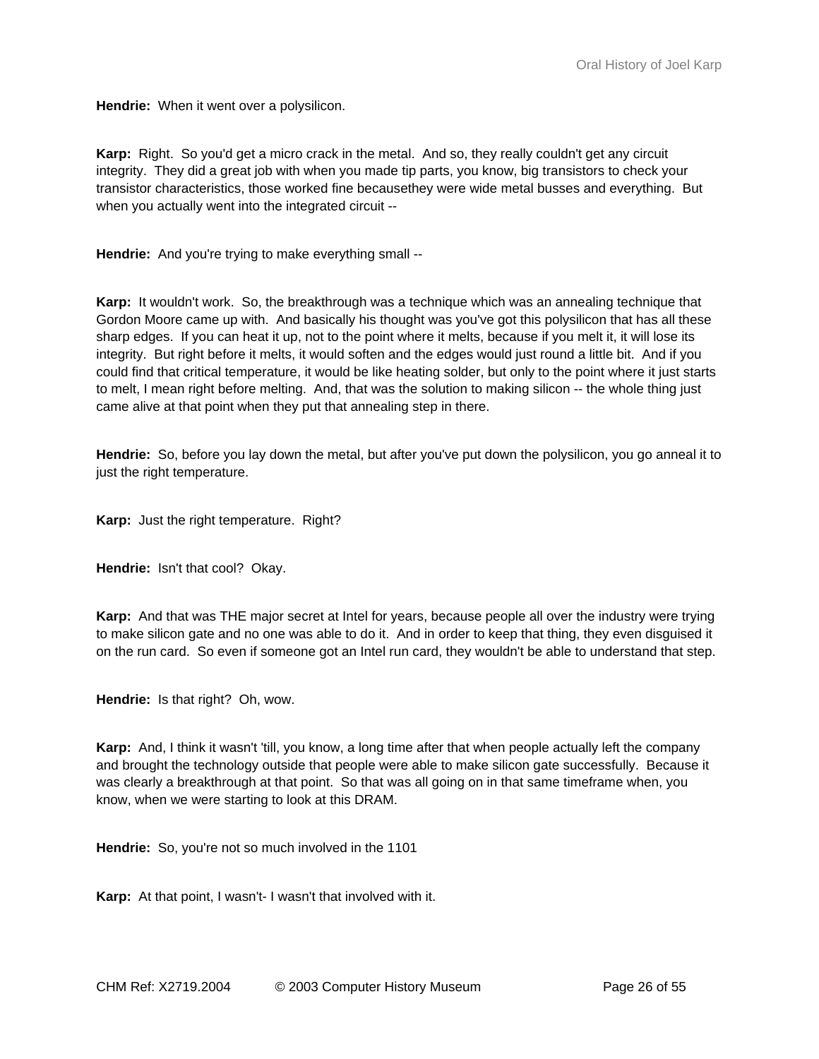**Hendrie:** When it went over a polysilicon.

**Karp:** Right. So you'd get a micro crack in the metal. And so, they really couldn't get any circuit integrity. They did a great job with when you made tip parts, you know, big transistors to check your transistor characteristics, those worked fine becausethey were wide metal busses and everything. But when you actually went into the integrated circuit --

**Hendrie:** And you're trying to make everything small --

**Karp:** It wouldn't work. So, the breakthrough was a technique which was an annealing technique that Gordon Moore came up with. And basically his thought was you've got this polysilicon that has all these sharp edges. If you can heat it up, not to the point where it melts, because if you melt it, it will lose its integrity. But right before it melts, it would soften and the edges would just round a little bit. And if you could find that critical temperature, it would be like heating solder, but only to the point where it just starts to melt, I mean right before melting. And, that was the solution to making silicon -- the whole thing just came alive at that point when they put that annealing step in there.

**Hendrie:** So, before you lay down the metal, but after you've put down the polysilicon, you go anneal it to just the right temperature.

**Karp:** Just the right temperature. Right?

**Hendrie:** Isn't that cool? Okay.

**Karp:** And that was THE major secret at Intel for years, because people all over the industry were trying to make silicon gate and no one was able to do it. And in order to keep that thing, they even disguised it on the run card. So even if someone got an Intel run card, they wouldn't be able to understand that step.

**Hendrie:** Is that right? Oh, wow.

**Karp:** And, I think it wasn't 'till, you know, a long time after that when people actually left the company and brought the technology outside that people were able to make silicon gate successfully. Because it was clearly a breakthrough at that point. So that was all going on in that same timeframe when, you know, when we were starting to look at this DRAM.

**Hendrie:** So, you're not so much involved in the 1101

**Karp:** At that point, I wasn't- I wasn't that involved with it.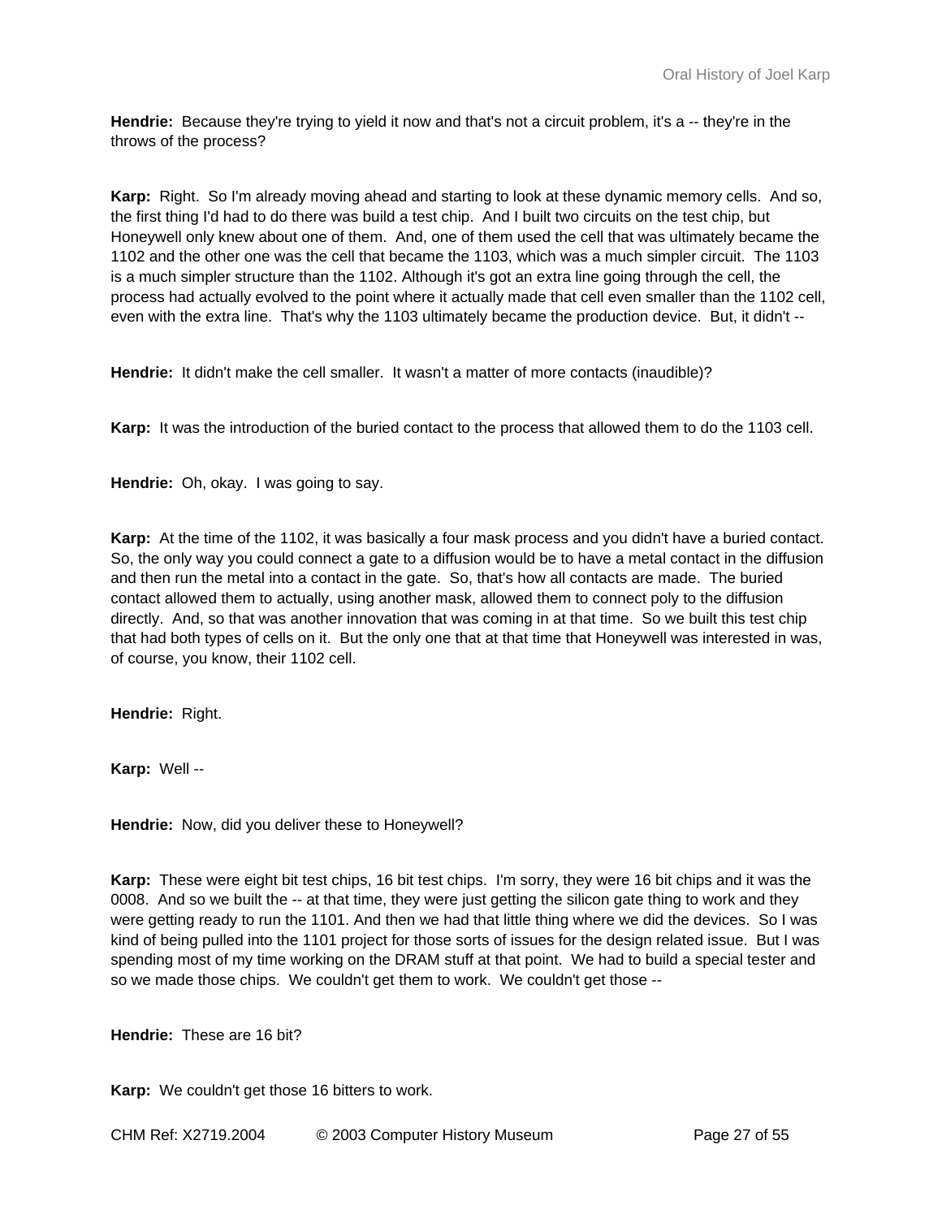**Hendrie:** Because they're trying to yield it now and that's not a circuit problem, it's a -- they're in the throws of the process?

**Karp:** Right. So I'm already moving ahead and starting to look at these dynamic memory cells. And so, the first thing I'd had to do there was build a test chip. And I built two circuits on the test chip, but Honeywell only knew about one of them. And, one of them used the cell that was ultimately became the 1102 and the other one was the cell that became the 1103, which was a much simpler circuit. The 1103 is a much simpler structure than the 1102. Although it's got an extra line going through the cell, the process had actually evolved to the point where it actually made that cell even smaller than the 1102 cell, even with the extra line. That's why the 1103 ultimately became the production device. But, it didn't --

**Hendrie:** It didn't make the cell smaller. It wasn't a matter of more contacts (inaudible)?

**Karp:** It was the introduction of the buried contact to the process that allowed them to do the 1103 cell.

**Hendrie:** Oh, okay. I was going to say.

**Karp:** At the time of the 1102, it was basically a four mask process and you didn't have a buried contact. So, the only way you could connect a gate to a diffusion would be to have a metal contact in the diffusion and then run the metal into a contact in the gate. So, that's how all contacts are made. The buried contact allowed them to actually, using another mask, allowed them to connect poly to the diffusion directly. And, so that was another innovation that was coming in at that time. So we built this test chip that had both types of cells on it. But the only one that at that time that Honeywell was interested in was, of course, you know, their 1102 cell.

**Hendrie:** Right.

**Karp:** Well --

**Hendrie:** Now, did you deliver these to Honeywell?

**Karp:** These were eight bit test chips, 16 bit test chips. I'm sorry, they were 16 bit chips and it was the 0008. And so we built the -- at that time, they were just getting the silicon gate thing to work and they were getting ready to run the 1101. And then we had that little thing where we did the devices. So I was kind of being pulled into the 1101 project for those sorts of issues for the design related issue. But I was spending most of my time working on the DRAM stuff at that point. We had to build a special tester and so we made those chips. We couldn't get them to work. We couldn't get those --

**Hendrie:** These are 16 bit?

**Karp:** We couldn't get those 16 bitters to work.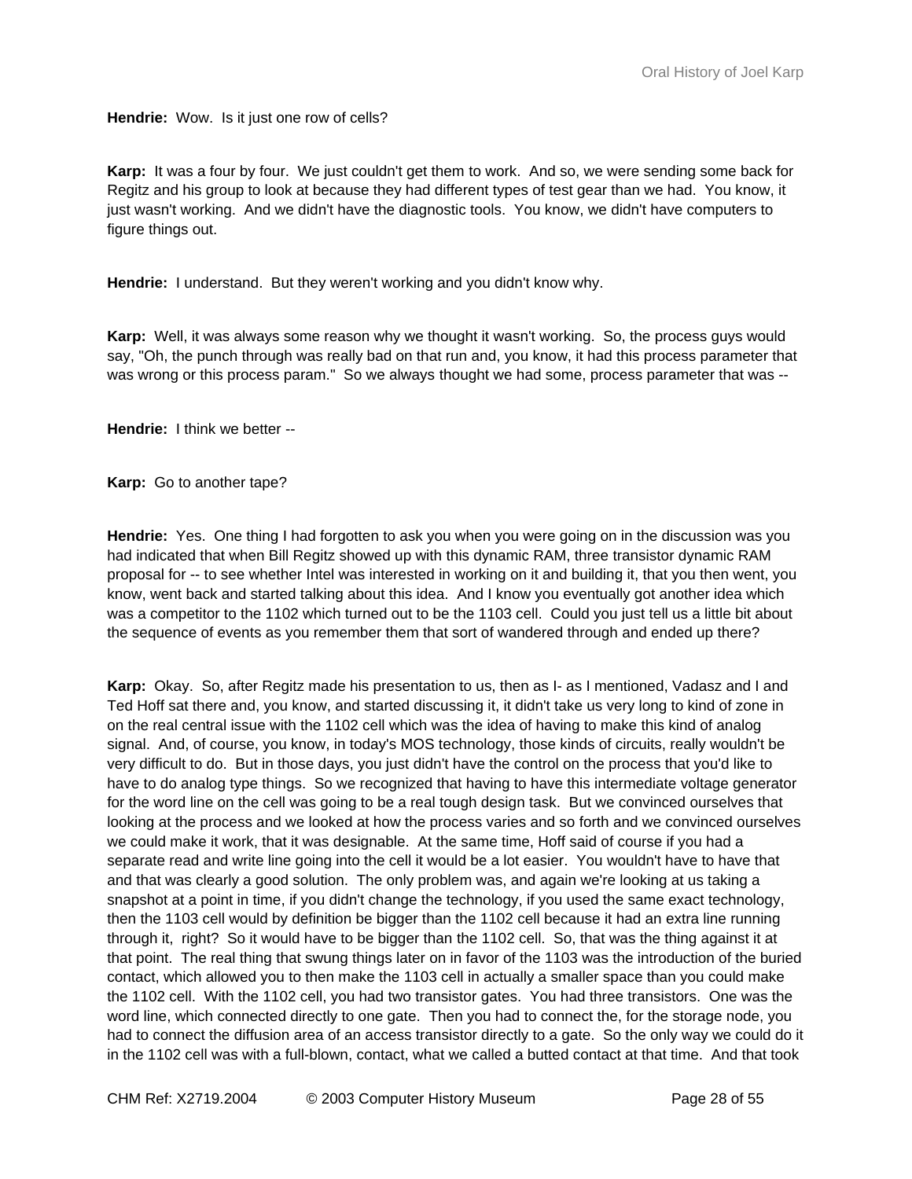**Hendrie:** Wow. Is it just one row of cells?

**Karp:** It was a four by four. We just couldn't get them to work. And so, we were sending some back for Regitz and his group to look at because they had different types of test gear than we had. You know, it just wasn't working. And we didn't have the diagnostic tools. You know, we didn't have computers to figure things out.

**Hendrie:** I understand. But they weren't working and you didn't know why.

**Karp:** Well, it was always some reason why we thought it wasn't working. So, the process guys would say, "Oh, the punch through was really bad on that run and, you know, it had this process parameter that was wrong or this process param." So we always thought we had some, process parameter that was --

**Hendrie:** I think we better --

**Karp:** Go to another tape?

**Hendrie:** Yes. One thing I had forgotten to ask you when you were going on in the discussion was you had indicated that when Bill Regitz showed up with this dynamic RAM, three transistor dynamic RAM proposal for -- to see whether Intel was interested in working on it and building it, that you then went, you know, went back and started talking about this idea. And I know you eventually got another idea which was a competitor to the 1102 which turned out to be the 1103 cell. Could you just tell us a little bit about the sequence of events as you remember them that sort of wandered through and ended up there?

**Karp:** Okay. So, after Regitz made his presentation to us, then as I- as I mentioned, Vadasz and I and Ted Hoff sat there and, you know, and started discussing it, it didn't take us very long to kind of zone in on the real central issue with the 1102 cell which was the idea of having to make this kind of analog signal. And, of course, you know, in today's MOS technology, those kinds of circuits, really wouldn't be very difficult to do. But in those days, you just didn't have the control on the process that you'd like to have to do analog type things. So we recognized that having to have this intermediate voltage generator for the word line on the cell was going to be a real tough design task. But we convinced ourselves that looking at the process and we looked at how the process varies and so forth and we convinced ourselves we could make it work, that it was designable. At the same time, Hoff said of course if you had a separate read and write line going into the cell it would be a lot easier. You wouldn't have to have that and that was clearly a good solution. The only problem was, and again we're looking at us taking a snapshot at a point in time, if you didn't change the technology, if you used the same exact technology, then the 1103 cell would by definition be bigger than the 1102 cell because it had an extra line running through it, right? So it would have to be bigger than the 1102 cell. So, that was the thing against it at that point. The real thing that swung things later on in favor of the 1103 was the introduction of the buried contact, which allowed you to then make the 1103 cell in actually a smaller space than you could make the 1102 cell. With the 1102 cell, you had two transistor gates. You had three transistors. One was the word line, which connected directly to one gate. Then you had to connect the, for the storage node, you had to connect the diffusion area of an access transistor directly to a gate. So the only way we could do it in the 1102 cell was with a full-blown, contact, what we called a butted contact at that time. And that took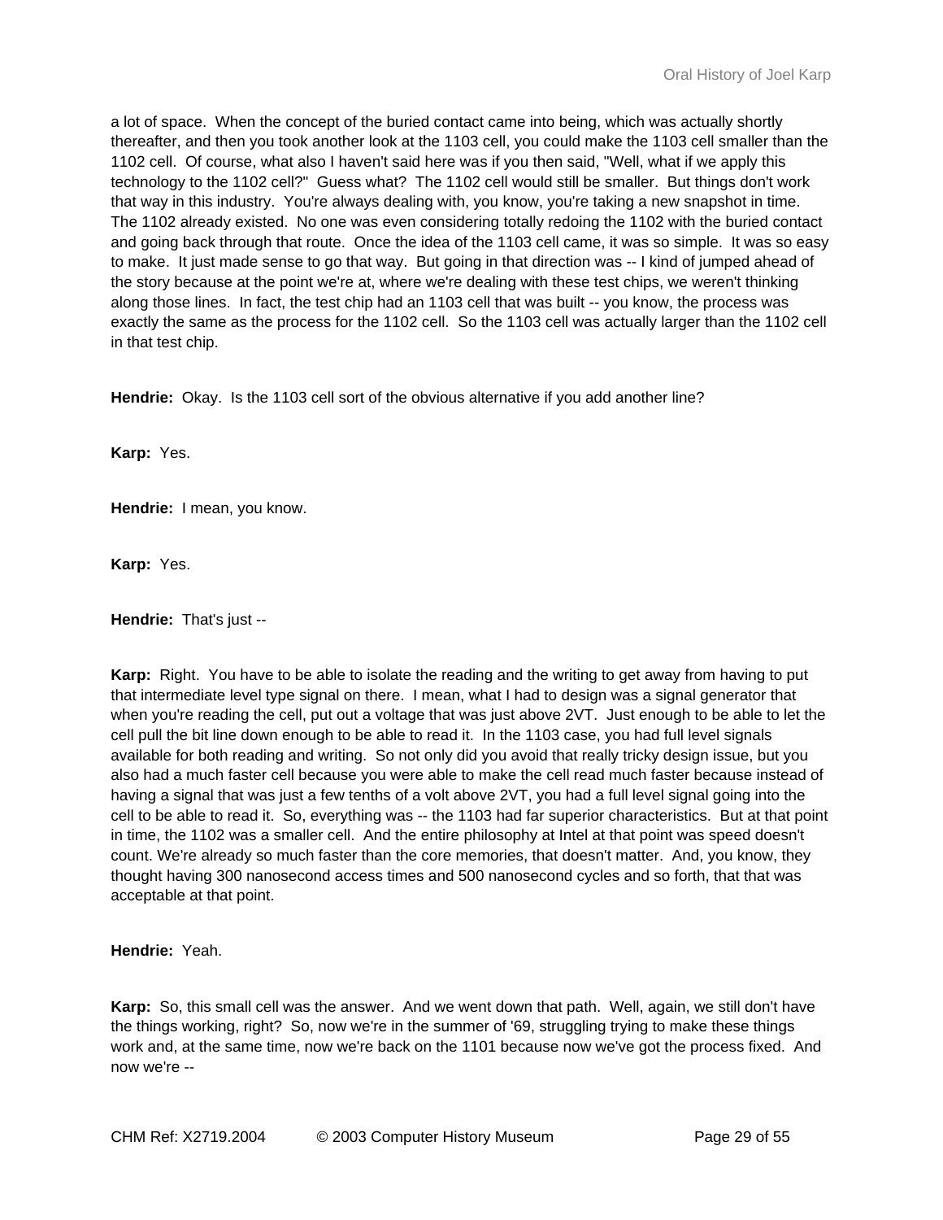a lot of space. When the concept of the buried contact came into being, which was actually shortly thereafter, and then you took another look at the 1103 cell, you could make the 1103 cell smaller than the 1102 cell. Of course, what also I haven't said here was if you then said, "Well, what if we apply this technology to the 1102 cell?" Guess what? The 1102 cell would still be smaller. But things don't work that way in this industry. You're always dealing with, you know, you're taking a new snapshot in time. The 1102 already existed. No one was even considering totally redoing the 1102 with the buried contact and going back through that route. Once the idea of the 1103 cell came, it was so simple. It was so easy to make. It just made sense to go that way. But going in that direction was -- I kind of jumped ahead of the story because at the point we're at, where we're dealing with these test chips, we weren't thinking along those lines. In fact, the test chip had an 1103 cell that was built -- you know, the process was exactly the same as the process for the 1102 cell. So the 1103 cell was actually larger than the 1102 cell in that test chip.

**Hendrie:** Okay. Is the 1103 cell sort of the obvious alternative if you add another line?

**Karp:** Yes.

**Hendrie:** I mean, you know.

**Karp:** Yes.

**Hendrie:** That's just --

**Karp:** Right. You have to be able to isolate the reading and the writing to get away from having to put that intermediate level type signal on there. I mean, what I had to design was a signal generator that when you're reading the cell, put out a voltage that was just above 2VT. Just enough to be able to let the cell pull the bit line down enough to be able to read it. In the 1103 case, you had full level signals available for both reading and writing. So not only did you avoid that really tricky design issue, but you also had a much faster cell because you were able to make the cell read much faster because instead of having a signal that was just a few tenths of a volt above 2VT, you had a full level signal going into the cell to be able to read it. So, everything was -- the 1103 had far superior characteristics. But at that point in time, the 1102 was a smaller cell. And the entire philosophy at Intel at that point was speed doesn't count. We're already so much faster than the core memories, that doesn't matter. And, you know, they thought having 300 nanosecond access times and 500 nanosecond cycles and so forth, that that was acceptable at that point.

**Hendrie:** Yeah.

**Karp:** So, this small cell was the answer. And we went down that path. Well, again, we still don't have the things working, right? So, now we're in the summer of '69, struggling trying to make these things work and, at the same time, now we're back on the 1101 because now we've got the process fixed. And now we're --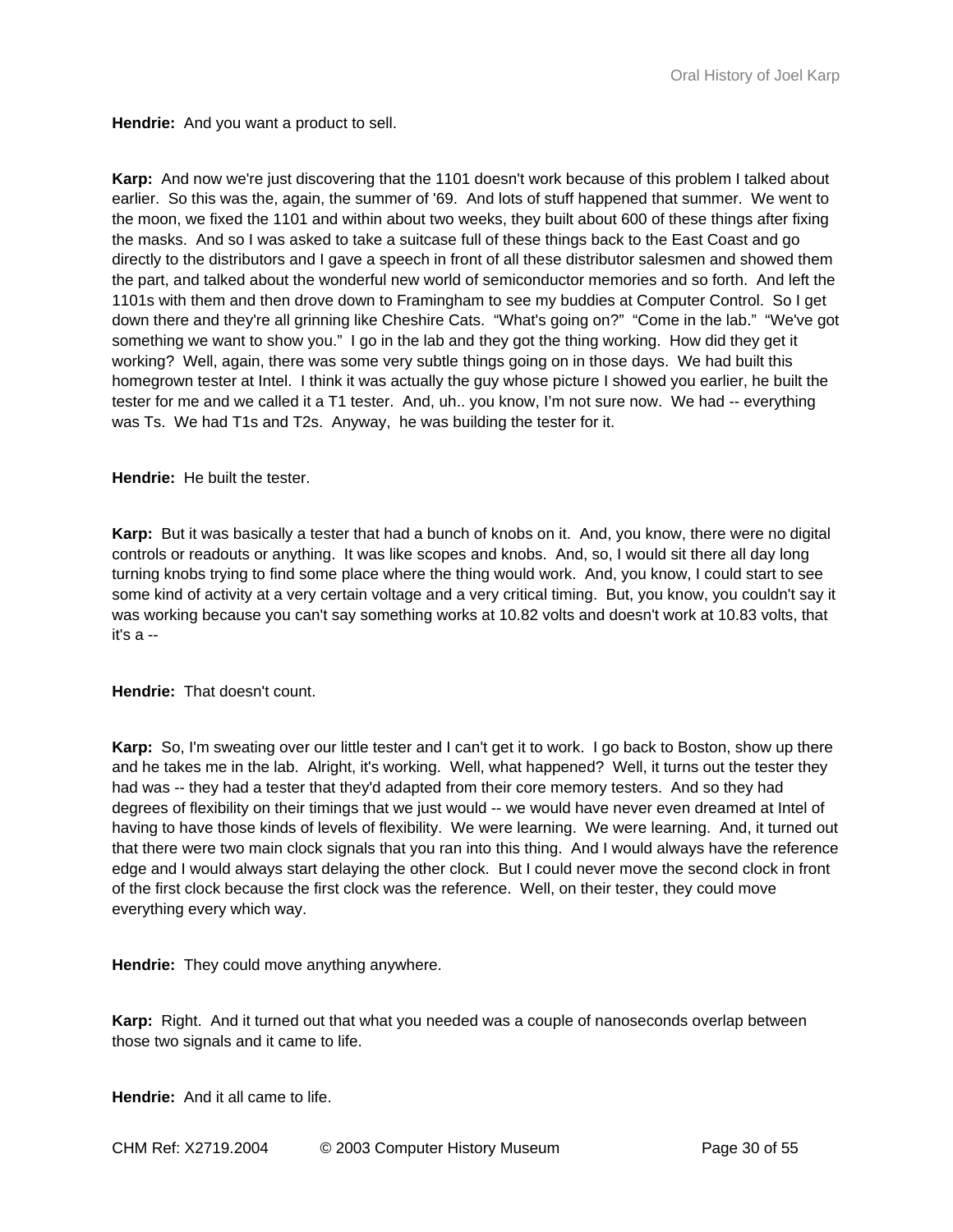**Hendrie:** And you want a product to sell.

**Karp:** And now we're just discovering that the 1101 doesn't work because of this problem I talked about earlier. So this was the, again, the summer of '69. And lots of stuff happened that summer. We went to the moon, we fixed the 1101 and within about two weeks, they built about 600 of these things after fixing the masks. And so I was asked to take a suitcase full of these things back to the East Coast and go directly to the distributors and I gave a speech in front of all these distributor salesmen and showed them the part, and talked about the wonderful new world of semiconductor memories and so forth. And left the 1101s with them and then drove down to Framingham to see my buddies at Computer Control. So I get down there and they're all grinning like Cheshire Cats. "What's going on?" "Come in the lab." "We've got something we want to show you." I go in the lab and they got the thing working. How did they get it working? Well, again, there was some very subtle things going on in those days. We had built this homegrown tester at Intel. I think it was actually the guy whose picture I showed you earlier, he built the tester for me and we called it a T1 tester. And, uh.. you know, I'm not sure now. We had -- everything was Ts. We had T1s and T2s. Anyway, he was building the tester for it.

**Hendrie:** He built the tester.

**Karp:** But it was basically a tester that had a bunch of knobs on it. And, you know, there were no digital controls or readouts or anything. It was like scopes and knobs. And, so, I would sit there all day long turning knobs trying to find some place where the thing would work. And, you know, I could start to see some kind of activity at a very certain voltage and a very critical timing. But, you know, you couldn't say it was working because you can't say something works at 10.82 volts and doesn't work at 10.83 volts, that it's a --

**Hendrie:** That doesn't count.

**Karp:** So, I'm sweating over our little tester and I can't get it to work. I go back to Boston, show up there and he takes me in the lab. Alright, it's working. Well, what happened? Well, it turns out the tester they had was -- they had a tester that they'd adapted from their core memory testers. And so they had degrees of flexibility on their timings that we just would -- we would have never even dreamed at Intel of having to have those kinds of levels of flexibility. We were learning. We were learning. And, it turned out that there were two main clock signals that you ran into this thing. And I would always have the reference edge and I would always start delaying the other clock. But I could never move the second clock in front of the first clock because the first clock was the reference. Well, on their tester, they could move everything every which way.

**Hendrie:** They could move anything anywhere.

**Karp:** Right. And it turned out that what you needed was a couple of nanoseconds overlap between those two signals and it came to life.

**Hendrie:** And it all came to life.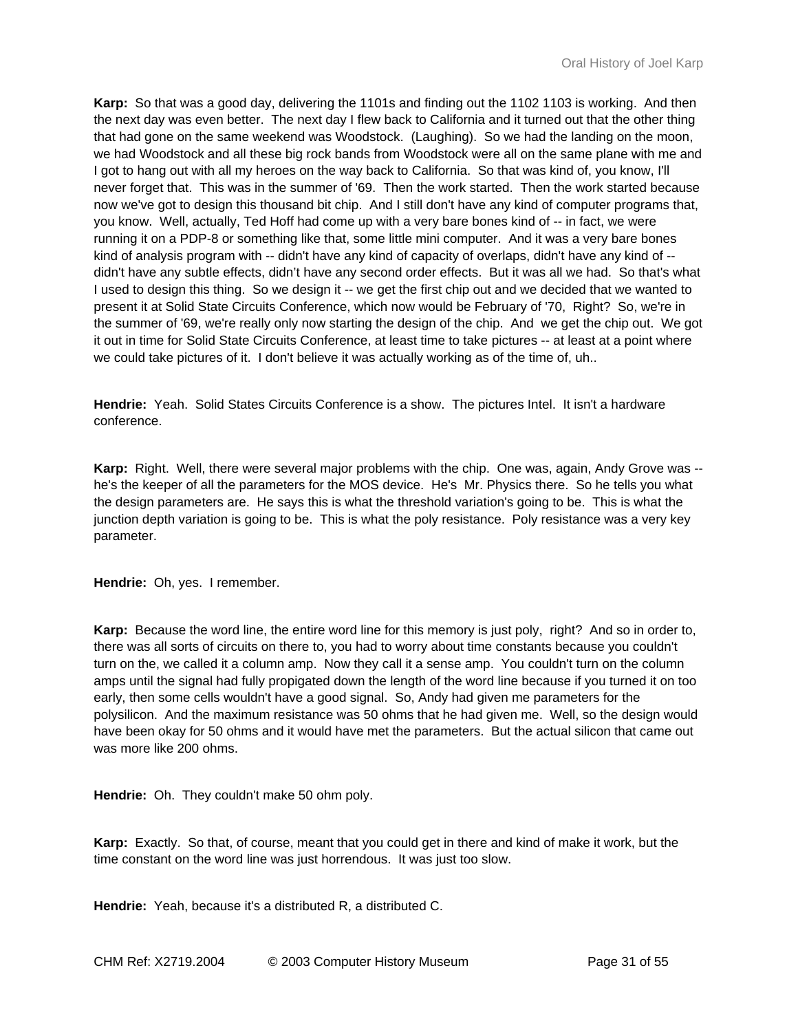**Karp:** So that was a good day, delivering the 1101s and finding out the 1102 1103 is working. And then the next day was even better. The next day I flew back to California and it turned out that the other thing that had gone on the same weekend was Woodstock. (Laughing). So we had the landing on the moon, we had Woodstock and all these big rock bands from Woodstock were all on the same plane with me and I got to hang out with all my heroes on the way back to California. So that was kind of, you know, I'll never forget that. This was in the summer of '69. Then the work started. Then the work started because now we've got to design this thousand bit chip. And I still don't have any kind of computer programs that, you know. Well, actually, Ted Hoff had come up with a very bare bones kind of -- in fact, we were running it on a PDP-8 or something like that, some little mini computer. And it was a very bare bones kind of analysis program with -- didn't have any kind of capacity of overlaps, didn't have any kind of -- didn't have any subtle effects, didn't have any second order effects. But it was all we had. So that's what I used to design this thing. So we design it -- we get the first chip out and we decided that we wanted to present it at Solid State Circuits Conference, which now would be February of '70, Right? So, we're in the summer of '69, we're really only now starting the design of the chip. And we get the chip out. We got it out in time for Solid State Circuits Conference, at least time to take pictures -- at least at a point where we could take pictures of it. I don't believe it was actually working as of the time of, uh..

**Hendrie:** Yeah. Solid States Circuits Conference is a show. The pictures Intel. It isn't a hardware conference.

**Karp:** Right. Well, there were several major problems with the chip. One was, again, Andy Grove was -- he's the keeper of all the parameters for the MOS device. He's Mr. Physics there. So he tells you what the design parameters are. He says this is what the threshold variation's going to be. This is what the junction depth variation is going to be. This is what the poly resistance. Poly resistance was a very key parameter.

**Hendrie:** Oh, yes. I remember.

**Karp:** Because the word line, the entire word line for this memory is just poly, right? And so in order to, there was all sorts of circuits on there to, you had to worry about time constants because you couldn't turn on the, we called it a column amp. Now they call it a sense amp. You couldn't turn on the column amps until the signal had fully propigated down the length of the word line because if you turned it on too early, then some cells wouldn't have a good signal. So, Andy had given me parameters for the polysilicon. And the maximum resistance was 50 ohms that he had given me. Well, so the design would have been okay for 50 ohms and it would have met the parameters. But the actual silicon that came out was more like 200 ohms.

**Hendrie:** Oh. They couldn't make 50 ohm poly.

**Karp:** Exactly. So that, of course, meant that you could get in there and kind of make it work, but the time constant on the word line was just horrendous. It was just too slow.

**Hendrie:** Yeah, because it's a distributed R, a distributed C.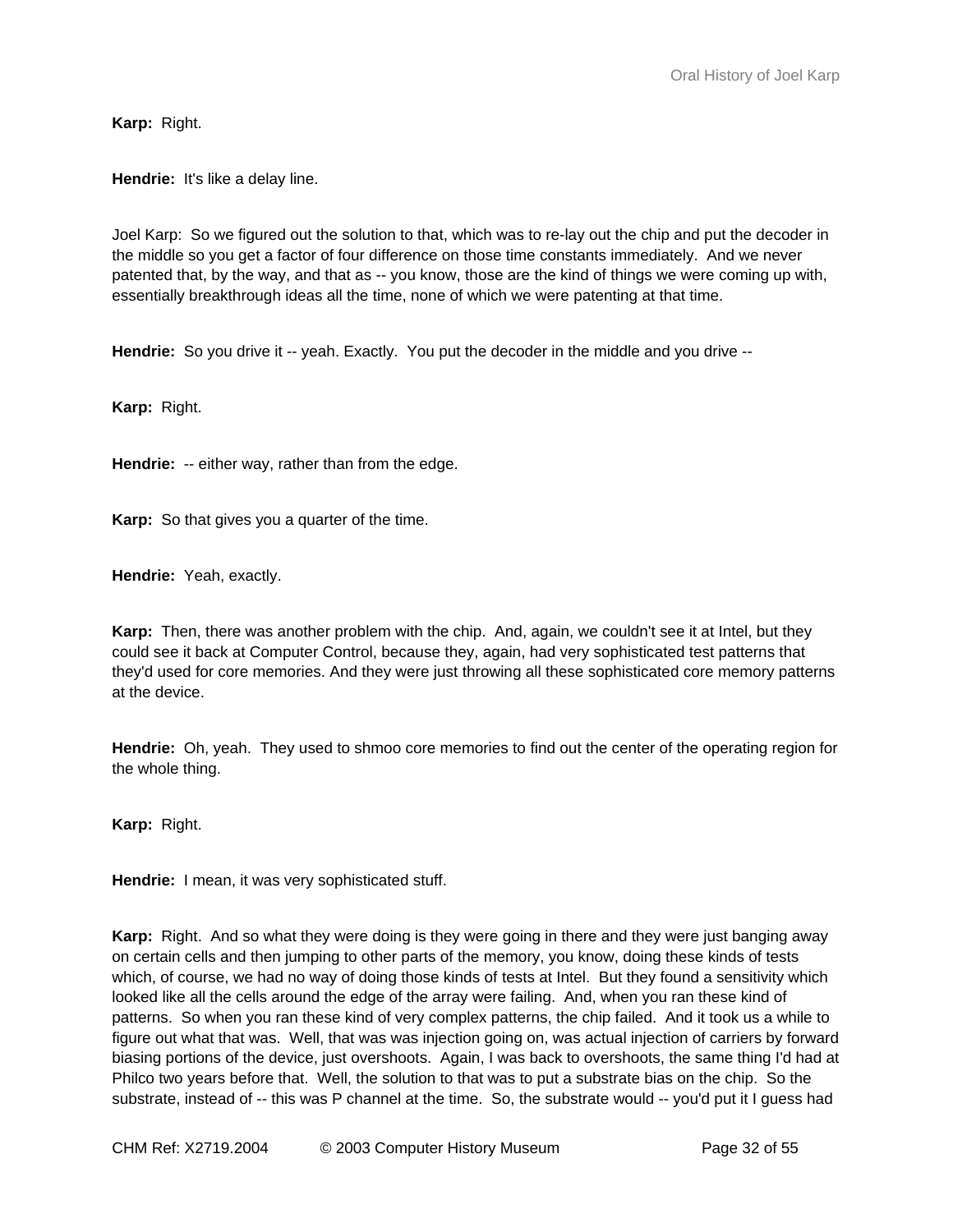**Karp:** Right.

**Hendrie:** It's like a delay line.

Joel Karp: So we figured out the solution to that, which was to re-lay out the chip and put the decoder in the middle so you get a factor of four difference on those time constants immediately. And we never patented that, by the way, and that as -- you know, those are the kind of things we were coming up with, essentially breakthrough ideas all the time, none of which we were patenting at that time.

**Hendrie:** So you drive it -- yeah. Exactly. You put the decoder in the middle and you drive --

**Karp:** Right.

**Hendrie:** -- either way, rather than from the edge.

**Karp:** So that gives you a quarter of the time.

**Hendrie:** Yeah, exactly.

**Karp:** Then, there was another problem with the chip. And, again, we couldn't see it at Intel, but they could see it back at Computer Control, because they, again, had very sophisticated test patterns that they'd used for core memories. And they were just throwing all these sophisticated core memory patterns at the device.

**Hendrie:** Oh, yeah. They used to shmoo core memories to find out the center of the operating region for the whole thing.

**Karp:** Right.

**Hendrie:** I mean, it was very sophisticated stuff.

**Karp:** Right. And so what they were doing is they were going in there and they were just banging away on certain cells and then jumping to other parts of the memory, you know, doing these kinds of tests which, of course, we had no way of doing those kinds of tests at Intel. But they found a sensitivity which looked like all the cells around the edge of the array were failing. And, when you ran these kind of patterns. So when you ran these kind of very complex patterns, the chip failed. And it took us a while to figure out what that was. Well, that was was injection going on, was actual injection of carriers by forward biasing portions of the device, just overshoots. Again, I was back to overshoots, the same thing I'd had at Philco two years before that. Well, the solution to that was to put a substrate bias on the chip. So the substrate, instead of -- this was P channel at the time. So, the substrate would -- you'd put it I guess had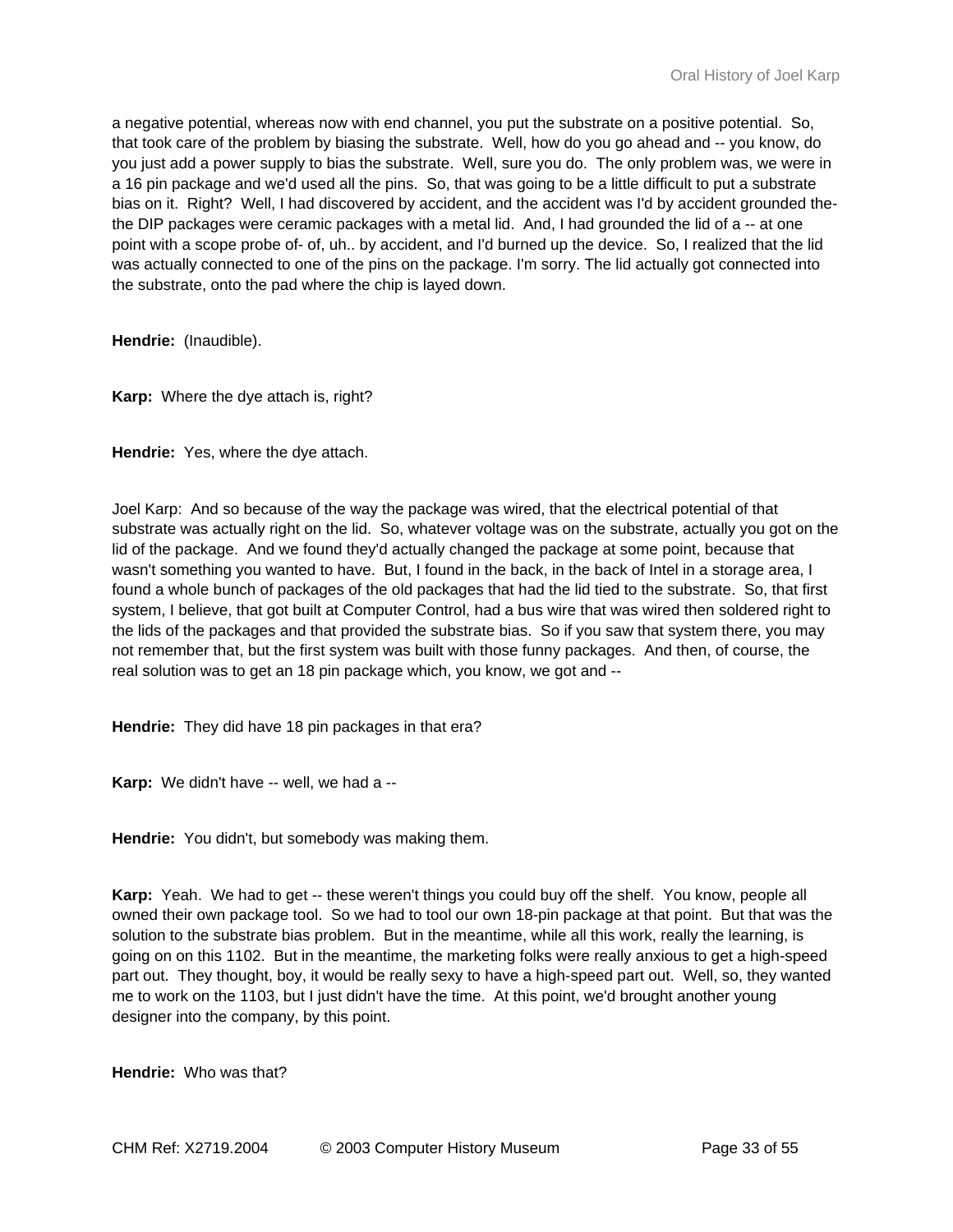a negative potential, whereas now with end channel, you put the substrate on a positive potential. So, that took care of the problem by biasing the substrate. Well, how do you go ahead and -- you know, do you just add a power supply to bias the substrate. Well, sure you do. The only problem was, we were in a 16 pin package and we'd used all the pins. So, that was going to be a little difficult to put a substrate bias on it. Right? Well, I had discovered by accident, and the accident was I'd by accident grounded the- the DIP packages were ceramic packages with a metal lid. And, I had grounded the lid of a -- at one point with a scope probe of- of, uh.. by accident, and I'd burned up the device. So, I realized that the lid was actually connected to one of the pins on the package. I'm sorry. The lid actually got connected into the substrate, onto the pad where the chip is layed down.

**Hendrie:** (Inaudible).

**Karp:** Where the dye attach is, right?

**Hendrie:** Yes, where the dye attach.

Joel Karp: And so because of the way the package was wired, that the electrical potential of that substrate was actually right on the lid. So, whatever voltage was on the substrate, actually you got on the lid of the package. And we found they'd actually changed the package at some point, because that wasn't something you wanted to have. But, I found in the back, in the back of Intel in a storage area, I found a whole bunch of packages of the old packages that had the lid tied to the substrate. So, that first system, I believe, that got built at Computer Control, had a bus wire that was wired then soldered right to the lids of the packages and that provided the substrate bias. So if you saw that system there, you may not remember that, but the first system was built with those funny packages. And then, of course, the real solution was to get an 18 pin package which, you know, we got and --

**Hendrie:** They did have 18 pin packages in that era?

**Karp:** We didn't have -- well, we had a --

**Hendrie:** You didn't, but somebody was making them.

**Karp:** Yeah. We had to get -- these weren't things you could buy off the shelf. You know, people all owned their own package tool. So we had to tool our own 18-pin package at that point. But that was the solution to the substrate bias problem. But in the meantime, while all this work, really the learning, is going on on this 1102. But in the meantime, the marketing folks were really anxious to get a high-speed part out. They thought, boy, it would be really sexy to have a high-speed part out. Well, so, they wanted me to work on the 1103, but I just didn't have the time. At this point, we'd brought another young designer into the company, by this point.

**Hendrie:** Who was that?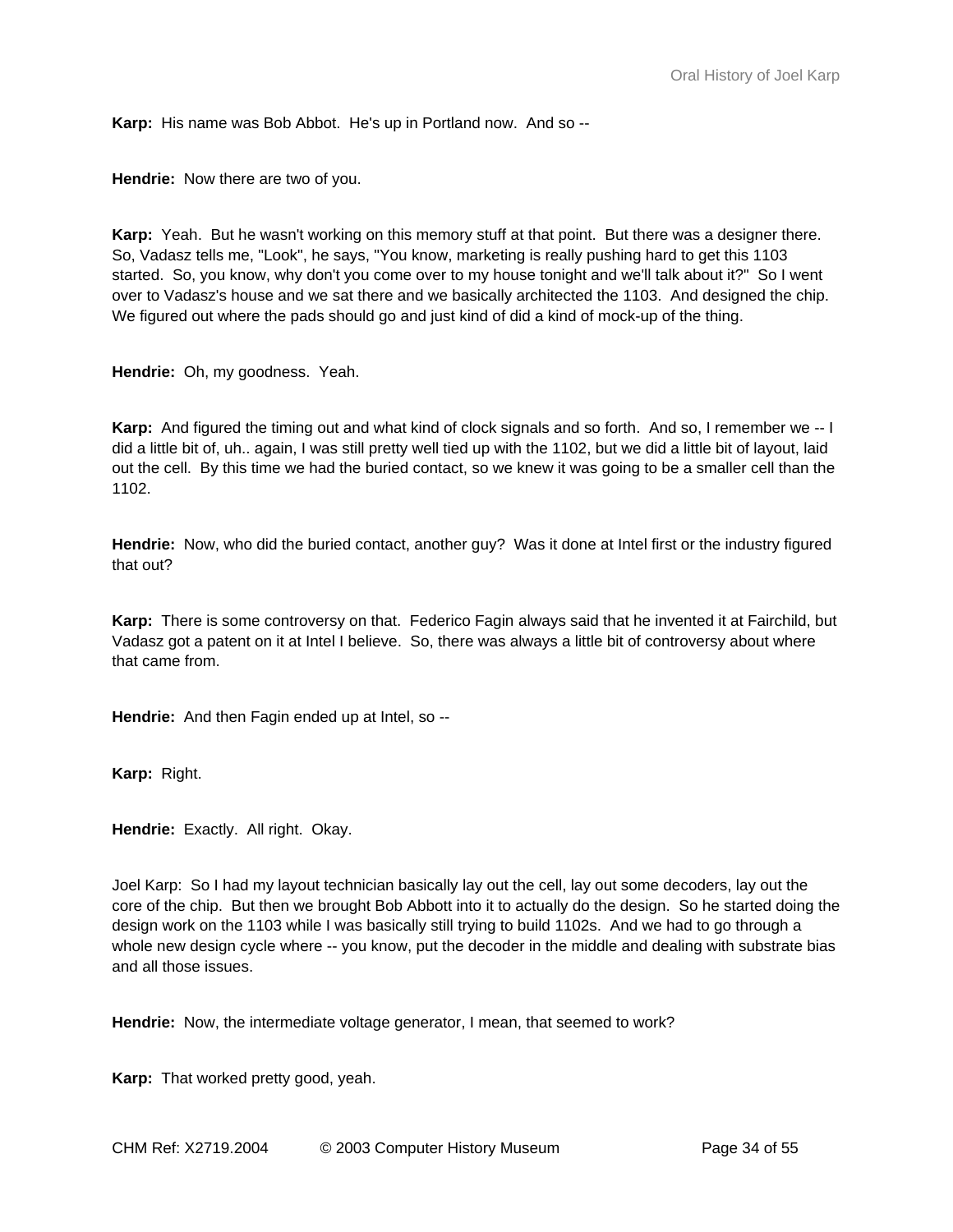**Karp:** His name was Bob Abbot. He's up in Portland now. And so --

**Hendrie:** Now there are two of you.

**Karp:** Yeah. But he wasn't working on this memory stuff at that point. But there was a designer there. So, Vadasz tells me, "Look", he says, "You know, marketing is really pushing hard to get this 1103 started. So, you know, why don't you come over to my house tonight and we'll talk about it?" So I went over to Vadasz's house and we sat there and we basically architected the 1103. And designed the chip. We figured out where the pads should go and just kind of did a kind of mock-up of the thing.

**Hendrie:** Oh, my goodness. Yeah.

**Karp:** And figured the timing out and what kind of clock signals and so forth. And so, I remember we -- I did a little bit of, uh.. again, I was still pretty well tied up with the 1102, but we did a little bit of layout, laid out the cell. By this time we had the buried contact, so we knew it was going to be a smaller cell than the 1102.

**Hendrie:** Now, who did the buried contact, another guy? Was it done at Intel first or the industry figured that out?

**Karp:** There is some controversy on that. Federico Fagin always said that he invented it at Fairchild, but Vadasz got a patent on it at Intel I believe. So, there was always a little bit of controversy about where that came from.

**Hendrie:** And then Fagin ended up at Intel, so --

**Karp:** Right.

**Hendrie:** Exactly. All right. Okay.

Joel Karp: So I had my layout technician basically lay out the cell, lay out some decoders, lay out the core of the chip. But then we brought Bob Abbott into it to actually do the design. So he started doing the design work on the 1103 while I was basically still trying to build 1102s. And we had to go through a whole new design cycle where -- you know, put the decoder in the middle and dealing with substrate bias and all those issues.

**Hendrie:** Now, the intermediate voltage generator, I mean, that seemed to work?

**Karp:** That worked pretty good, yeah.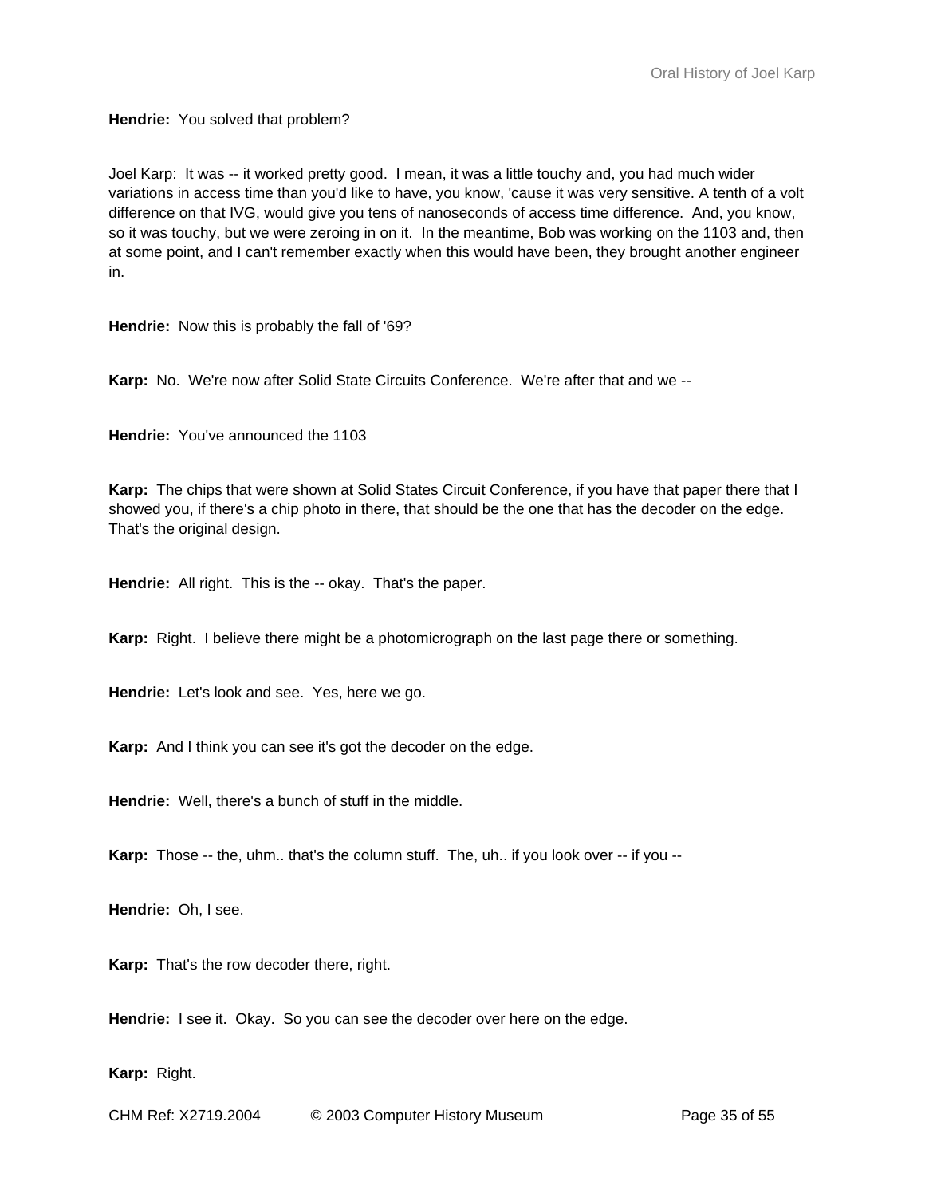**Hendrie:** You solved that problem?

Joel Karp: It was -- it worked pretty good. I mean, it was a little touchy and, you had much wider variations in access time than you'd like to have, you know, 'cause it was very sensitive. A tenth of a volt difference on that IVG, would give you tens of nanoseconds of access time difference. And, you know, so it was touchy, but we were zeroing in on it. In the meantime, Bob was working on the 1103 and, then at some point, and I can't remember exactly when this would have been, they brought another engineer in.

**Hendrie:** Now this is probably the fall of '69?

**Karp:** No. We're now after Solid State Circuits Conference. We're after that and we --

**Hendrie:** You've announced the 1103

**Karp:** The chips that were shown at Solid States Circuit Conference, if you have that paper there that I showed you, if there's a chip photo in there, that should be the one that has the decoder on the edge. That's the original design.

**Hendrie:** All right. This is the -- okay. That's the paper.

**Karp:** Right. I believe there might be a photomicrograph on the last page there or something.

**Hendrie:** Let's look and see. Yes, here we go.

**Karp:** And I think you can see it's got the decoder on the edge.

**Hendrie:** Well, there's a bunch of stuff in the middle.

**Karp:** Those -- the, uhm.. that's the column stuff. The, uh.. if you look over -- if you --

**Hendrie:** Oh, I see.

**Karp:** That's the row decoder there, right.

**Hendrie:** I see it. Okay. So you can see the decoder over here on the edge.

**Karp:** Right.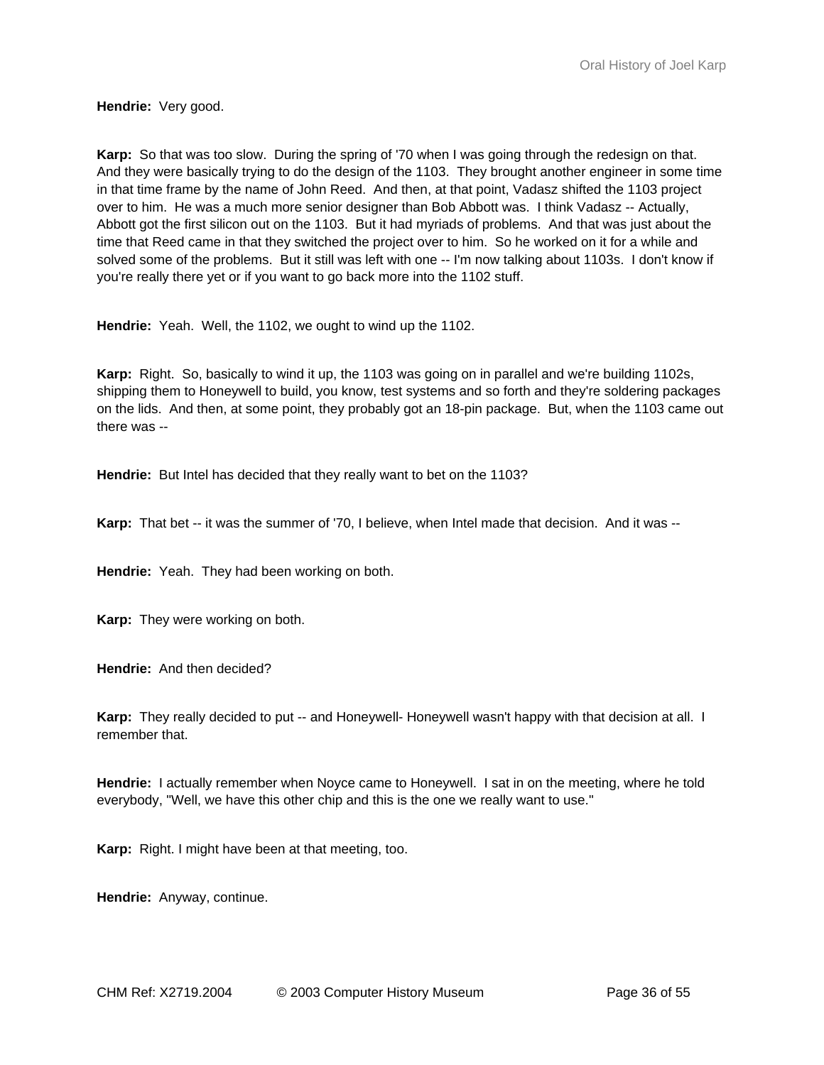**Hendrie:** Very good.

**Karp:** So that was too slow. During the spring of '70 when I was going through the redesign on that. And they were basically trying to do the design of the 1103. They brought another engineer in some time in that time frame by the name of John Reed. And then, at that point, Vadasz shifted the 1103 project over to him. He was a much more senior designer than Bob Abbott was. I think Vadasz -- Actually, Abbott got the first silicon out on the 1103. But it had myriads of problems. And that was just about the time that Reed came in that they switched the project over to him. So he worked on it for a while and solved some of the problems. But it still was left with one -- I'm now talking about 1103s. I don't know if you're really there yet or if you want to go back more into the 1102 stuff.

**Hendrie:** Yeah. Well, the 1102, we ought to wind up the 1102.

**Karp:** Right. So, basically to wind it up, the 1103 was going on in parallel and we're building 1102s, shipping them to Honeywell to build, you know, test systems and so forth and they're soldering packages on the lids. And then, at some point, they probably got an 18-pin package. But, when the 1103 came out there was --

**Hendrie:** But Intel has decided that they really want to bet on the 1103?

**Karp:** That bet -- it was the summer of '70, I believe, when Intel made that decision. And it was --

**Hendrie:** Yeah. They had been working on both.

**Karp:** They were working on both.

**Hendrie:** And then decided?

**Karp:** They really decided to put -- and Honeywell- Honeywell wasn't happy with that decision at all. I remember that.

**Hendrie:** I actually remember when Noyce came to Honeywell. I sat in on the meeting, where he told everybody, "Well, we have this other chip and this is the one we really want to use."

**Karp:** Right. I might have been at that meeting, too.

**Hendrie:** Anyway, continue.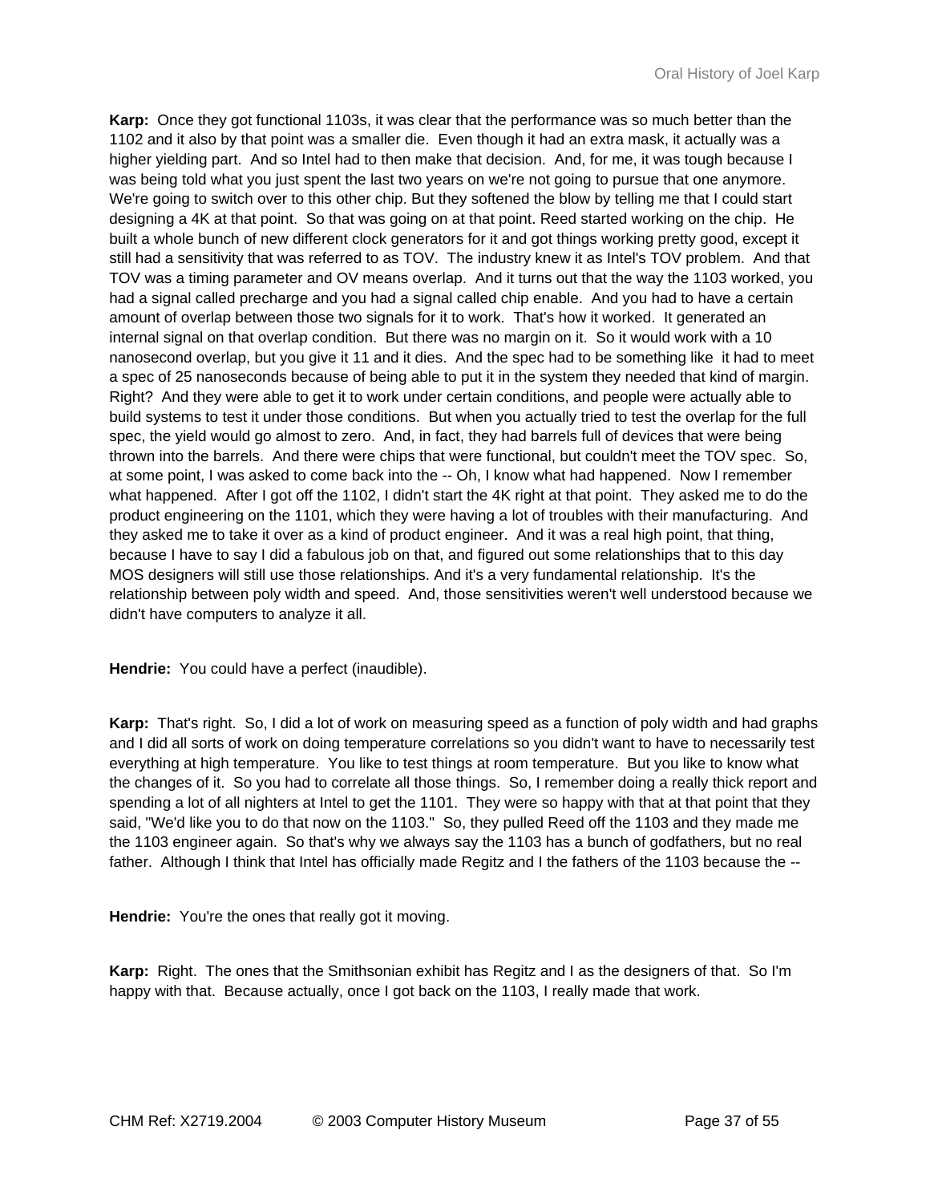**Karp:** Once they got functional 1103s, it was clear that the performance was so much better than the 1102 and it also by that point was a smaller die. Even though it had an extra mask, it actually was a higher yielding part. And so Intel had to then make that decision. And, for me, it was tough because I was being told what you just spent the last two years on we're not going to pursue that one anymore. We're going to switch over to this other chip. But they softened the blow by telling me that I could start designing a 4K at that point. So that was going on at that point. Reed started working on the chip. He built a whole bunch of new different clock generators for it and got things working pretty good, except it still had a sensitivity that was referred to as TOV. The industry knew it as Intel's TOV problem. And that TOV was a timing parameter and OV means overlap. And it turns out that the way the 1103 worked, you had a signal called precharge and you had a signal called chip enable. And you had to have a certain amount of overlap between those two signals for it to work. That's how it worked. It generated an internal signal on that overlap condition. But there was no margin on it. So it would work with a 10 nanosecond overlap, but you give it 11 and it dies. And the spec had to be something like it had to meet a spec of 25 nanoseconds because of being able to put it in the system they needed that kind of margin. Right? And they were able to get it to work under certain conditions, and people were actually able to build systems to test it under those conditions. But when you actually tried to test the overlap for the full spec, the yield would go almost to zero. And, in fact, they had barrels full of devices that were being thrown into the barrels. And there were chips that were functional, but couldn't meet the TOV spec. So, at some point, I was asked to come back into the -- Oh, I know what had happened. Now I remember what happened. After I got off the 1102, I didn't start the 4K right at that point. They asked me to do the product engineering on the 1101, which they were having a lot of troubles with their manufacturing. And they asked me to take it over as a kind of product engineer. And it was a real high point, that thing, because I have to say I did a fabulous job on that, and figured out some relationships that to this day MOS designers will still use those relationships. And it's a very fundamental relationship. It's the relationship between poly width and speed. And, those sensitivities weren't well understood because we didn't have computers to analyze it all.

**Hendrie:** You could have a perfect (inaudible).

**Karp:** That's right. So, I did a lot of work on measuring speed as a function of poly width and had graphs and I did all sorts of work on doing temperature correlations so you didn't want to have to necessarily test everything at high temperature. You like to test things at room temperature. But you like to know what the changes of it. So you had to correlate all those things. So, I remember doing a really thick report and spending a lot of all nighters at Intel to get the 1101. They were so happy with that at that point that they said, "We'd like you to do that now on the 1103." So, they pulled Reed off the 1103 and they made me the 1103 engineer again. So that's why we always say the 1103 has a bunch of godfathers, but no real father. Although I think that Intel has officially made Regitz and I the fathers of the 1103 because the --

**Hendrie:** You're the ones that really got it moving.

**Karp:** Right. The ones that the Smithsonian exhibit has Regitz and I as the designers of that. So I'm happy with that. Because actually, once I got back on the 1103, I really made that work.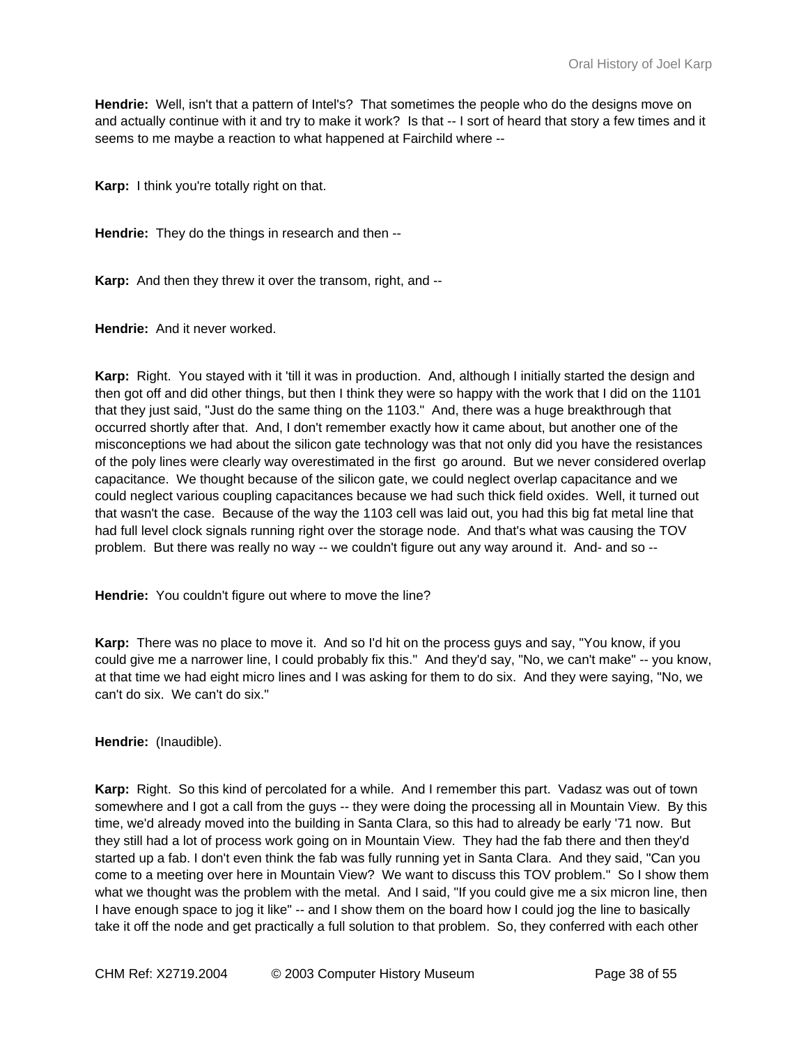**Hendrie:** Well, isn't that a pattern of Intel's? That sometimes the people who do the designs move on and actually continue with it and try to make it work? Is that -- I sort of heard that story a few times and it seems to me maybe a reaction to what happened at Fairchild where --

**Karp:** I think you're totally right on that.

**Hendrie:** They do the things in research and then --

**Karp:** And then they threw it over the transom, right, and --

**Hendrie:** And it never worked.

**Karp:** Right. You stayed with it 'till it was in production. And, although I initially started the design and then got off and did other things, but then I think they were so happy with the work that I did on the 1101 that they just said, "Just do the same thing on the 1103." And, there was a huge breakthrough that occurred shortly after that. And, I don't remember exactly how it came about, but another one of the misconceptions we had about the silicon gate technology was that not only did you have the resistances of the poly lines were clearly way overestimated in the first go around. But we never considered overlap capacitance. We thought because of the silicon gate, we could neglect overlap capacitance and we could neglect various coupling capacitances because we had such thick field oxides. Well, it turned out that wasn't the case. Because of the way the 1103 cell was laid out, you had this big fat metal line that had full level clock signals running right over the storage node. And that's what was causing the TOV problem. But there was really no way -- we couldn't figure out any way around it. And- and so --

**Hendrie:** You couldn't figure out where to move the line?

**Karp:** There was no place to move it. And so I'd hit on the process guys and say, "You know, if you could give me a narrower line, I could probably fix this." And they'd say, "No, we can't make" -- you know, at that time we had eight micro lines and I was asking for them to do six. And they were saying, "No, we can't do six. We can't do six."

**Hendrie:** (Inaudible).

**Karp:** Right. So this kind of percolated for a while. And I remember this part. Vadasz was out of town somewhere and I got a call from the guys -- they were doing the processing all in Mountain View. By this time, we'd already moved into the building in Santa Clara, so this had to already be early '71 now. But they still had a lot of process work going on in Mountain View. They had the fab there and then they'd started up a fab. I don't even think the fab was fully running yet in Santa Clara. And they said, "Can you come to a meeting over here in Mountain View? We want to discuss this TOV problem." So I show them what we thought was the problem with the metal. And I said, "If you could give me a six micron line, then I have enough space to jog it like" -- and I show them on the board how I could jog the line to basically take it off the node and get practically a full solution to that problem. So, they conferred with each other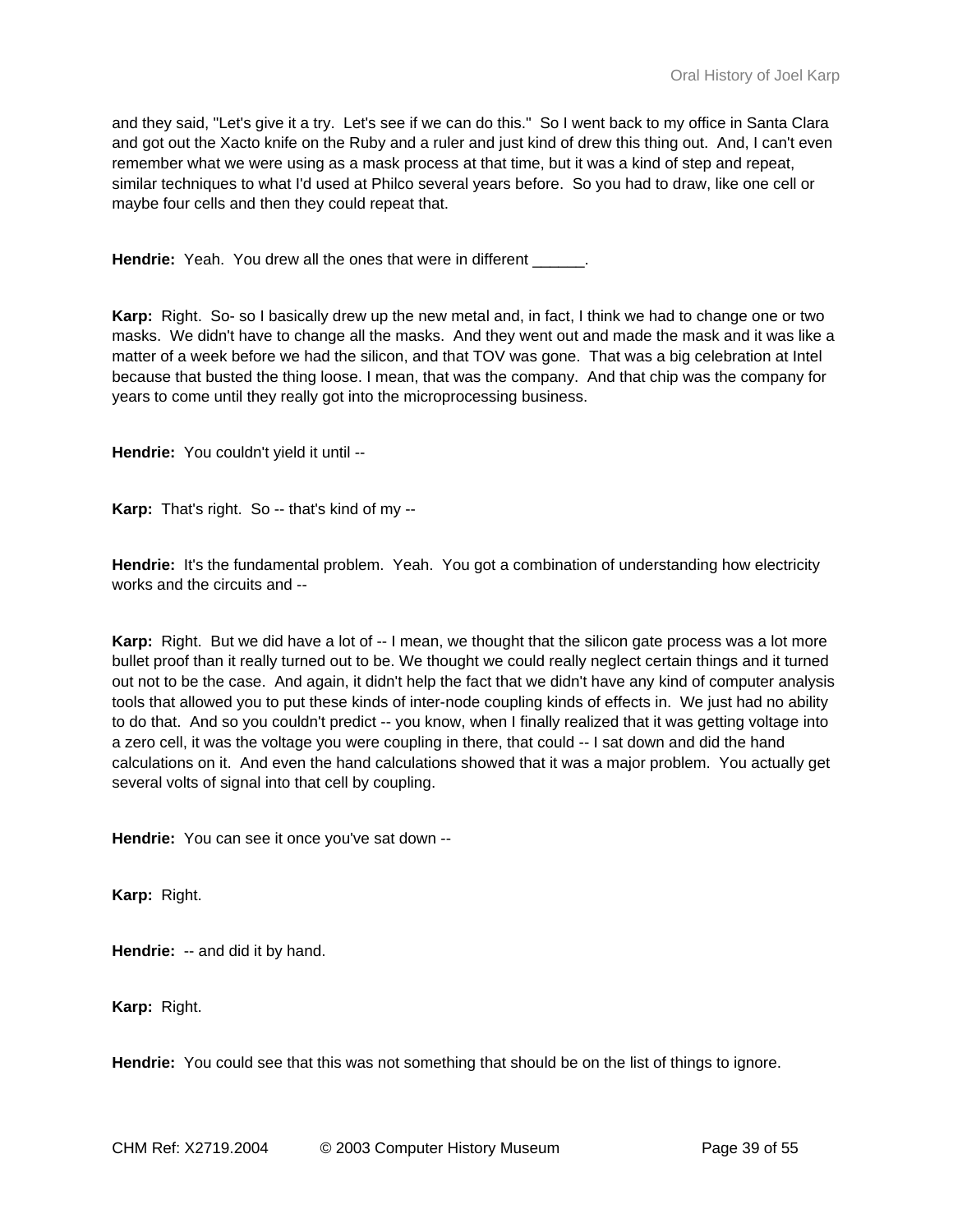and they said, "Let's give it a try. Let's see if we can do this." So I went back to my office in Santa Clara and got out the Xacto knife on the Ruby and a ruler and just kind of drew this thing out. And, I can't even remember what we were using as a mask process at that time, but it was a kind of step and repeat, similar techniques to what I'd used at Philco several years before. So you had to draw, like one cell or maybe four cells and then they could repeat that.

**Hendrie:** Yeah. You drew all the ones that were in different ______.

**Karp:** Right. So- so I basically drew up the new metal and, in fact, I think we had to change one or two masks. We didn't have to change all the masks. And they went out and made the mask and it was like a matter of a week before we had the silicon, and that TOV was gone. That was a big celebration at Intel because that busted the thing loose. I mean, that was the company. And that chip was the company for years to come until they really got into the microprocessing business.

**Hendrie:** You couldn't yield it until --

**Karp:** That's right. So -- that's kind of my --

**Hendrie:** It's the fundamental problem. Yeah. You got a combination of understanding how electricity works and the circuits and --

**Karp:** Right. But we did have a lot of -- I mean, we thought that the silicon gate process was a lot more bullet proof than it really turned out to be. We thought we could really neglect certain things and it turned out not to be the case. And again, it didn't help the fact that we didn't have any kind of computer analysis tools that allowed you to put these kinds of inter-node coupling kinds of effects in. We just had no ability to do that. And so you couldn't predict -- you know, when I finally realized that it was getting voltage into a zero cell, it was the voltage you were coupling in there, that could -- I sat down and did the hand calculations on it. And even the hand calculations showed that it was a major problem. You actually get several volts of signal into that cell by coupling.

**Hendrie:** You can see it once you've sat down --

**Karp:** Right.

**Hendrie:** -- and did it by hand.

**Karp:** Right.

**Hendrie:** You could see that this was not something that should be on the list of things to ignore.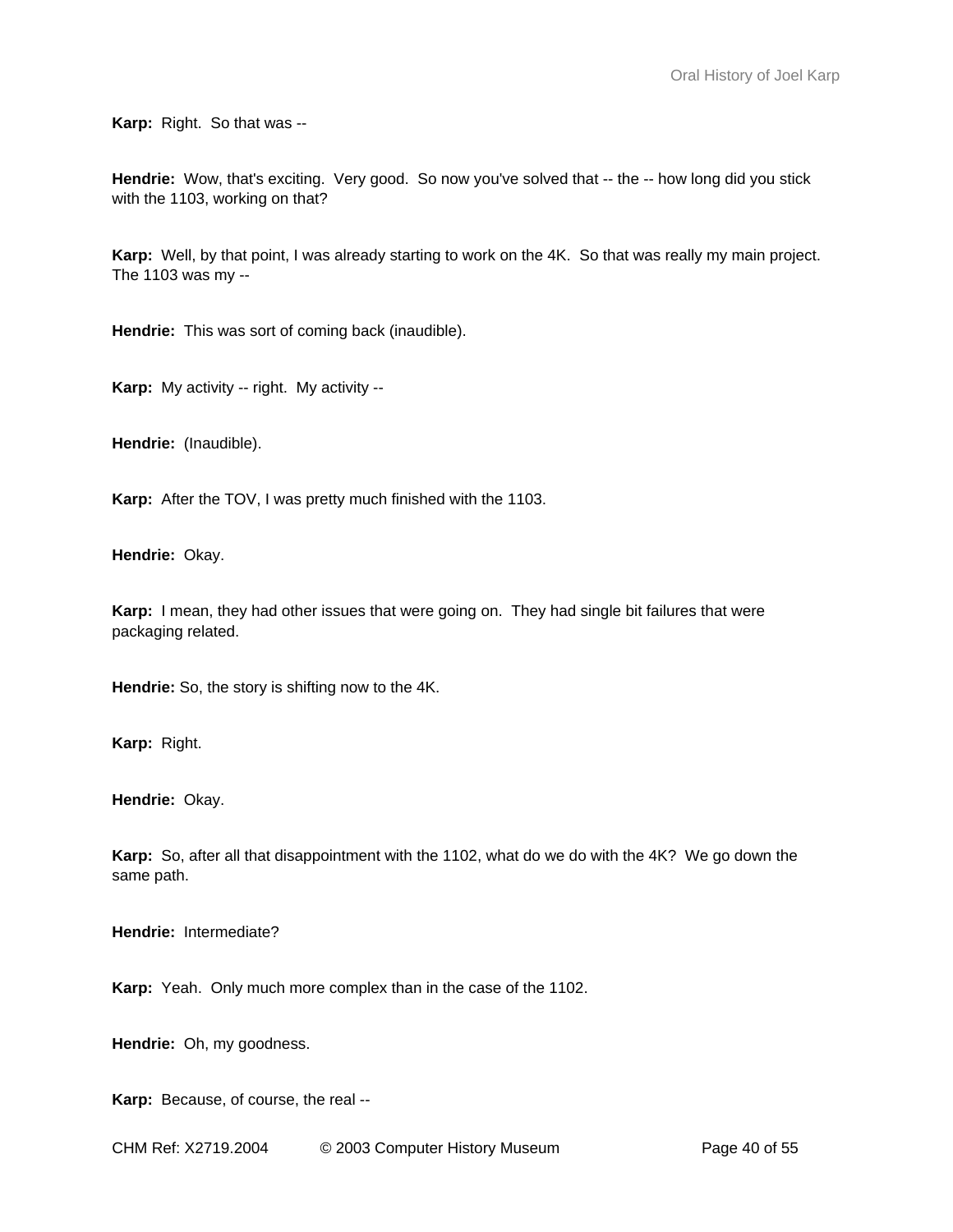**Karp:** Right. So that was --

**Hendrie:** Wow, that's exciting. Very good. So now you've solved that -- the -- how long did you stick with the 1103, working on that?

**Karp:** Well, by that point, I was already starting to work on the 4K. So that was really my main project. The 1103 was my --

**Hendrie:** This was sort of coming back (inaudible).

**Karp:** My activity -- right. My activity --

**Hendrie:** (Inaudible).

**Karp:** After the TOV, I was pretty much finished with the 1103.

**Hendrie:** Okay.

**Karp:** I mean, they had other issues that were going on. They had single bit failures that were packaging related.

**Hendrie:** So, the story is shifting now to the 4K.

**Karp:** Right.

**Hendrie:** Okay.

**Karp:** So, after all that disappointment with the 1102, what do we do with the 4K? We go down the same path.

**Hendrie:** Intermediate?

**Karp:** Yeah. Only much more complex than in the case of the 1102.

**Hendrie:** Oh, my goodness.

**Karp:** Because, of course, the real --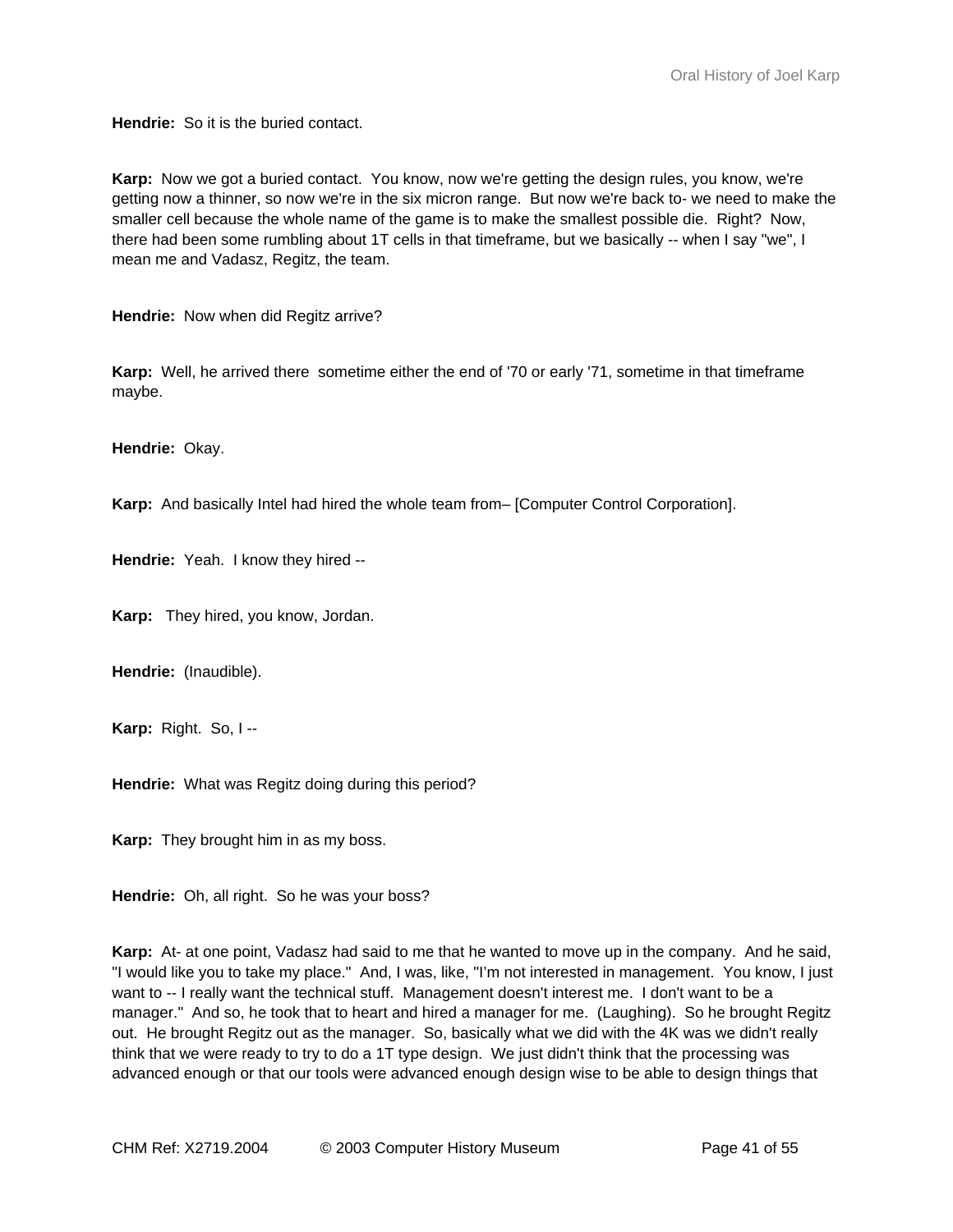**Hendrie:** So it is the buried contact.

**Karp:** Now we got a buried contact. You know, now we're getting the design rules, you know, we're getting now a thinner, so now we're in the six micron range. But now we're back to- we need to make the smaller cell because the whole name of the game is to make the smallest possible die. Right? Now, there had been some rumbling about 1T cells in that timeframe, but we basically -- when I say "we", I mean me and Vadasz, Regitz, the team.

**Hendrie:** Now when did Regitz arrive?

**Karp:** Well, he arrived there sometime either the end of '70 or early '71, sometime in that timeframe maybe.

**Hendrie:** Okay.

**Karp:** And basically Intel had hired the whole team from– [Computer Control Corporation].

**Hendrie:** Yeah. I know they hired --

**Karp:** They hired, you know, Jordan.

**Hendrie:** (Inaudible).

**Karp:** Right. So, I --

**Hendrie:** What was Regitz doing during this period?

**Karp:** They brought him in as my boss.

**Hendrie:** Oh, all right. So he was your boss?

**Karp:** At- at one point, Vadasz had said to me that he wanted to move up in the company. And he said, "I would like you to take my place." And, I was, like, "I'm not interested in management. You know, I just want to -- I really want the technical stuff. Management doesn't interest me. I don't want to be a manager." And so, he took that to heart and hired a manager for me. (Laughing). So he brought Regitz out. He brought Regitz out as the manager. So, basically what we did with the 4K was we didn't really think that we were ready to try to do a 1T type design. We just didn't think that the processing was advanced enough or that our tools were advanced enough design wise to be able to design things that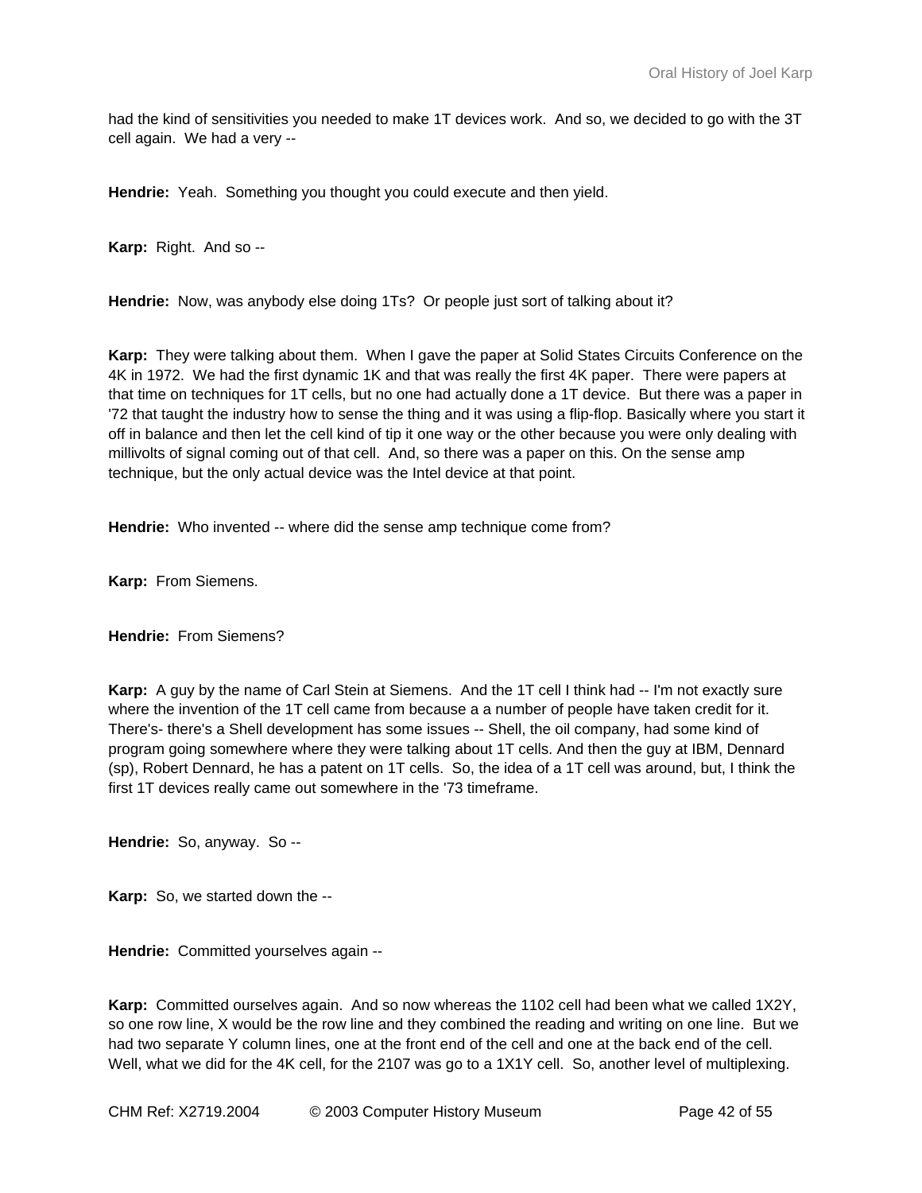had the kind of sensitivities you needed to make 1T devices work. And so, we decided to go with the 3T cell again. We had a very --

**Hendrie:** Yeah. Something you thought you could execute and then yield.

**Karp:** Right. And so --

**Hendrie:** Now, was anybody else doing 1Ts? Or people just sort of talking about it?

**Karp:** They were talking about them. When I gave the paper at Solid States Circuits Conference on the 4K in 1972. We had the first dynamic 1K and that was really the first 4K paper. There were papers at that time on techniques for 1T cells, but no one had actually done a 1T device. But there was a paper in '72 that taught the industry how to sense the thing and it was using a flip-flop. Basically where you start it off in balance and then let the cell kind of tip it one way or the other because you were only dealing with millivolts of signal coming out of that cell. And, so there was a paper on this. On the sense amp technique, but the only actual device was the Intel device at that point.

**Hendrie:** Who invented -- where did the sense amp technique come from?

**Karp:** From Siemens.

**Hendrie:** From Siemens?

**Karp:** A guy by the name of Carl Stein at Siemens. And the 1T cell I think had -- I'm not exactly sure where the invention of the 1T cell came from because a a number of people have taken credit for it. There's- there's a Shell development has some issues -- Shell, the oil company, had some kind of program going somewhere where they were talking about 1T cells. And then the guy at IBM, Dennard (sp), Robert Dennard, he has a patent on 1T cells. So, the idea of a 1T cell was around, but, I think the first 1T devices really came out somewhere in the '73 timeframe.

**Hendrie:** So, anyway. So --

**Karp:** So, we started down the --

**Hendrie:** Committed yourselves again --

**Karp:** Committed ourselves again. And so now whereas the 1102 cell had been what we called 1X2Y, so one row line, X would be the row line and they combined the reading and writing on one line. But we had two separate Y column lines, one at the front end of the cell and one at the back end of the cell. Well, what we did for the 4K cell, for the 2107 was go to a 1X1Y cell. So, another level of multiplexing.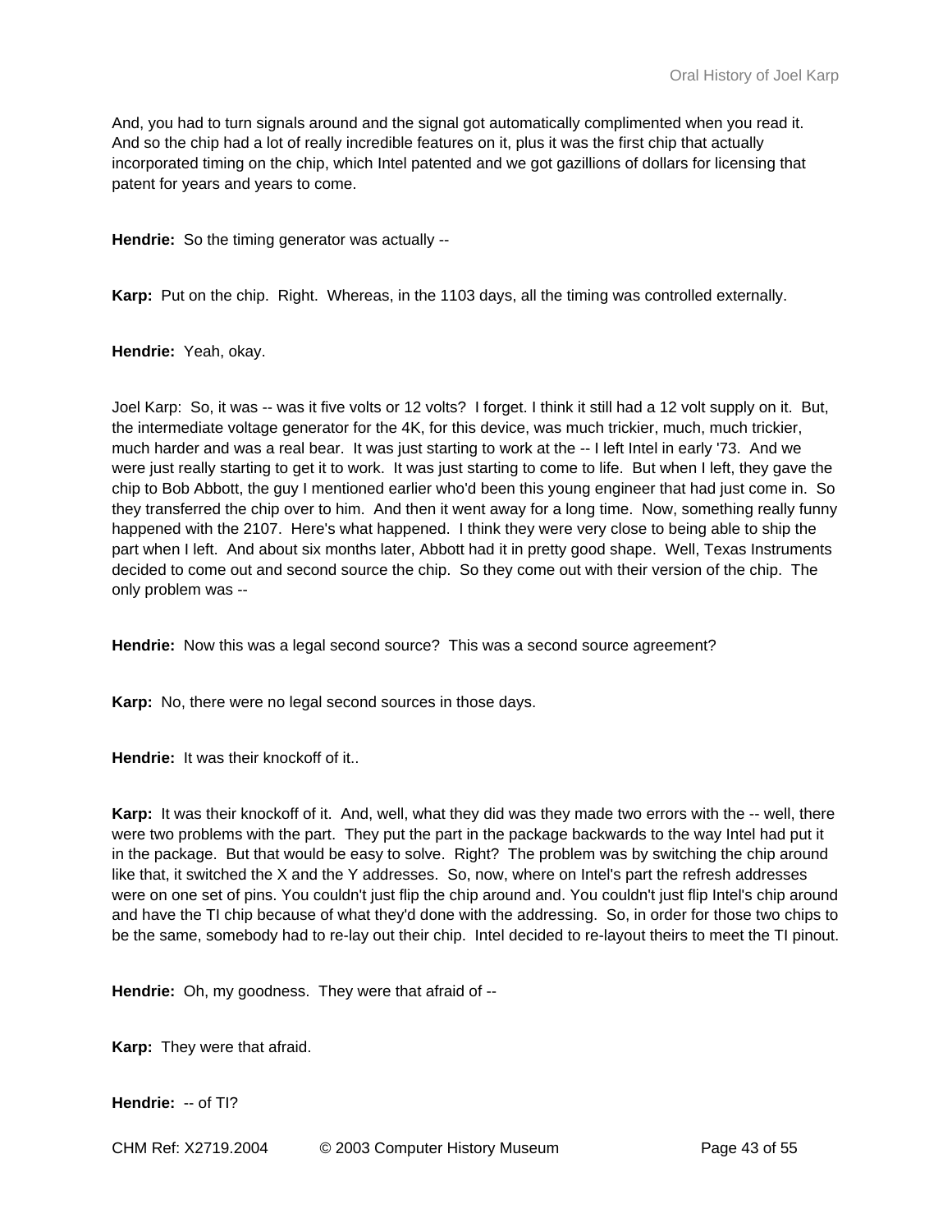And, you had to turn signals around and the signal got automatically complimented when you read it. And so the chip had a lot of really incredible features on it, plus it was the first chip that actually incorporated timing on the chip, which Intel patented and we got gazillions of dollars for licensing that patent for years and years to come.

**Hendrie:** So the timing generator was actually --

**Karp:** Put on the chip. Right. Whereas, in the 1103 days, all the timing was controlled externally.

**Hendrie:** Yeah, okay.

Joel Karp: So, it was -- was it five volts or 12 volts? I forget. I think it still had a 12 volt supply on it. But, the intermediate voltage generator for the 4K, for this device, was much trickier, much, much trickier, much harder and was a real bear. It was just starting to work at the -- I left Intel in early '73. And we were just really starting to get it to work. It was just starting to come to life. But when I left, they gave the chip to Bob Abbott, the guy I mentioned earlier who'd been this young engineer that had just come in. So they transferred the chip over to him. And then it went away for a long time. Now, something really funny happened with the 2107. Here's what happened. I think they were very close to being able to ship the part when I left. And about six months later, Abbott had it in pretty good shape. Well, Texas Instruments decided to come out and second source the chip. So they come out with their version of the chip. The only problem was --

**Hendrie:** Now this was a legal second source? This was a second source agreement?

**Karp:** No, there were no legal second sources in those days.

**Hendrie:** It was their knockoff of it..

**Karp:** It was their knockoff of it. And, well, what they did was they made two errors with the -- well, there were two problems with the part. They put the part in the package backwards to the way Intel had put it in the package. But that would be easy to solve. Right? The problem was by switching the chip around like that, it switched the X and the Y addresses. So, now, where on Intel's part the refresh addresses were on one set of pins. You couldn't just flip the chip around and. You couldn't just flip Intel's chip around and have the TI chip because of what they'd done with the addressing. So, in order for those two chips to be the same, somebody had to re-lay out their chip. Intel decided to re-layout theirs to meet the TI pinout.

**Hendrie:** Oh, my goodness. They were that afraid of --

**Karp:** They were that afraid.

**Hendrie:** -- of TI?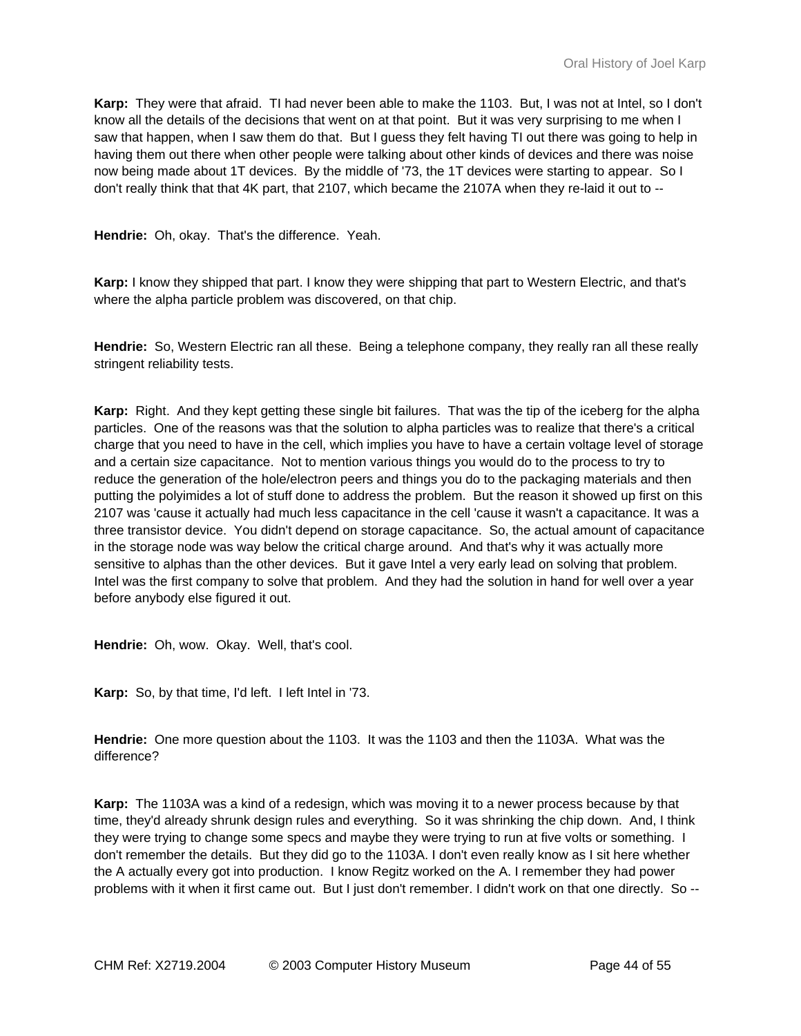**Karp:** They were that afraid. TI had never been able to make the 1103. But, I was not at Intel, so I don't know all the details of the decisions that went on at that point. But it was very surprising to me when I saw that happen, when I saw them do that. But I guess they felt having TI out there was going to help in having them out there when other people were talking about other kinds of devices and there was noise now being made about 1T devices. By the middle of '73, the 1T devices were starting to appear. So I don't really think that that 4K part, that 2107, which became the 2107A when they re-laid it out to --

**Hendrie:** Oh, okay. That's the difference. Yeah.

**Karp:** I know they shipped that part. I know they were shipping that part to Western Electric, and that's where the alpha particle problem was discovered, on that chip.

**Hendrie:** So, Western Electric ran all these. Being a telephone company, they really ran all these really stringent reliability tests.

**Karp:** Right. And they kept getting these single bit failures. That was the tip of the iceberg for the alpha particles. One of the reasons was that the solution to alpha particles was to realize that there's a critical charge that you need to have in the cell, which implies you have to have a certain voltage level of storage and a certain size capacitance. Not to mention various things you would do to the process to try to reduce the generation of the hole/electron peers and things you do to the packaging materials and then putting the polyimides a lot of stuff done to address the problem. But the reason it showed up first on this 2107 was 'cause it actually had much less capacitance in the cell 'cause it wasn't a capacitance. It was a three transistor device. You didn't depend on storage capacitance. So, the actual amount of capacitance in the storage node was way below the critical charge around. And that's why it was actually more sensitive to alphas than the other devices. But it gave Intel a very early lead on solving that problem. Intel was the first company to solve that problem. And they had the solution in hand for well over a year before anybody else figured it out.

**Hendrie:** Oh, wow. Okay. Well, that's cool.

**Karp:** So, by that time, I'd left. I left Intel in '73.

**Hendrie:** One more question about the 1103. It was the 1103 and then the 1103A. What was the difference?

**Karp:** The 1103A was a kind of a redesign, which was moving it to a newer process because by that time, they'd already shrunk design rules and everything. So it was shrinking the chip down. And, I think they were trying to change some specs and maybe they were trying to run at five volts or something. I don't remember the details. But they did go to the 1103A. I don't even really know as I sit here whether the A actually every got into production. I know Regitz worked on the A. I remember they had power problems with it when it first came out. But I just don't remember. I didn't work on that one directly. So --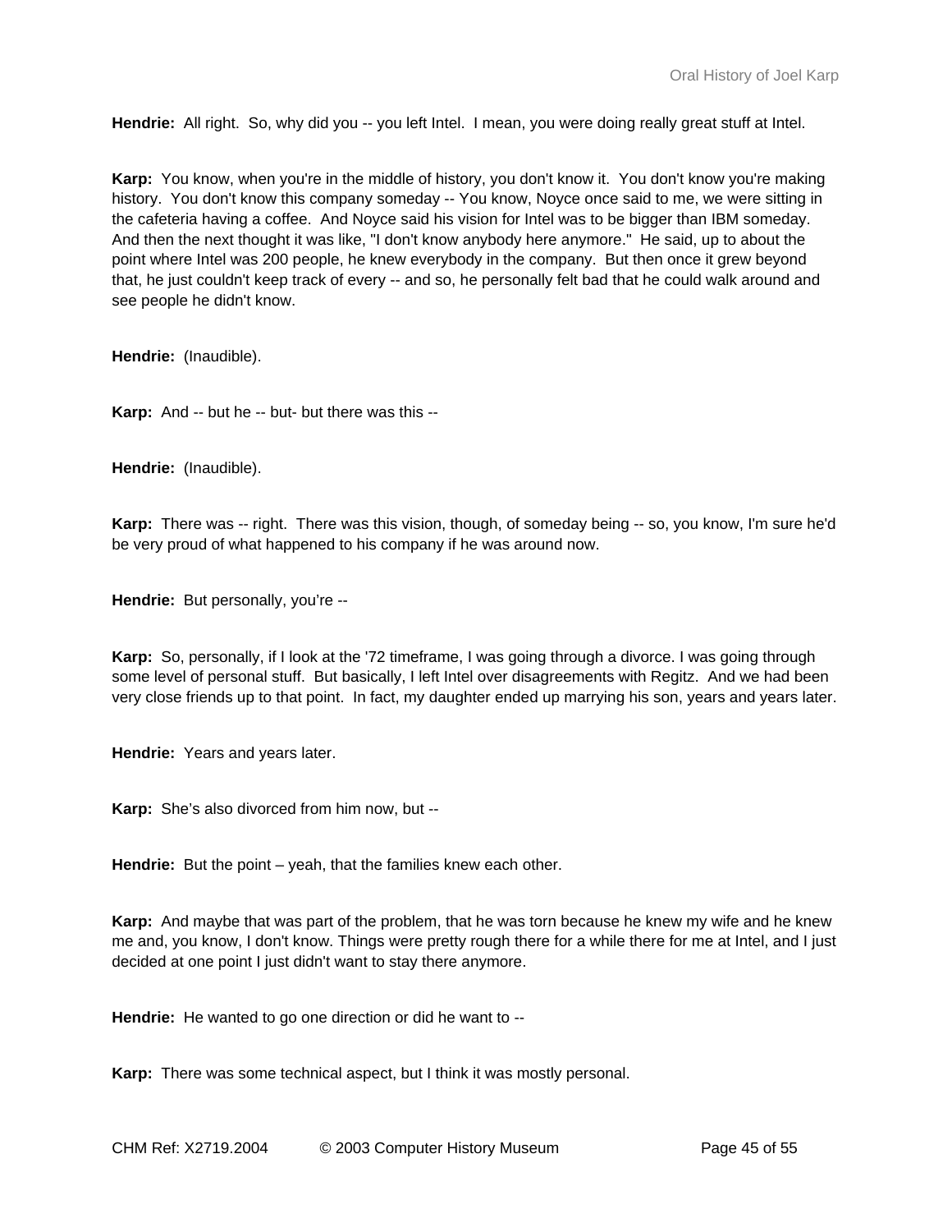**Hendrie:** All right. So, why did you -- you left Intel. I mean, you were doing really great stuff at Intel.

**Karp:** You know, when you're in the middle of history, you don't know it. You don't know you're making history. You don't know this company someday -- You know, Noyce once said to me, we were sitting in the cafeteria having a coffee. And Noyce said his vision for Intel was to be bigger than IBM someday. And then the next thought it was like, "I don't know anybody here anymore." He said, up to about the point where Intel was 200 people, he knew everybody in the company. But then once it grew beyond that, he just couldn't keep track of every -- and so, he personally felt bad that he could walk around and see people he didn't know.

**Hendrie:** (Inaudible).

**Karp:** And -- but he -- but- but there was this --

**Hendrie:** (Inaudible).

**Karp:** There was -- right. There was this vision, though, of someday being -- so, you know, I'm sure he'd be very proud of what happened to his company if he was around now.

**Hendrie:** But personally, you're --

**Karp:** So, personally, if I look at the '72 timeframe, I was going through a divorce. I was going through some level of personal stuff. But basically, I left Intel over disagreements with Regitz. And we had been very close friends up to that point. In fact, my daughter ended up marrying his son, years and years later.

**Hendrie:** Years and years later.

**Karp:** She's also divorced from him now, but --

**Hendrie:** But the point – yeah, that the families knew each other.

**Karp:** And maybe that was part of the problem, that he was torn because he knew my wife and he knew me and, you know, I don't know. Things were pretty rough there for a while there for me at Intel, and I just decided at one point I just didn't want to stay there anymore.

**Hendrie:** He wanted to go one direction or did he want to --

**Karp:** There was some technical aspect, but I think it was mostly personal.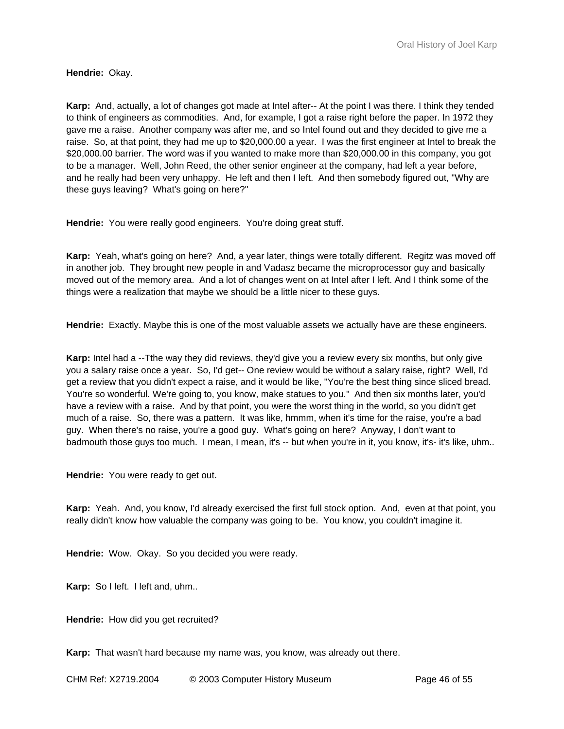**Hendrie:** Okay.

**Karp:** And, actually, a lot of changes got made at Intel after-- At the point I was there. I think they tended to think of engineers as commodities. And, for example, I got a raise right before the paper. In 1972 they gave me a raise. Another company was after me, and so Intel found out and they decided to give me a raise. So, at that point, they had me up to $20,000.00 a year. I was the first engineer at Intel to break the $20,000.00 barrier. The word was if you wanted to make more than $20,000.00 in this company, you got to be a manager. Well, John Reed, the other senior engineer at the company, had left a year before, and he really had been very unhappy. He left and then I left. And then somebody figured out, "Why are these guys leaving? What's going on here?"

**Hendrie:** You were really good engineers. You're doing great stuff.

**Karp:** Yeah, what's going on here? And, a year later, things were totally different. Regitz was moved off in another job. They brought new people in and Vadasz became the microprocessor guy and basically moved out of the memory area. And a lot of changes went on at Intel after I left. And I think some of the things were a realization that maybe we should be a little nicer to these guys.

**Hendrie:** Exactly. Maybe this is one of the most valuable assets we actually have are these engineers.

**Karp:** Intel had a --Tthe way they did reviews, they'd give you a review every six months, but only give you a salary raise once a year. So, I'd get-- One review would be without a salary raise, right? Well, I'd get a review that you didn't expect a raise, and it would be like, "You're the best thing since sliced bread. You're so wonderful. We're going to, you know, make statues to you." And then six months later, you'd have a review with a raise. And by that point, you were the worst thing in the world, so you didn't get much of a raise. So, there was a pattern. It was like, hmmm, when it's time for the raise, you're a bad guy. When there's no raise, you're a good guy. What's going on here? Anyway, I don't want to badmouth those guys too much. I mean, I mean, it's -- but when you're in it, you know, it's- it's like, uhm..

**Hendrie:** You were ready to get out.

**Karp:** Yeah. And, you know, I'd already exercised the first full stock option. And, even at that point, you really didn't know how valuable the company was going to be. You know, you couldn't imagine it.

**Hendrie:** Wow. Okay. So you decided you were ready.

**Karp:** So I left. I left and, uhm..

**Hendrie:** How did you get recruited?

**Karp:** That wasn't hard because my name was, you know, was already out there.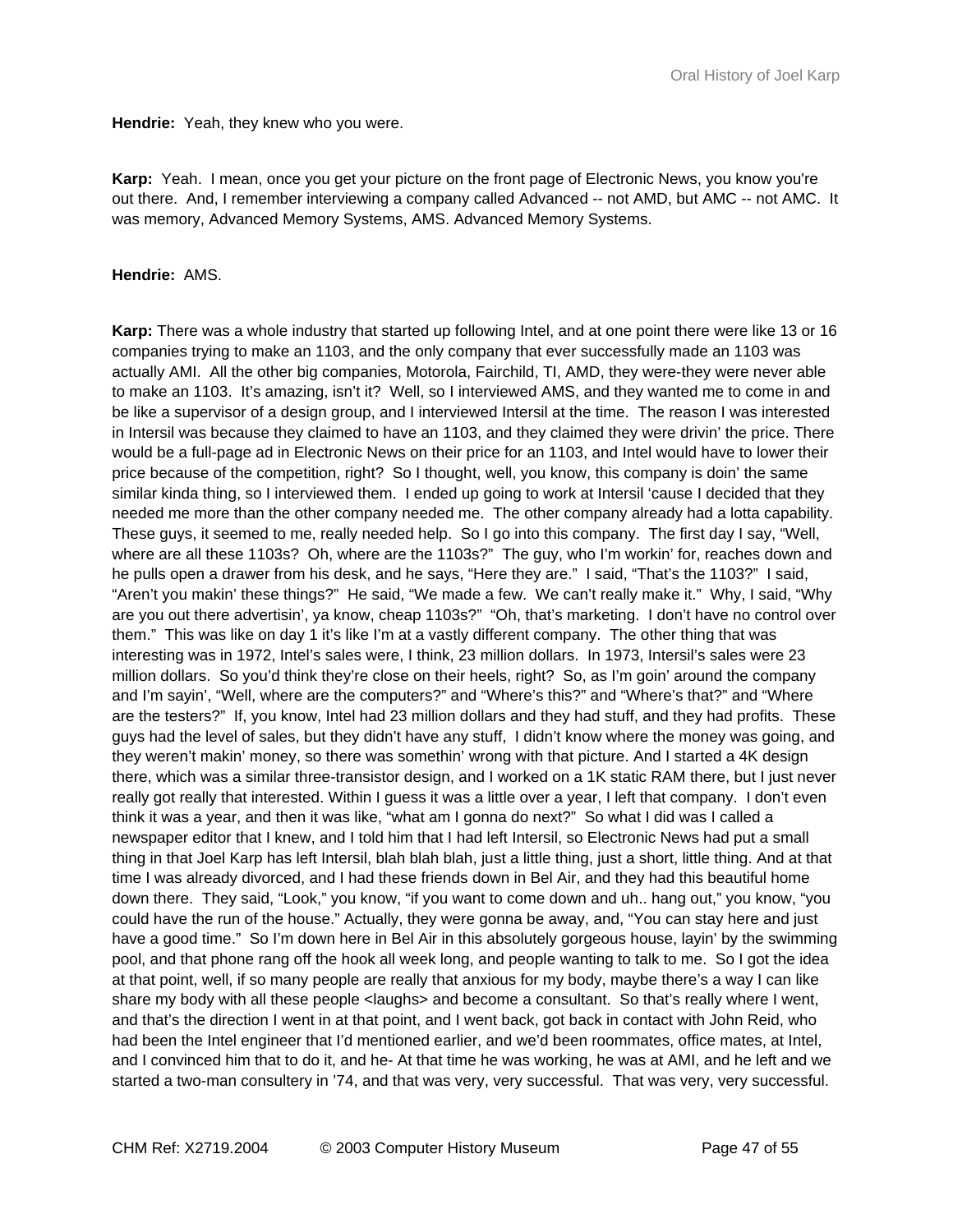**Hendrie:** Yeah, they knew who you were.

**Karp:** Yeah. I mean, once you get your picture on the front page of Electronic News, you know you're out there. And, I remember interviewing a company called Advanced -- not AMD, but AMC -- not AMC. It was memory, Advanced Memory Systems, AMS. Advanced Memory Systems.

**Hendrie:** AMS.

**Karp:** There was a whole industry that started up following Intel, and at one point there were like 13 or 16 companies trying to make an 1103, and the only company that ever successfully made an 1103 was actually AMI. All the other big companies, Motorola, Fairchild, TI, AMD, they were-they were never able to make an 1103. It's amazing, isn't it? Well, so I interviewed AMS, and they wanted me to come in and be like a supervisor of a design group, and I interviewed Intersil at the time. The reason I was interested in Intersil was because they claimed to have an 1103, and they claimed they were drivin' the price. There would be a full-page ad in Electronic News on their price for an 1103, and Intel would have to lower their price because of the competition, right? So I thought, well, you know, this company is doin' the same similar kinda thing, so I interviewed them. I ended up going to work at Intersil 'cause I decided that they needed me more than the other company needed me. The other company already had a lotta capability. These guys, it seemed to me, really needed help. So I go into this company. The first day I say, "Well, where are all these 1103s? Oh, where are the 1103s?" The guy, who I'm workin' for, reaches down and he pulls open a drawer from his desk, and he says, "Here they are." I said, "That's the 1103?" I said, "Aren't you makin' these things?" He said, "We made a few. We can't really make it." Why, I said, "Why are you out there advertisin', ya know, cheap 1103s?" "Oh, that's marketing. I don't have no control over them." This was like on day 1 it's like I'm at a vastly different company. The other thing that was interesting was in 1972, Intel's sales were, I think, 23 million dollars. In 1973, Intersil's sales were 23 million dollars. So you'd think they're close on their heels, right? So, as I'm goin' around the company and I'm sayin', "Well, where are the computers?" and "Where's this?" and "Where's that?" and "Where are the testers?" If, you know, Intel had 23 million dollars and they had stuff, and they had profits. These guys had the level of sales, but they didn't have any stuff, I didn't know where the money was going, and they weren't makin' money, so there was somethin' wrong with that picture. And I started a 4K design there, which was a similar three-transistor design, and I worked on a 1K static RAM there, but I just never really got really that interested. Within I guess it was a little over a year, I left that company. I don't even think it was a year, and then it was like, "what am I gonna do next?" So what I did was I called a newspaper editor that I knew, and I told him that I had left Intersil, so Electronic News had put a small thing in that Joel Karp has left Intersil, blah blah blah, just a little thing, just a short, little thing. And at that time I was already divorced, and I had these friends down in Bel Air, and they had this beautiful home down there. They said, "Look," you know, "if you want to come down and uh.. hang out," you know, "you could have the run of the house." Actually, they were gonna be away, and, "You can stay here and just have a good time." So I'm down here in Bel Air in this absolutely gorgeous house, layin' by the swimming pool, and that phone rang off the hook all week long, and people wanting to talk to me. So I got the idea at that point, well, if so many people are really that anxious for my body, maybe there's a way I can like share my body with all these people <laughs> and become a consultant. So that's really where I went, and that's the direction I went in at that point, and I went back, got back in contact with John Reid, who had been the Intel engineer that I'd mentioned earlier, and we'd been roommates, office mates, at Intel, and I convinced him that to do it, and he- At that time he was working, he was at AMI, and he left and we started a two-man consultery in '74, and that was very, very successful. That was very, very successful.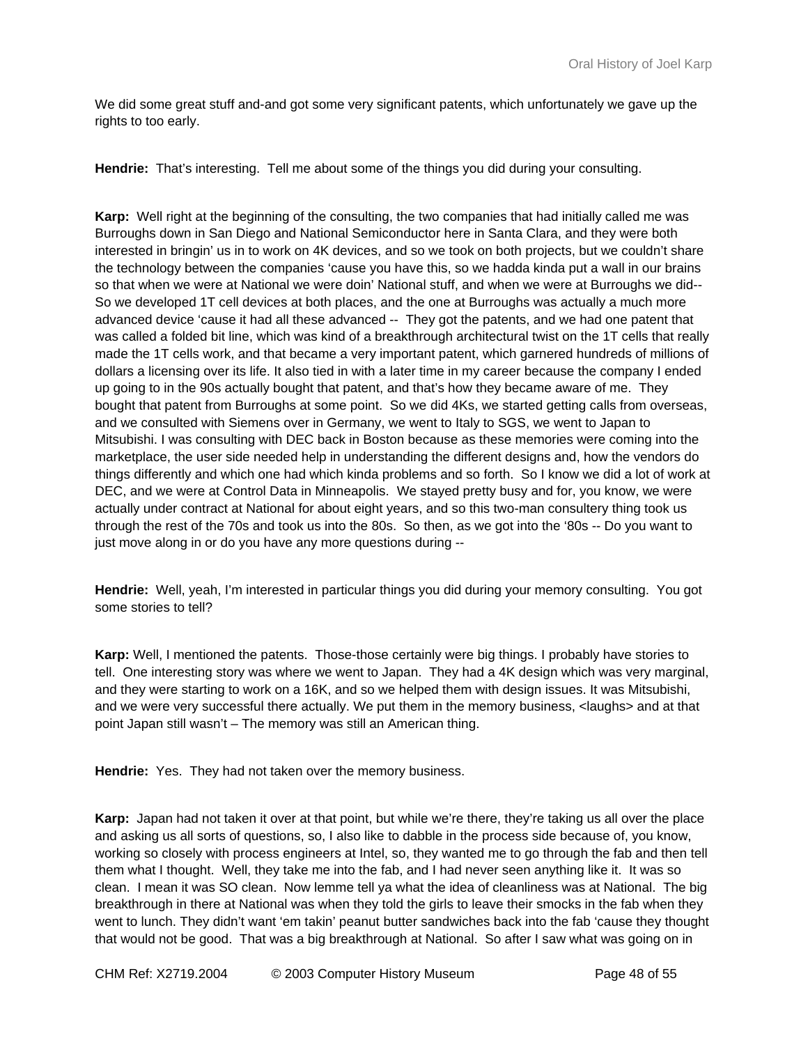We did some great stuff and-and got some very significant patents, which unfortunately we gave up the rights to too early.

**Hendrie:** That's interesting. Tell me about some of the things you did during your consulting.

**Karp:** Well right at the beginning of the consulting, the two companies that had initially called me was Burroughs down in San Diego and National Semiconductor here in Santa Clara, and they were both interested in bringin' us in to work on 4K devices, and so we took on both projects, but we couldn't share the technology between the companies 'cause you have this, so we hadda kinda put a wall in our brains so that when we were at National we were doin' National stuff, and when we were at Burroughs we did-- So we developed 1T cell devices at both places, and the one at Burroughs was actually a much more advanced device 'cause it had all these advanced -- They got the patents, and we had one patent that was called a folded bit line, which was kind of a breakthrough architectural twist on the 1T cells that really made the 1T cells work, and that became a very important patent, which garnered hundreds of millions of dollars a licensing over its life. It also tied in with a later time in my career because the company I ended up going to in the 90s actually bought that patent, and that's how they became aware of me. They bought that patent from Burroughs at some point. So we did 4Ks, we started getting calls from overseas, and we consulted with Siemens over in Germany, we went to Italy to SGS, we went to Japan to Mitsubishi. I was consulting with DEC back in Boston because as these memories were coming into the marketplace, the user side needed help in understanding the different designs and, how the vendors do things differently and which one had which kinda problems and so forth. So I know we did a lot of work at DEC, and we were at Control Data in Minneapolis. We stayed pretty busy and for, you know, we were actually under contract at National for about eight years, and so this two-man consultery thing took us through the rest of the 70s and took us into the 80s. So then, as we got into the '80s -- Do you want to just move along in or do you have any more questions during --

**Hendrie:** Well, yeah, I'm interested in particular things you did during your memory consulting. You got some stories to tell?

**Karp:** Well, I mentioned the patents. Those-those certainly were big things. I probably have stories to tell. One interesting story was where we went to Japan. They had a 4K design which was very marginal, and they were starting to work on a 16K, and so we helped them with design issues. It was Mitsubishi, and we were very successful there actually. We put them in the memory business, <laughs> and at that point Japan still wasn't – The memory was still an American thing.

**Hendrie:** Yes. They had not taken over the memory business.

**Karp:** Japan had not taken it over at that point, but while we're there, they're taking us all over the place and asking us all sorts of questions, so, I also like to dabble in the process side because of, you know, working so closely with process engineers at Intel, so, they wanted me to go through the fab and then tell them what I thought. Well, they take me into the fab, and I had never seen anything like it. It was so clean. I mean it was SO clean. Now lemme tell ya what the idea of cleanliness was at National. The big breakthrough in there at National was when they told the girls to leave their smocks in the fab when they went to lunch. They didn't want 'em takin' peanut butter sandwiches back into the fab 'cause they thought that would not be good. That was a big breakthrough at National. So after I saw what was going on in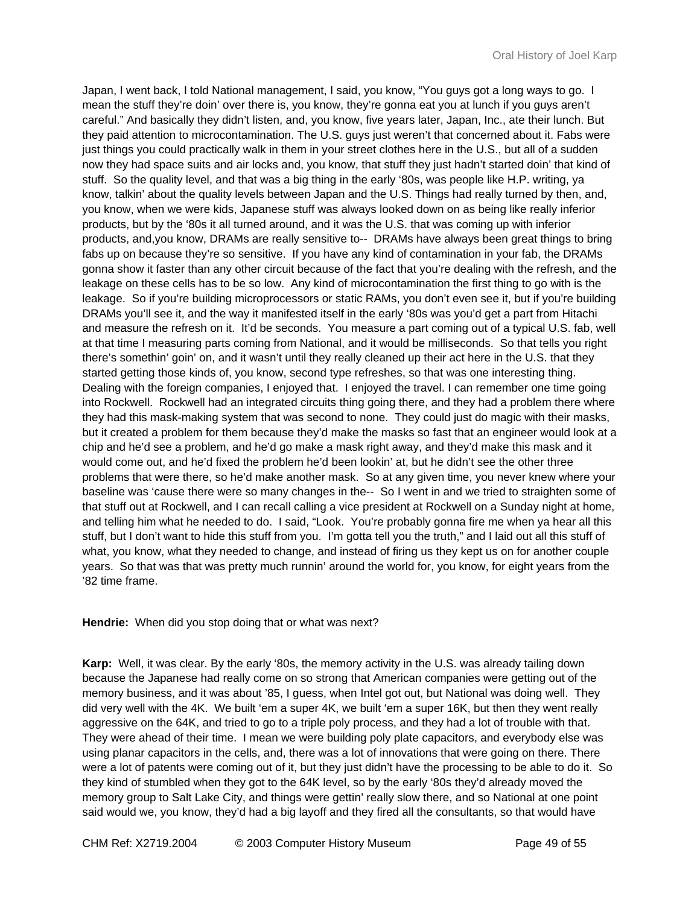Japan, I went back, I told National management, I said, you know, "You guys got a long ways to go. I mean the stuff they're doin' over there is, you know, they're gonna eat you at lunch if you guys aren't careful." And basically they didn't listen, and, you know, five years later, Japan, Inc., ate their lunch. But they paid attention to microcontamination. The U.S. guys just weren't that concerned about it. Fabs were just things you could practically walk in them in your street clothes here in the U.S., but all of a sudden now they had space suits and air locks and, you know, that stuff they just hadn't started doin' that kind of stuff. So the quality level, and that was a big thing in the early '80s, was people like H.P. writing, ya know, talkin' about the quality levels between Japan and the U.S. Things had really turned by then, and, you know, when we were kids, Japanese stuff was always looked down on as being like really inferior products, but by the '80s it all turned around, and it was the U.S. that was coming up with inferior products, and,you know, DRAMs are really sensitive to-- DRAMs have always been great things to bring fabs up on because they're so sensitive. If you have any kind of contamination in your fab, the DRAMs gonna show it faster than any other circuit because of the fact that you're dealing with the refresh, and the leakage on these cells has to be so low. Any kind of microcontamination the first thing to go with is the leakage. So if you're building microprocessors or static RAMs, you don't even see it, but if you're building DRAMs you'll see it, and the way it manifested itself in the early '80s was you'd get a part from Hitachi and measure the refresh on it. It'd be seconds. You measure a part coming out of a typical U.S. fab, well at that time I measuring parts coming from National, and it would be milliseconds. So that tells you right there's somethin' goin' on, and it wasn't until they really cleaned up their act here in the U.S. that they started getting those kinds of, you know, second type refreshes, so that was one interesting thing. Dealing with the foreign companies, I enjoyed that. I enjoyed the travel. I can remember one time going into Rockwell. Rockwell had an integrated circuits thing going there, and they had a problem there where they had this mask-making system that was second to none. They could just do magic with their masks, but it created a problem for them because they'd make the masks so fast that an engineer would look at a chip and he'd see a problem, and he'd go make a mask right away, and they'd make this mask and it would come out, and he'd fixed the problem he'd been lookin' at, but he didn't see the other three problems that were there, so he'd make another mask. So at any given time, you never knew where your baseline was 'cause there were so many changes in the-- So I went in and we tried to straighten some of that stuff out at Rockwell, and I can recall calling a vice president at Rockwell on a Sunday night at home, and telling him what he needed to do. I said, "Look. You're probably gonna fire me when ya hear all this stuff, but I don't want to hide this stuff from you. I'm gotta tell you the truth," and I laid out all this stuff of what, you know, what they needed to change, and instead of firing us they kept us on for another couple years. So that was that was pretty much runnin' around the world for, you know, for eight years from the '82 time frame.

**Hendrie:** When did you stop doing that or what was next?

**Karp:** Well, it was clear. By the early '80s, the memory activity in the U.S. was already tailing down because the Japanese had really come on so strong that American companies were getting out of the memory business, and it was about '85, I guess, when Intel got out, but National was doing well. They did very well with the 4K. We built 'em a super 4K, we built 'em a super 16K, but then they went really aggressive on the 64K, and tried to go to a triple poly process, and they had a lot of trouble with that. They were ahead of their time. I mean we were building poly plate capacitors, and everybody else was using planar capacitors in the cells, and, there was a lot of innovations that were going on there. There were a lot of patents were coming out of it, but they just didn't have the processing to be able to do it. So they kind of stumbled when they got to the 64K level, so by the early '80s they'd already moved the memory group to Salt Lake City, and things were gettin' really slow there, and so National at one point said would we, you know, they'd had a big layoff and they fired all the consultants, so that would have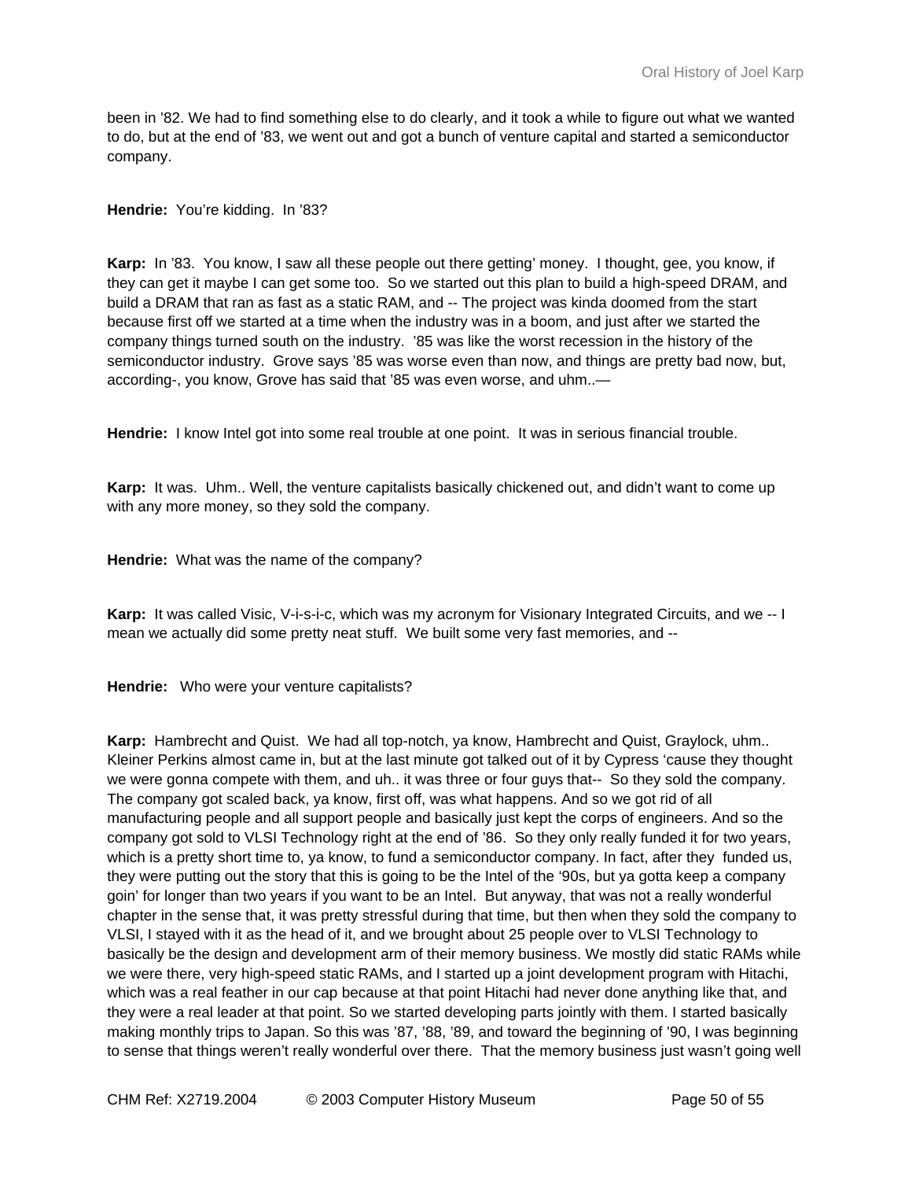been in '82. We had to find something else to do clearly, and it took a while to figure out what we wanted to do, but at the end of '83, we went out and got a bunch of venture capital and started a semiconductor company.

**Hendrie:** You're kidding. In '83?

**Karp:** In '83. You know, I saw all these people out there getting' money. I thought, gee, you know, if they can get it maybe I can get some too. So we started out this plan to build a high-speed DRAM, and build a DRAM that ran as fast as a static RAM, and -- The project was kinda doomed from the start because first off we started at a time when the industry was in a boom, and just after we started the company things turned south on the industry. '85 was like the worst recession in the history of the semiconductor industry. Grove says '85 was worse even than now, and things are pretty bad now, but, according-, you know, Grove has said that '85 was even worse, and uhm..—

**Hendrie:** I know Intel got into some real trouble at one point. It was in serious financial trouble.

**Karp:** It was. Uhm.. Well, the venture capitalists basically chickened out, and didn't want to come up with any more money, so they sold the company.

**Hendrie:** What was the name of the company?

**Karp:** It was called Visic, V-i-s-i-c, which was my acronym for Visionary Integrated Circuits, and we -- I mean we actually did some pretty neat stuff. We built some very fast memories, and --

**Hendrie:** Who were your venture capitalists?

**Karp:** Hambrecht and Quist. We had all top-notch, ya know, Hambrecht and Quist, Graylock, uhm.. Kleiner Perkins almost came in, but at the last minute got talked out of it by Cypress 'cause they thought we were gonna compete with them, and uh.. it was three or four guys that-- So they sold the company. The company got scaled back, ya know, first off, was what happens. And so we got rid of all manufacturing people and all support people and basically just kept the corps of engineers. And so the company got sold to VLSI Technology right at the end of '86. So they only really funded it for two years, which is a pretty short time to, ya know, to fund a semiconductor company. In fact, after they funded us, they were putting out the story that this is going to be the Intel of the '90s, but ya gotta keep a company goin' for longer than two years if you want to be an Intel. But anyway, that was not a really wonderful chapter in the sense that, it was pretty stressful during that time, but then when they sold the company to VLSI, I stayed with it as the head of it, and we brought about 25 people over to VLSI Technology to basically be the design and development arm of their memory business. We mostly did static RAMs while we were there, very high-speed static RAMs, and I started up a joint development program with Hitachi, which was a real feather in our cap because at that point Hitachi had never done anything like that, and they were a real leader at that point. So we started developing parts jointly with them. I started basically making monthly trips to Japan. So this was '87, '88, '89, and toward the beginning of '90, I was beginning to sense that things weren't really wonderful over there. That the memory business just wasn't going well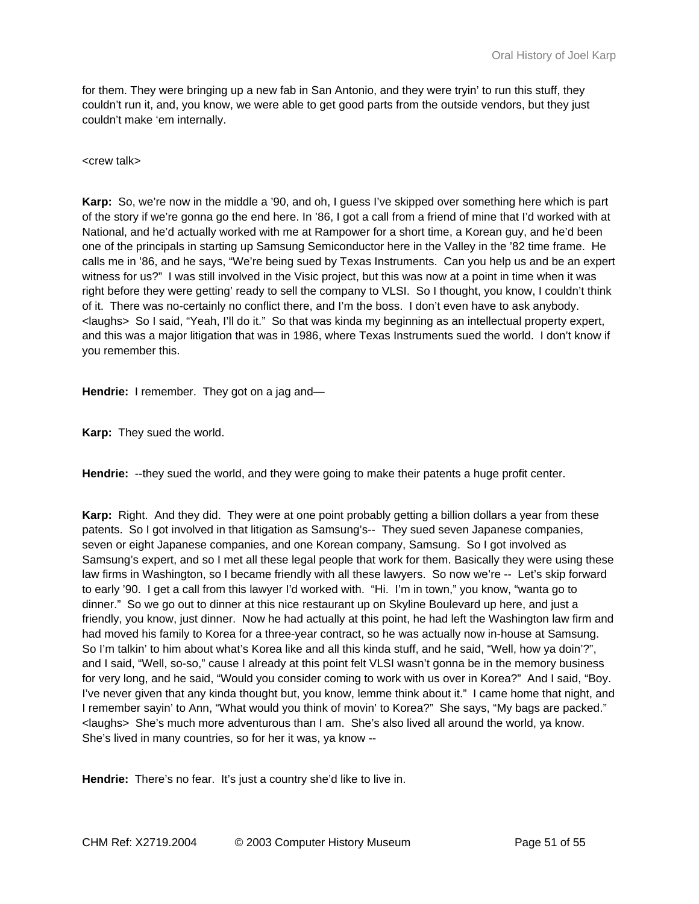for them. They were bringing up a new fab in San Antonio, and they were tryin' to run this stuff, they couldn't run it, and, you know, we were able to get good parts from the outside vendors, but they just couldn't make 'em internally.

<crew talk>

**Karp:** So, we're now in the middle a '90, and oh, I guess I've skipped over something here which is part of the story if we're gonna go the end here. In '86, I got a call from a friend of mine that I'd worked with at National, and he'd actually worked with me at Rampower for a short time, a Korean guy, and he'd been one of the principals in starting up Samsung Semiconductor here in the Valley in the '82 time frame. He calls me in '86, and he says, "We're being sued by Texas Instruments. Can you help us and be an expert witness for us?" I was still involved in the Visic project, but this was now at a point in time when it was right before they were getting' ready to sell the company to VLSI. So I thought, you know, I couldn't think of it. There was no-certainly no conflict there, and I'm the boss. I don't even have to ask anybody. <laughs> So I said, "Yeah, I'll do it." So that was kinda my beginning as an intellectual property expert, and this was a major litigation that was in 1986, where Texas Instruments sued the world. I don't know if you remember this.

**Hendrie:** I remember. They got on a jag and—

**Karp:** They sued the world.

**Hendrie:** --they sued the world, and they were going to make their patents a huge profit center.

**Karp:** Right. And they did. They were at one point probably getting a billion dollars a year from these patents. So I got involved in that litigation as Samsung's-- They sued seven Japanese companies, seven or eight Japanese companies, and one Korean company, Samsung. So I got involved as Samsung's expert, and so I met all these legal people that work for them. Basically they were using these law firms in Washington, so I became friendly with all these lawyers. So now we're -- Let's skip forward to early '90. I get a call from this lawyer I'd worked with. "Hi. I'm in town," you know, "wanta go to dinner." So we go out to dinner at this nice restaurant up on Skyline Boulevard up here, and just a friendly, you know, just dinner. Now he had actually at this point, he had left the Washington law firm and had moved his family to Korea for a three-year contract, so he was actually now in-house at Samsung. So I'm talkin' to him about what's Korea like and all this kinda stuff, and he said, "Well, how ya doin'?", and I said, "Well, so-so," cause I already at this point felt VLSI wasn't gonna be in the memory business for very long, and he said, "Would you consider coming to work with us over in Korea?" And I said, "Boy. I've never given that any kinda thought but, you know, lemme think about it." I came home that night, and I remember sayin' to Ann, "What would you think of movin' to Korea?" She says, "My bags are packed." <laughs> She's much more adventurous than I am. She's also lived all around the world, ya know. She's lived in many countries, so for her it was, ya know --

**Hendrie:** There's no fear. It's just a country she'd like to live in.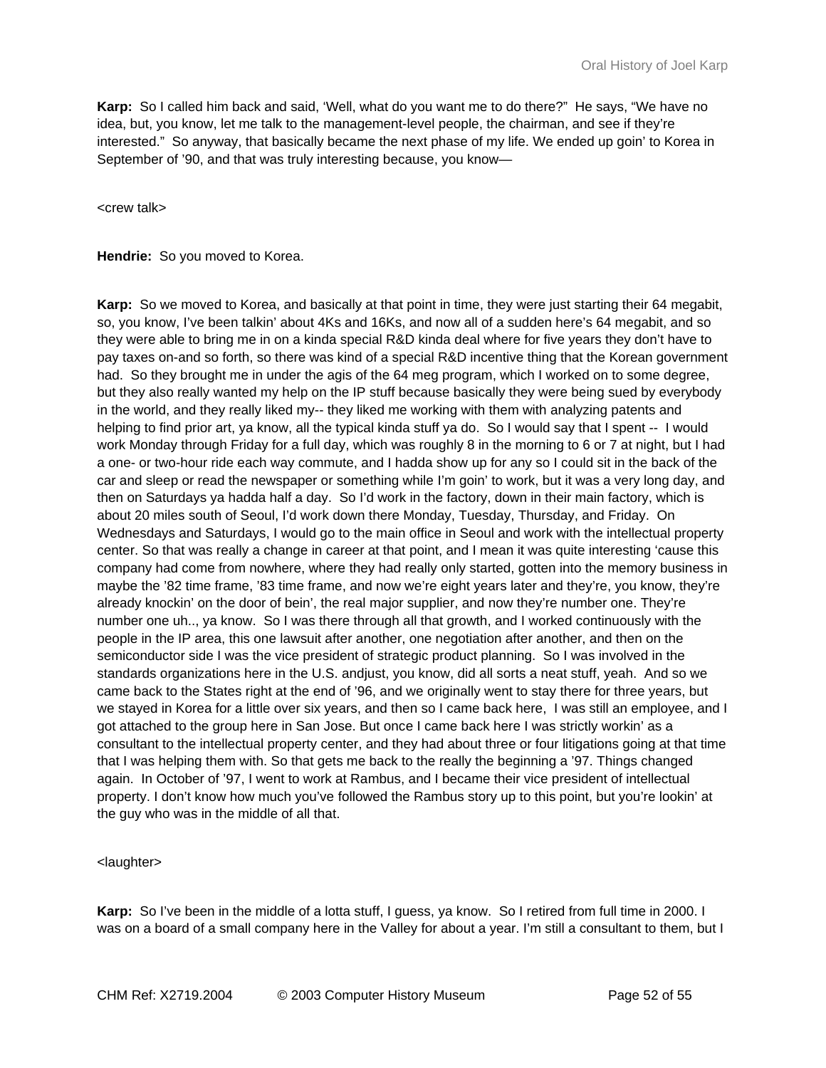**Karp:** So I called him back and said, 'Well, what do you want me to do there?" He says, "We have no idea, but, you know, let me talk to the management-level people, the chairman, and see if they're interested." So anyway, that basically became the next phase of my life. We ended up goin' to Korea in September of '90, and that was truly interesting because, you know—

<crew talk>

**Hendrie:** So you moved to Korea.

**Karp:** So we moved to Korea, and basically at that point in time, they were just starting their 64 megabit, so, you know, I've been talkin' about 4Ks and 16Ks, and now all of a sudden here's 64 megabit, and so they were able to bring me in on a kinda special R&D kinda deal where for five years they don't have to pay taxes on-and so forth, so there was kind of a special R&D incentive thing that the Korean government had. So they brought me in under the agis of the 64 meg program, which I worked on to some degree, but they also really wanted my help on the IP stuff because basically they were being sued by everybody in the world, and they really liked my-- they liked me working with them with analyzing patents and helping to find prior art, ya know, all the typical kinda stuff ya do. So I would say that I spent -- I would work Monday through Friday for a full day, which was roughly 8 in the morning to 6 or 7 at night, but I had a one- or two-hour ride each way commute, and I hadda show up for any so I could sit in the back of the car and sleep or read the newspaper or something while I'm goin' to work, but it was a very long day, and then on Saturdays ya hadda half a day. So I'd work in the factory, down in their main factory, which is about 20 miles south of Seoul, I'd work down there Monday, Tuesday, Thursday, and Friday. On Wednesdays and Saturdays, I would go to the main office in Seoul and work with the intellectual property center. So that was really a change in career at that point, and I mean it was quite interesting 'cause this company had come from nowhere, where they had really only started, gotten into the memory business in maybe the '82 time frame, '83 time frame, and now we're eight years later and they're, you know, they're already knockin' on the door of bein', the real major supplier, and now they're number one. They're number one uh.., ya know. So I was there through all that growth, and I worked continuously with the people in the IP area, this one lawsuit after another, one negotiation after another, and then on the semiconductor side I was the vice president of strategic product planning. So I was involved in the standards organizations here in the U.S. andjust, you know, did all sorts a neat stuff, yeah. And so we came back to the States right at the end of '96, and we originally went to stay there for three years, but we stayed in Korea for a little over six years, and then so I came back here, I was still an employee, and I got attached to the group here in San Jose. But once I came back here I was strictly workin' as a consultant to the intellectual property center, and they had about three or four litigations going at that time that I was helping them with. So that gets me back to the really the beginning a '97. Things changed again. In October of '97, I went to work at Rambus, and I became their vice president of intellectual property. I don't know how much you've followed the Rambus story up to this point, but you're lookin' at the guy who was in the middle of all that.

<laughter>

**Karp:** So I've been in the middle of a lotta stuff, I guess, ya know. So I retired from full time in 2000. I was on a board of a small company here in the Valley for about a year. I'm still a consultant to them, but I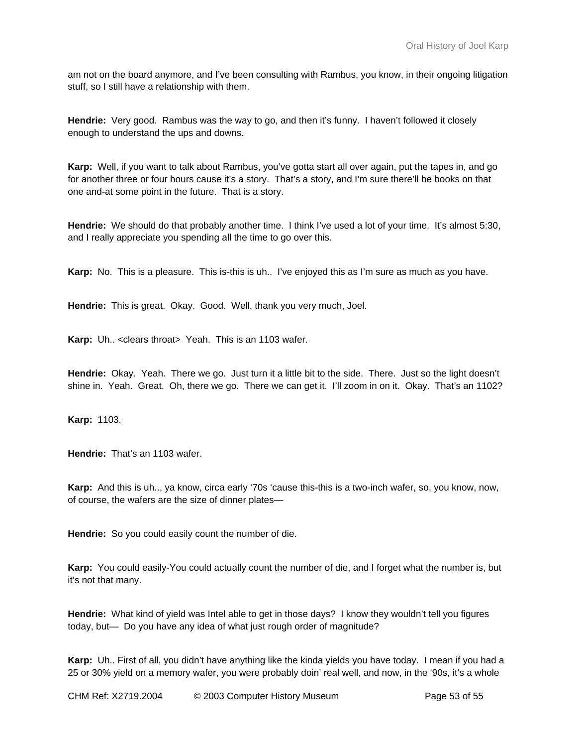am not on the board anymore, and I've been consulting with Rambus, you know, in their ongoing litigation stuff, so I still have a relationship with them.

**Hendrie:** Very good. Rambus was the way to go, and then it's funny. I haven't followed it closely enough to understand the ups and downs.

**Karp:** Well, if you want to talk about Rambus, you've gotta start all over again, put the tapes in, and go for another three or four hours cause it's a story. That's a story, and I'm sure there'll be books on that one and-at some point in the future. That is a story.

**Hendrie:** We should do that probably another time. I think I've used a lot of your time. It's almost 5:30, and I really appreciate you spending all the time to go over this.

**Karp:** No. This is a pleasure. This is-this is uh.. I've enjoyed this as I'm sure as much as you have.

**Hendrie:** This is great. Okay. Good. Well, thank you very much, Joel.

**Karp:** Uh.. <clears throat> Yeah. This is an 1103 wafer.

**Hendrie:** Okay. Yeah. There we go. Just turn it a little bit to the side. There. Just so the light doesn't shine in. Yeah. Great. Oh, there we go. There we can get it. I'll zoom in on it. Okay. That's an 1102?

**Karp:** 1103.

**Hendrie:** That's an 1103 wafer.

**Karp:** And this is uh.., ya know, circa early '70s 'cause this-this is a two-inch wafer, so, you know, now, of course, the wafers are the size of dinner plates—

**Hendrie:** So you could easily count the number of die.

**Karp:** You could easily-You could actually count the number of die, and I forget what the number is, but it's not that many.

**Hendrie:** What kind of yield was Intel able to get in those days? I know they wouldn't tell you figures today, but— Do you have any idea of what just rough order of magnitude?

**Karp:** Uh.. First of all, you didn't have anything like the kinda yields you have today. I mean if you had a 25 or 30% yield on a memory wafer, you were probably doin' real well, and now, in the '90s, it's a whole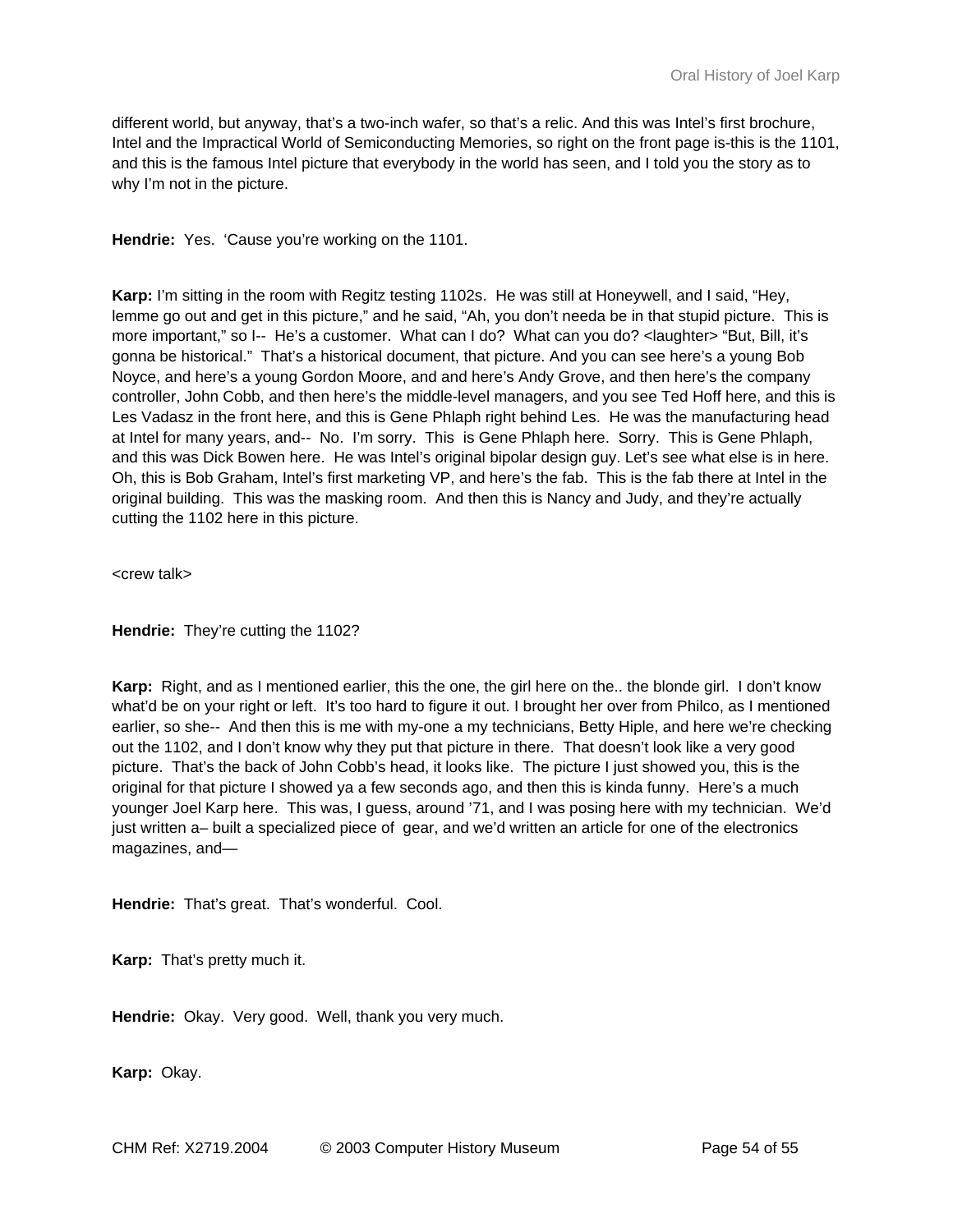different world, but anyway, that's a two-inch wafer, so that's a relic. And this was Intel's first brochure, Intel and the Impractical World of Semiconducting Memories, so right on the front page is-this is the 1101, and this is the famous Intel picture that everybody in the world has seen, and I told you the story as to why I'm not in the picture.

**Hendrie:** Yes. 'Cause you're working on the 1101.

**Karp:** I'm sitting in the room with Regitz testing 1102s. He was still at Honeywell, and I said, "Hey, lemme go out and get in this picture," and he said, "Ah, you don't needa be in that stupid picture. This is more important," so I-- He's a customer. What can I do? What can you do? <laughter> "But, Bill, it's gonna be historical." That's a historical document, that picture. And you can see here's a young Bob Noyce, and here's a young Gordon Moore, and and here's Andy Grove, and then here's the company controller, John Cobb, and then here's the middle-level managers, and you see Ted Hoff here, and this is Les Vadasz in the front here, and this is Gene Phlaph right behind Les. He was the manufacturing head at Intel for many years, and-- No. I'm sorry. This is Gene Phlaph here. Sorry. This is Gene Phlaph, and this was Dick Bowen here. He was Intel's original bipolar design guy. Let's see what else is in here. Oh, this is Bob Graham, Intel's first marketing VP, and here's the fab. This is the fab there at Intel in the original building. This was the masking room. And then this is Nancy and Judy, and they're actually cutting the 1102 here in this picture.

<crew talk>

**Hendrie:** They're cutting the 1102?

**Karp:** Right, and as I mentioned earlier, this the one, the girl here on the.. the blonde girl. I don't know what'd be on your right or left. It's too hard to figure it out. I brought her over from Philco, as I mentioned earlier, so she-- And then this is me with my-one a my technicians, Betty Hiple, and here we're checking out the 1102, and I don't know why they put that picture in there. That doesn't look like a very good picture. That's the back of John Cobb's head, it looks like. The picture I just showed you, this is the original for that picture I showed ya a few seconds ago, and then this is kinda funny. Here's a much younger Joel Karp here. This was, I guess, around '71, and I was posing here with my technician. We'd just written a– built a specialized piece of gear, and we'd written an article for one of the electronics magazines, and—

**Hendrie:** That's great. That's wonderful. Cool.

**Karp:** That's pretty much it.

**Hendrie:** Okay. Very good. Well, thank you very much.

**Karp:** Okay.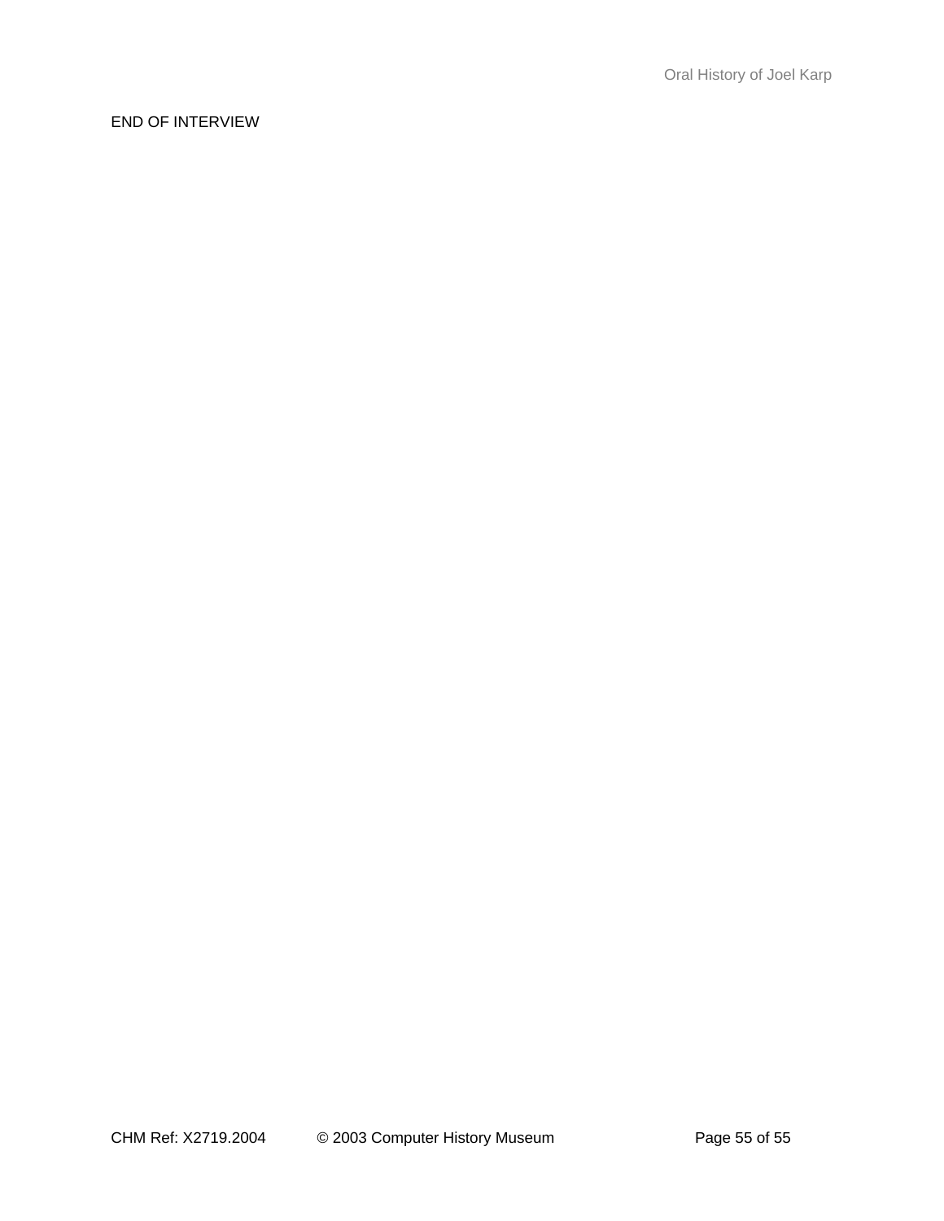END OF INTERVIEW